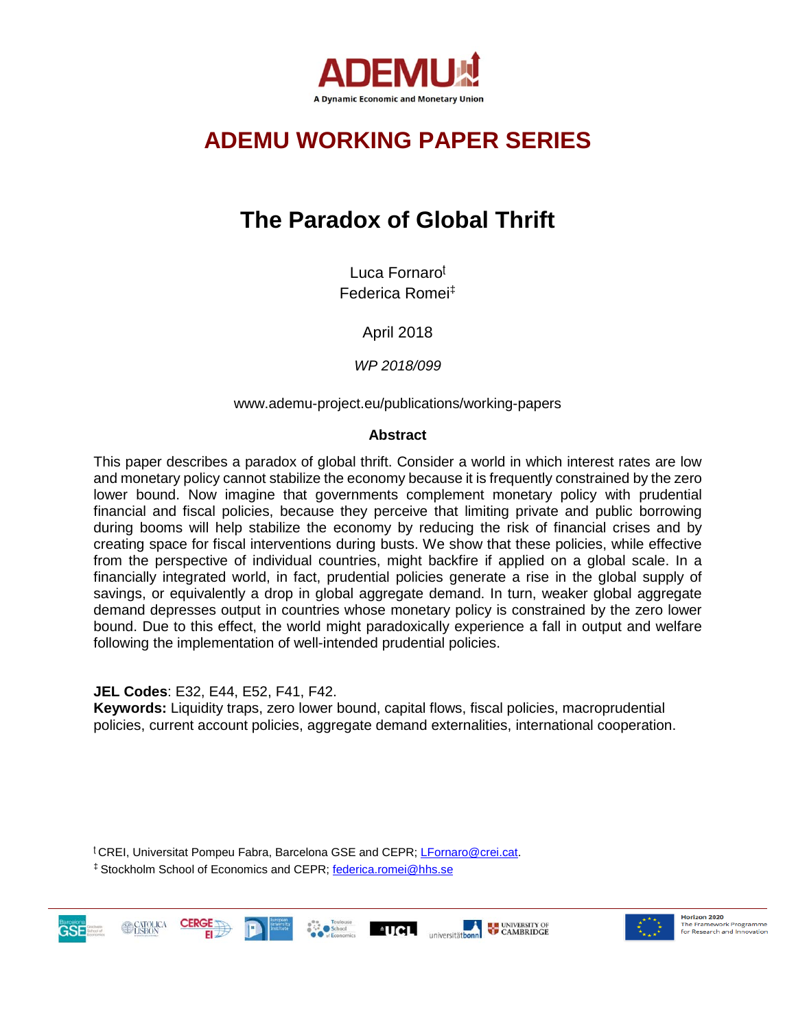ADEMU

A Dynamic Economic and Monetary Union

## ADEMU WORKING PAPER SERIES

# The Paradox of Global Thrift

Luca Fornaro[†]
Federica Romei[‡]

April 2018

*WP 2018/099*

www.ademu-project.eu/publications/working-papers

**Abstract**

This paper describes a paradox of global thrift. Consider a world in which interest rates are low and monetary policy cannot stabilize the economy because it is frequently constrained by the zero lower bound. Now imagine that governments complement monetary policy with prudential financial and fiscal policies, because they perceive that limiting private and public borrowing during booms will help stabilize the economy by reducing the risk of financial crises and by creating space for fiscal interventions during busts. We show that these policies, while effective from the perspective of individual countries, might backfire if applied on a global scale. In a financially integrated world, in fact, prudential policies generate a rise in the global supply of savings, or equivalently a drop in global aggregate demand. In turn, weaker global aggregate demand depresses output in countries whose monetary policy is constrained by the zero lower bound. Due to this effect, the world might paradoxically experience a fall in output and welfare following the implementation of well-intended prudential policies.

**JEL Codes**: E32, E44, E52, F41, F42.
**Keywords:** Liquidity traps, zero lower bound, capital flows, fiscal policies, macroprudential policies, current account policies, aggregate demand externalities, international cooperation.

[†] CREI, Universitat Pompeu Fabra, Barcelona GSE and CEPR; LFornaro@crei.cat.
[‡] Stockholm School of Economics and CEPR; federica.romei@hhs.se

Horizon 2020
The Framework Programme for Research and Innovation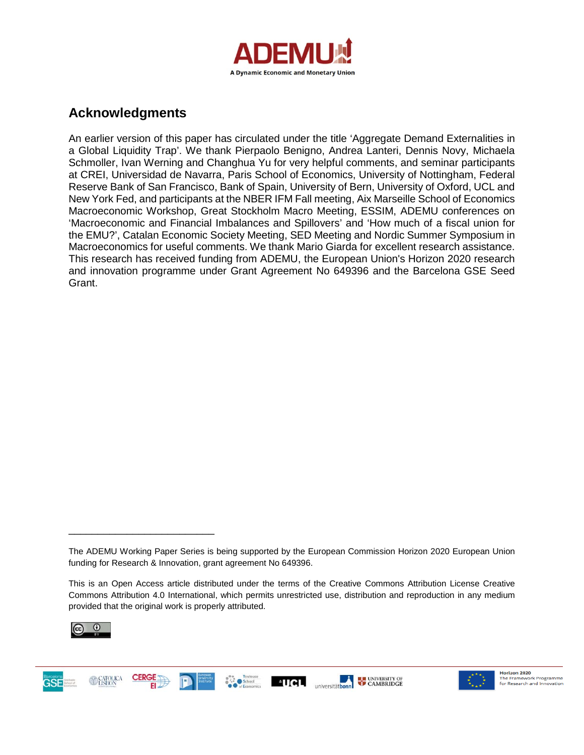## Acknowledgments

An earlier version of this paper has circulated under the title 'Aggregate Demand Externalities in a Global Liquidity Trap'. We thank Pierpaolo Benigno, Andrea Lanteri, Dennis Novy, Michaela Schmoller, Ivan Werning and Changhua Yu for very helpful comments, and seminar participants at CREI, Universidad de Navarra, Paris School of Economics, University of Nottingham, Federal Reserve Bank of San Francisco, Bank of Spain, University of Bern, University of Oxford, UCL and New York Fed, and participants at the NBER IFM Fall meeting, Aix Marseille School of Economics Macroeconomic Workshop, Great Stockholm Macro Meeting, ESSIM, ADEMU conferences on 'Macroeconomic and Financial Imbalances and Spillovers' and 'How much of a fiscal union for the EMU?', Catalan Economic Society Meeting, SED Meeting and Nordic Summer Symposium in Macroeconomics for useful comments. We thank Mario Giarda for excellent research assistance. This research has received funding from ADEMU, the European Union's Horizon 2020 research and innovation programme under Grant Agreement No 649396 and the Barcelona GSE Seed Grant.

---

The ADEMU Working Paper Series is being supported by the European Commission Horizon 2020 European Union funding for Research & Innovation, grant agreement No 649396.

This is an Open Access article distributed under the terms of the Creative Commons Attribution License Creative Commons Attribution 4.0 International, which permits unrestricted use, distribution and reproduction in any medium provided that the original work is properly attributed.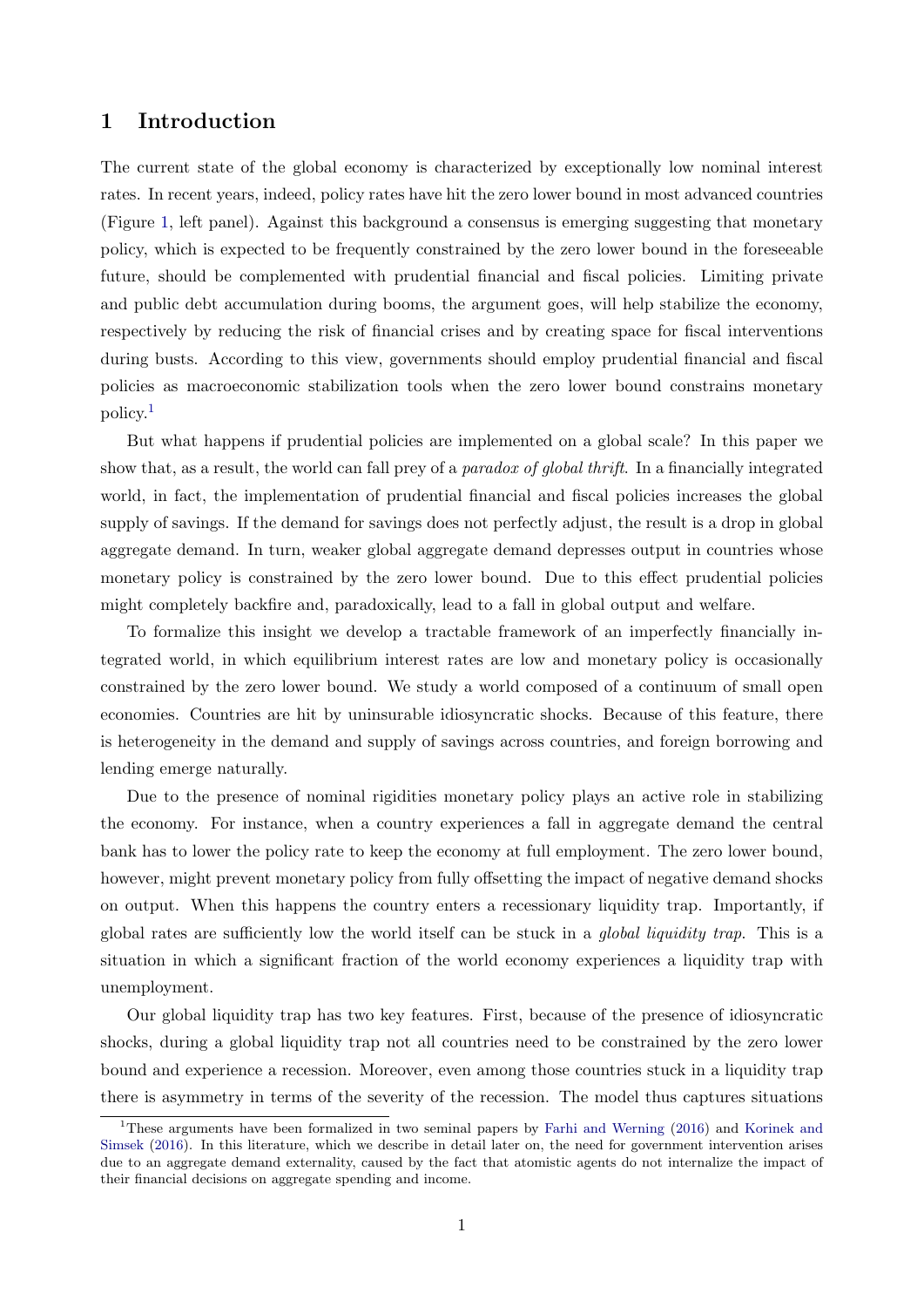# 1 Introduction

The current state of the global economy is characterized by exceptionally low nominal interest rates. In recent years, indeed, policy rates have hit the zero lower bound in most advanced countries (Figure 1, left panel). Against this background a consensus is emerging suggesting that monetary policy, which is expected to be frequently constrained by the zero lower bound in the foreseeable future, should be complemented with prudential financial and fiscal policies. Limiting private and public debt accumulation during booms, the argument goes, will help stabilize the economy, respectively by reducing the risk of financial crises and by creating space for fiscal interventions during busts. According to this view, governments should employ prudential financial and fiscal policies as macroeconomic stabilization tools when the zero lower bound constrains monetary policy.[1]

But what happens if prudential policies are implemented on a global scale? In this paper we show that, as a result, the world can fall prey of a *paradox of global thrift*. In a financially integrated world, in fact, the implementation of prudential financial and fiscal policies increases the global supply of savings. If the demand for savings does not perfectly adjust, the result is a drop in global aggregate demand. In turn, weaker global aggregate demand depresses output in countries whose monetary policy is constrained by the zero lower bound. Due to this effect prudential policies might completely backfire and, paradoxically, lead to a fall in global output and welfare.

To formalize this insight we develop a tractable framework of an imperfectly financially integrated world, in which equilibrium interest rates are low and monetary policy is occasionally constrained by the zero lower bound. We study a world composed of a continuum of small open economies. Countries are hit by uninsurable idiosyncratic shocks. Because of this feature, there is heterogeneity in the demand and supply of savings across countries, and foreign borrowing and lending emerge naturally.

Due to the presence of nominal rigidities monetary policy plays an active role in stabilizing the economy. For instance, when a country experiences a fall in aggregate demand the central bank has to lower the policy rate to keep the economy at full employment. The zero lower bound, however, might prevent monetary policy from fully offsetting the impact of negative demand shocks on output. When this happens the country enters a recessionary liquidity trap. Importantly, if global rates are sufficiently low the world itself can be stuck in a *global liquidity trap*. This is a situation in which a significant fraction of the world economy experiences a liquidity trap with unemployment.

Our global liquidity trap has two key features. First, because of the presence of idiosyncratic shocks, during a global liquidity trap not all countries need to be constrained by the zero lower bound and experience a recession. Moreover, even among those countries stuck in a liquidity trap there is asymmetry in terms of the severity of the recession. The model thus captures situations

[1] These arguments have been formalized in two seminal papers by Farhi and Werning (2016) and Korinek and Simsek (2016). In this literature, which we describe in detail later on, the need for government intervention arises due to an aggregate demand externality, caused by the fact that atomistic agents do not internalize the impact of their financial decisions on aggregate spending and income.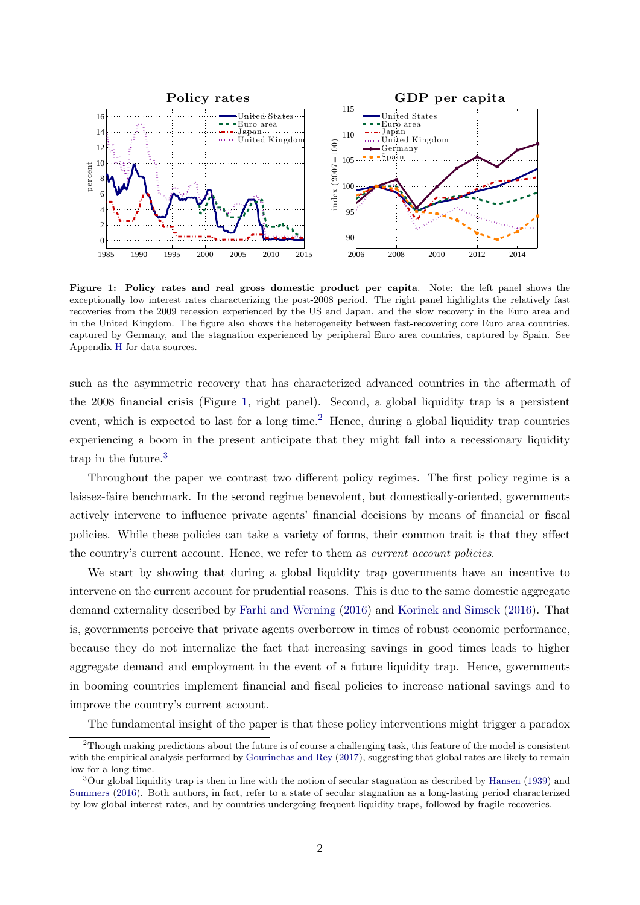**Figure 1: Policy rates and real gross domestic product per capita**. Note: the left panel shows the exceptionally low interest rates characterizing the post-2008 period. The right panel highlights the relatively fast recoveries from the 2009 recession experienced by the US and Japan, and the slow recovery in the Euro area and in the United Kingdom. The figure also shows the heterogeneity between fast-recovering core Euro area countries, captured by Germany, and the stagnation experienced by peripheral Euro area countries, captured by Spain. See Appendix H for data sources.

such as the asymmetric recovery that has characterized advanced countries in the aftermath of the 2008 financial crisis (Figure 1, right panel). Second, a global liquidity trap is a persistent event, which is expected to last for a long time.[2] Hence, during a global liquidity trap countries experiencing a boom in the present anticipate that they might fall into a recessionary liquidity trap in the future.[3]

Throughout the paper we contrast two different policy regimes. The first policy regime is a laissez-faire benchmark. In the second regime benevolent, but domestically-oriented, governments actively intervene to influence private agents' financial decisions by means of financial or fiscal policies. While these policies can take a variety of forms, their common trait is that they affect the country's current account. Hence, we refer to them as *current account policies*.

We start by showing that during a global liquidity trap governments have an incentive to intervene on the current account for prudential reasons. This is due to the same domestic aggregate demand externality described by Farhi and Werning (2016) and Korinek and Simsek (2016). That is, governments perceive that private agents overborrow in times of robust economic performance, because they do not internalize the fact that increasing savings in good times leads to higher aggregate demand and employment in the event of a future liquidity trap. Hence, governments in booming countries implement financial and fiscal policies to increase national savings and to improve the country's current account.

The fundamental insight of the paper is that these policy interventions might trigger a paradox

[2] Though making predictions about the future is of course a challenging task, this feature of the model is consistent with the empirical analysis performed by Gourinchas and Rey (2017), suggesting that global rates are likely to remain low for a long time.

[3] Our global liquidity trap is then in line with the notion of secular stagnation as described by Hansen (1939) and Summers (2016). Both authors, in fact, refer to a state of secular stagnation as a long-lasting period characterized by low global interest rates, and by countries undergoing frequent liquidity traps, followed by fragile recoveries.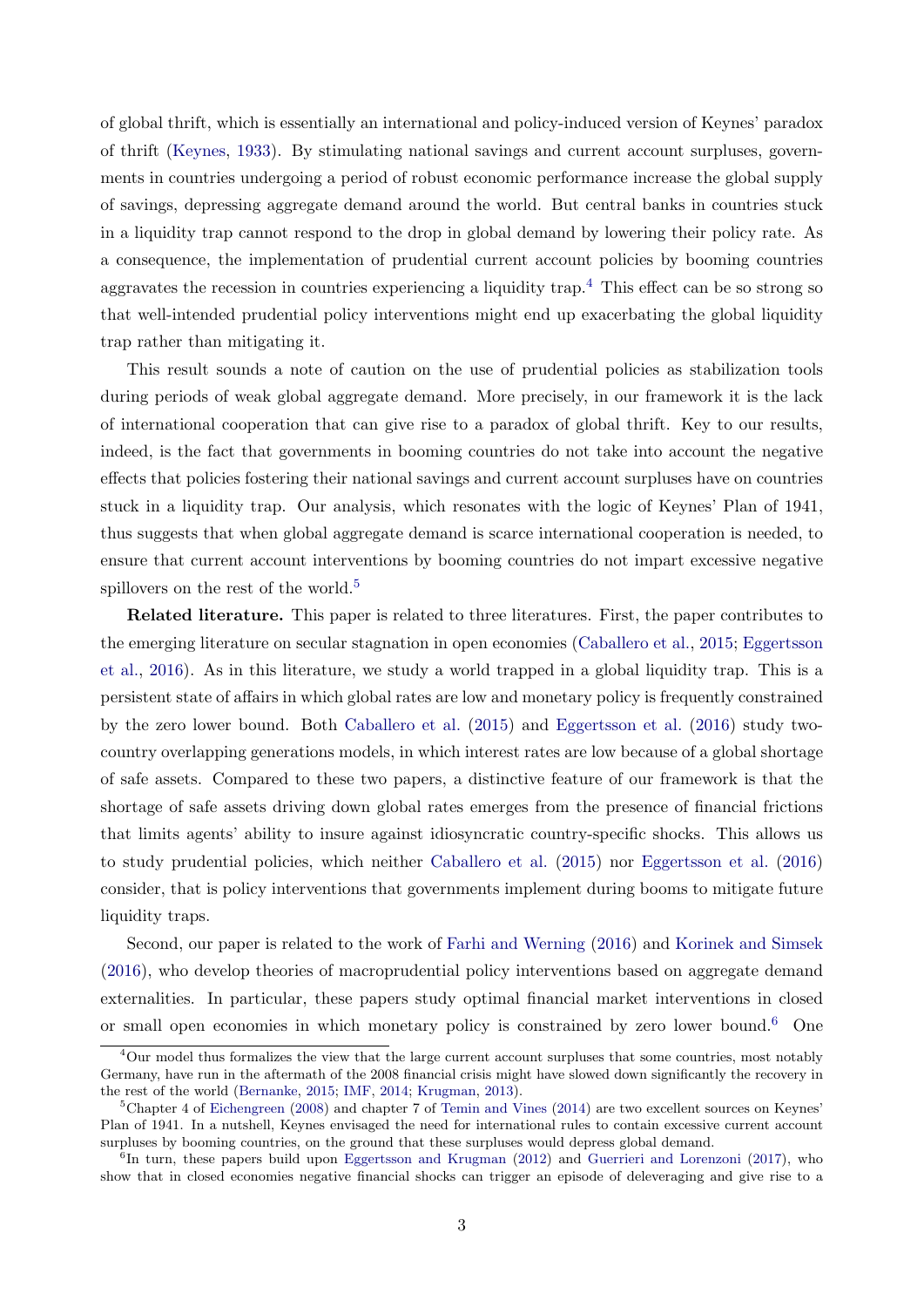of global thrift, which is essentially an international and policy-induced version of Keynes' paradox of thrift (Keynes, 1933). By stimulating national savings and current account surpluses, governments in countries undergoing a period of robust economic performance increase the global supply of savings, depressing aggregate demand around the world. But central banks in countries stuck in a liquidity trap cannot respond to the drop in global demand by lowering their policy rate. As a consequence, the implementation of prudential current account policies by booming countries aggravates the recession in countries experiencing a liquidity trap.[4] This effect can be so strong so that well-intended prudential policy interventions might end up exacerbating the global liquidity trap rather than mitigating it.

This result sounds a note of caution on the use of prudential policies as stabilization tools during periods of weak global aggregate demand. More precisely, in our framework it is the lack of international cooperation that can give rise to a paradox of global thrift. Key to our results, indeed, is the fact that governments in booming countries do not take into account the negative effects that policies fostering their national savings and current account surpluses have on countries stuck in a liquidity trap. Our analysis, which resonates with the logic of Keynes' Plan of 1941, thus suggests that when global aggregate demand is scarce international cooperation is needed, to ensure that current account interventions by booming countries do not impart excessive negative spillovers on the rest of the world.[5]

**Related literature.** This paper is related to three literatures. First, the paper contributes to the emerging literature on secular stagnation in open economies (Caballero et al., 2015; Eggertsson et al., 2016). As in this literature, we study a world trapped in a global liquidity trap. This is a persistent state of affairs in which global rates are low and monetary policy is frequently constrained by the zero lower bound. Both Caballero et al. (2015) and Eggertsson et al. (2016) study two-country overlapping generations models, in which interest rates are low because of a global shortage of safe assets. Compared to these two papers, a distinctive feature of our framework is that the shortage of safe assets driving down global rates emerges from the presence of financial frictions that limits agents' ability to insure against idiosyncratic country-specific shocks. This allows us to study prudential policies, which neither Caballero et al. (2015) nor Eggertsson et al. (2016) consider, that is policy interventions that governments implement during booms to mitigate future liquidity traps.

Second, our paper is related to the work of Farhi and Werning (2016) and Korinek and Simsek (2016), who develop theories of macroprudential policy interventions based on aggregate demand externalities. In particular, these papers study optimal financial market interventions in closed or small open economies in which monetary policy is constrained by zero lower bound.[6] One

[4] Our model thus formalizes the view that the large current account surpluses that some countries, most notably Germany, have run in the aftermath of the 2008 financial crisis might have slowed down significantly the recovery in the rest of the world (Bernanke, 2015; IMF, 2014; Krugman, 2013).

[5] Chapter 4 of Eichengreen (2008) and chapter 7 of Temin and Vines (2014) are two excellent sources on Keynes' Plan of 1941. In a nutshell, Keynes envisaged the need for international rules to contain excessive current account surpluses by booming countries, on the ground that these surpluses would depress global demand.

[6] In turn, these papers build upon Eggertsson and Krugman (2012) and Guerrieri and Lorenzoni (2017), who show that in closed economies negative financial shocks can trigger an episode of deleveraging and give rise to a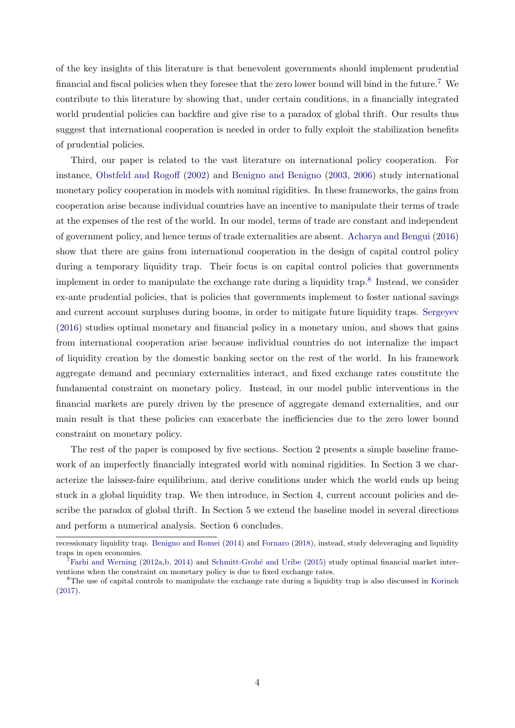of the key insights of this literature is that benevolent governments should implement prudential financial and fiscal policies when they foresee that the zero lower bound will bind in the future.[7] We contribute to this literature by showing that, under certain conditions, in a financially integrated world prudential policies can backfire and give rise to a paradox of global thrift. Our results thus suggest that international cooperation is needed in order to fully exploit the stabilization benefits of prudential policies.

Third, our paper is related to the vast literature on international policy cooperation. For instance, Obstfeld and Rogoff (2002) and Benigno and Benigno (2003, 2006) study international monetary policy cooperation in models with nominal rigidities. In these frameworks, the gains from cooperation arise because individual countries have an incentive to manipulate their terms of trade at the expenses of the rest of the world. In our model, terms of trade are constant and independent of government policy, and hence terms of trade externalities are absent. Acharya and Bengui (2016) show that there are gains from international cooperation in the design of capital control policy during a temporary liquidity trap. Their focus is on capital control policies that governments implement in order to manipulate the exchange rate during a liquidity trap.[8] Instead, we consider ex-ante prudential policies, that is policies that governments implement to foster national savings and current account surpluses during booms, in order to mitigate future liquidity traps. Sergeyev (2016) studies optimal monetary and financial policy in a monetary union, and shows that gains from international cooperation arise because individual countries do not internalize the impact of liquidity creation by the domestic banking sector on the rest of the world. In his framework aggregate demand and pecuniary externalities interact, and fixed exchange rates constitute the fundamental constraint on monetary policy. Instead, in our model public interventions in the financial markets are purely driven by the presence of aggregate demand externalities, and our main result is that these policies can exacerbate the inefficiencies due to the zero lower bound constraint on monetary policy.

The rest of the paper is composed by five sections. Section 2 presents a simple baseline framework of an imperfectly financially integrated world with nominal rigidities. In Section 3 we characterize the laissez-faire equilibrium, and derive conditions under which the world ends up being stuck in a global liquidity trap. We then introduce, in Section 4, current account policies and describe the paradox of global thrift. In Section 5 we extend the baseline model in several directions and perform a numerical analysis. Section 6 concludes.

---

recessionary liquidity trap. Benigno and Romei (2014) and Fornaro (2018), instead, study deleveraging and liquidity traps in open economies.

[7] Farhi and Werning (2012a,b, 2014) and Schmitt-Grohé and Uribe (2015) study optimal financial market interventions when the constraint on monetary policy is due to fixed exchange rates.

[8] The use of capital controls to manipulate the exchange rate during a liquidity trap is also discussed in Korinek (2017).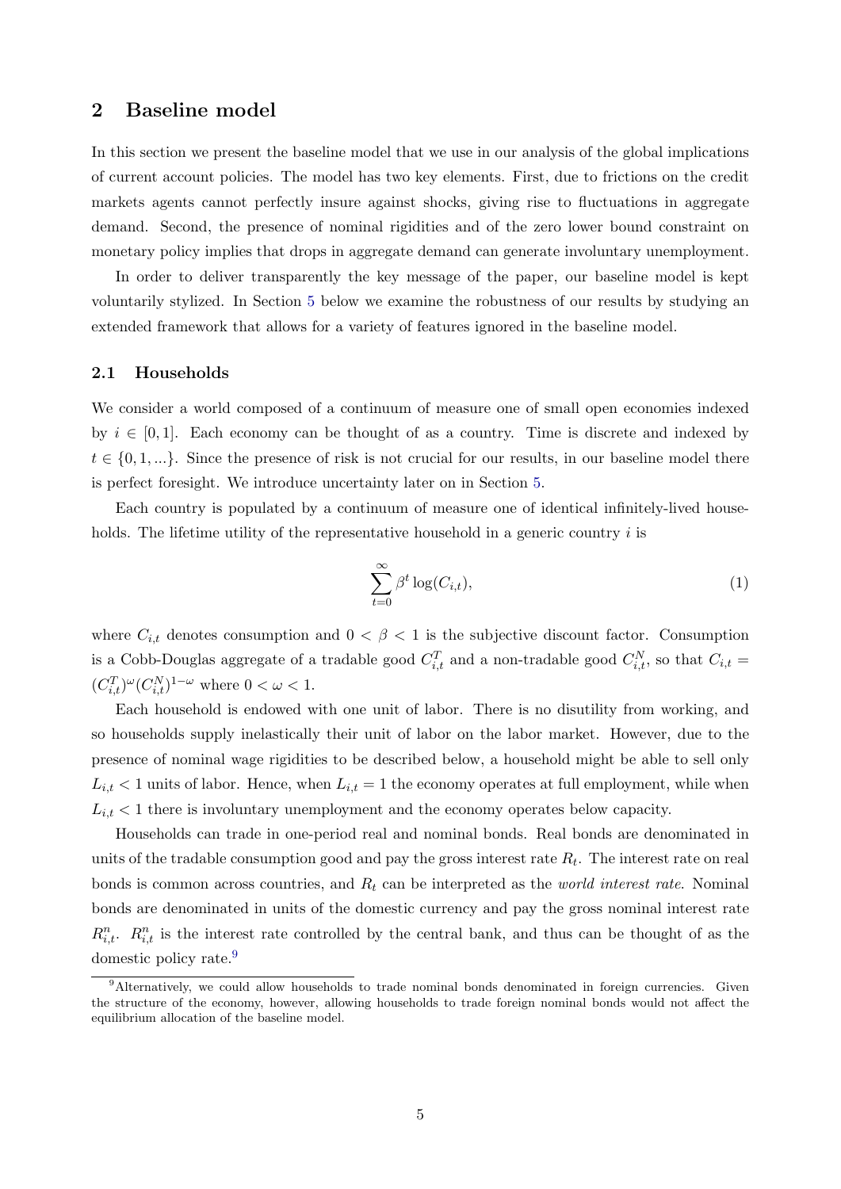## 2 Baseline model

In this section we present the baseline model that we use in our analysis of the global implications of current account policies. The model has two key elements. First, due to frictions on the credit markets agents cannot perfectly insure against shocks, giving rise to fluctuations in aggregate demand. Second, the presence of nominal rigidities and of the zero lower bound constraint on monetary policy implies that drops in aggregate demand can generate involuntary unemployment.

In order to deliver transparently the key message of the paper, our baseline model is kept voluntarily stylized. In Section 5 below we examine the robustness of our results by studying an extended framework that allows for a variety of features ignored in the baseline model.

### 2.1 Households

We consider a world composed of a continuum of measure one of small open economies indexed by $i \in [0, 1]$. Each economy can be thought of as a country. Time is discrete and indexed by $t \in \{0, 1, ...\}$. Since the presence of risk is not crucial for our results, in our baseline model there is perfect foresight. We introduce uncertainty later on in Section 5.

Each country is populated by a continuum of measure one of identical infinitely-lived households. The lifetime utility of the representative household in a generic country $i$ is

$$\sum_{t=0}^{\infty} \beta^t \log(C_{i,t}), \tag{1}$$

where $C_{i,t}$ denotes consumption and $0 < \beta < 1$ is the subjective discount factor. Consumption is a Cobb-Douglas aggregate of a tradable good $C_{i,t}^T$ and a non-tradable good $C_{i,t}^N$, so that $C_{i,t} = (C_{i,t}^T)^\omega (C_{i,t}^N)^{1-\omega}$ where $0 < \omega < 1$.

Each household is endowed with one unit of labor. There is no disutility from working, and so households supply inelastically their unit of labor on the labor market. However, due to the presence of nominal wage rigidities to be described below, a household might be able to sell only $L_{i,t} < 1$ units of labor. Hence, when $L_{i,t} = 1$ the economy operates at full employment, while when $L_{i,t} < 1$ there is involuntary unemployment and the economy operates below capacity.

Households can trade in one-period real and nominal bonds. Real bonds are denominated in units of the tradable consumption good and pay the gross interest rate $R_t$. The interest rate on real bonds is common across countries, and $R_t$ can be interpreted as the *world interest rate*. Nominal bonds are denominated in units of the domestic currency and pay the gross nominal interest rate $R_{i,t}^n$. $R_{i,t}^n$ is the interest rate controlled by the central bank, and thus can be thought of as the domestic policy rate.[9]

[9]Alternatively, we could allow households to trade nominal bonds denominated in foreign currencies. Given the structure of the economy, however, allowing households to trade foreign nominal bonds would not affect the equilibrium allocation of the baseline model.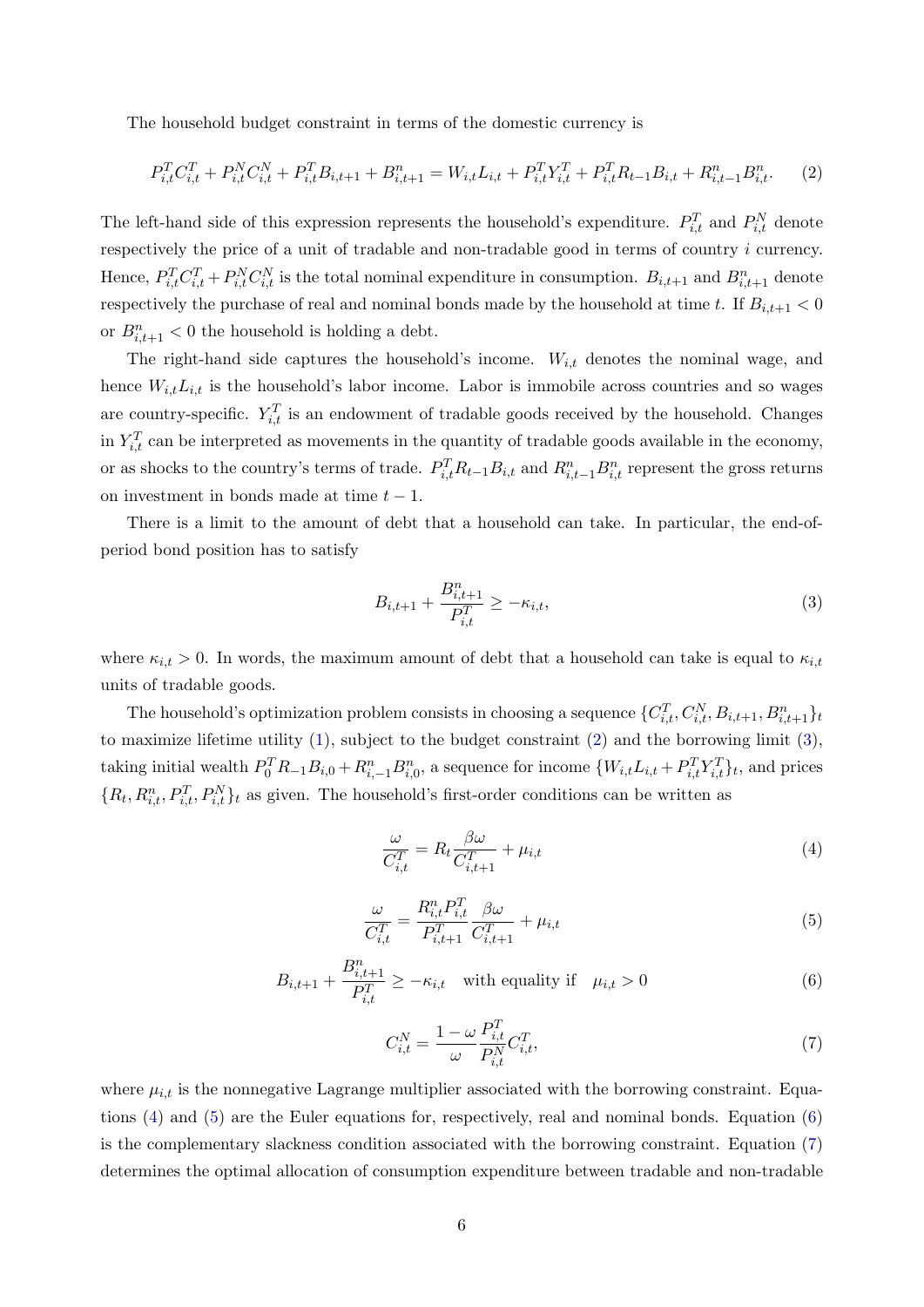The household budget constraint in terms of the domestic currency is

$$P_{i,t}^T C_{i,t}^T + P_{i,t}^N C_{i,t}^N + P_{i,t}^T B_{i,t+1} + B_{i,t+1}^n = W_{i,t} L_{i,t} + P_{i,t}^T Y_{i,t}^T + P_{i,t}^T R_{t-1} B_{i,t} + R_{i,t-1}^n B_{i,t}^n. \quad (2)$$

The left-hand side of this expression represents the household's expenditure. $P_{i,t}^T$ and $P_{i,t}^N$ denote respectively the price of a unit of tradable and non-tradable good in terms of country $i$ currency. Hence, $P_{i,t}^T C_{i,t}^T + P_{i,t}^N C_{i,t}^N$ is the total nominal expenditure in consumption. $B_{i,t+1}$ and $B_{i,t+1}^n$ denote respectively the purchase of real and nominal bonds made by the household at time $t$. If $B_{i,t+1} < 0$ or $B_{i,t+1}^n < 0$ the household is holding a debt.

The right-hand side captures the household's income. $W_{i,t}$ denotes the nominal wage, and hence $W_{i,t} L_{i,t}$ is the household's labor income. Labor is immobile across countries and so wages are country-specific. $Y_{i,t}^T$ is an endowment of tradable goods received by the household. Changes in $Y_{i,t}^T$ can be interpreted as movements in the quantity of tradable goods available in the economy, or as shocks to the country's terms of trade. $P_{i,t}^T R_{t-1} B_{i,t}$ and $R_{i,t-1}^n B_{i,t}^n$ represent the gross returns on investment in bonds made at time $t-1$.

There is a limit to the amount of debt that a household can take. In particular, the end-of-period bond position has to satisfy

$$B_{i,t+1} + \frac{B_{i,t+1}^n}{P_{i,t}^T} \geq -\kappa_{i,t}, \quad (3)$$

where $\kappa_{i,t} > 0$. In words, the maximum amount of debt that a household can take is equal to $\kappa_{i,t}$ units of tradable goods.

The household's optimization problem consists in choosing a sequence $\{C_{i,t}^T, C_{i,t}^N, B_{i,t+1}, B_{i,t+1}^n\}_t$ to maximize lifetime utility (1), subject to the budget constraint (2) and the borrowing limit (3), taking initial wealth $P_0^T R_{-1} B_{i,0} + R_{i,-1}^n B_{i,0}^n$, a sequence for income $\{W_{i,t} L_{i,t} + P_{i,t}^T Y_{i,t}^T\}_t$, and prices $\{R_t, R_{i,t}^n, P_{i,t}^T, P_{i,t}^N\}_t$ as given. The household's first-order conditions can be written as

$$\frac{\omega}{C_{i,t}^T} = R_t \frac{\beta \omega}{C_{i,t+1}^T} + \mu_{i,t} \quad (4)$$

$$\frac{\omega}{C_{i,t}^T} = \frac{R_{i,t}^n P_{i,t}^T}{P_{i,t+1}^T} \frac{\beta \omega}{C_{i,t+1}^T} + \mu_{i,t} \quad (5)$$

$$B_{i,t+1} + \frac{B_{i,t+1}^n}{P_{i,t}^T} \geq -\kappa_{i,t} \quad \text{with equality if} \quad \mu_{i,t} > 0 \quad (6)$$

$$C_{i,t}^N = \frac{1-\omega}{\omega} \frac{P_{i,t}^T}{P_{i,t}^N} C_{i,t}^T, \quad (7)$$

where $\mu_{i,t}$ is the nonnegative Lagrange multiplier associated with the borrowing constraint. Equations (4) and (5) are the Euler equations for, respectively, real and nominal bonds. Equation (6) is the complementary slackness condition associated with the borrowing constraint. Equation (7) determines the optimal allocation of consumption expenditure between tradable and non-tradable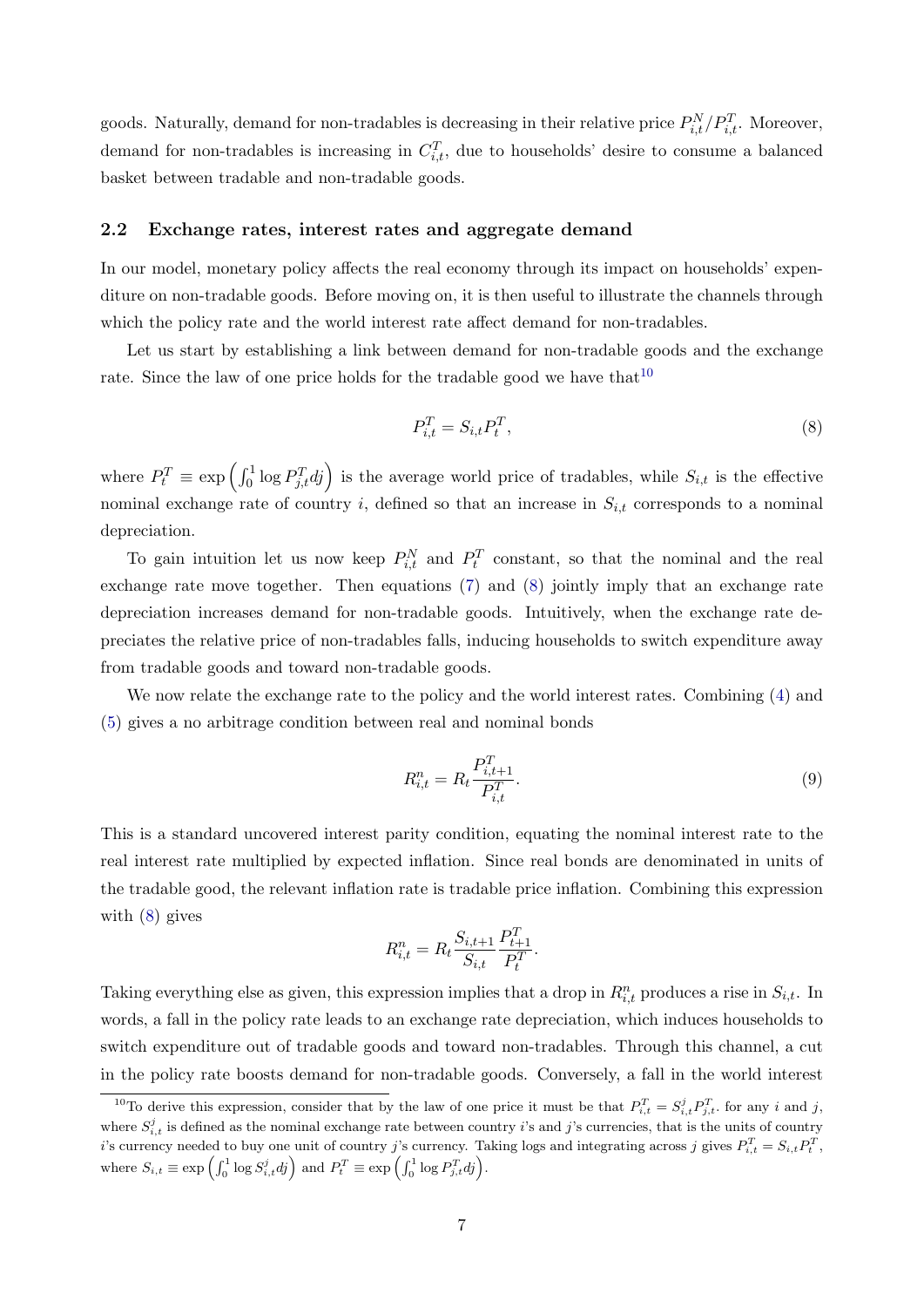goods. Naturally, demand for non-tradables is decreasing in their relative price $P^N_{i,t}/P^T_{i,t}$. Moreover, demand for non-tradables is increasing in $C^T_{i,t}$, due to households' desire to consume a balanced basket between tradable and non-tradable goods.

## 2.2 Exchange rates, interest rates and aggregate demand

In our model, monetary policy affects the real economy through its impact on households' expenditure on non-tradable goods. Before moving on, it is then useful to illustrate the channels through which the policy rate and the world interest rate affect demand for non-tradables.

Let us start by establishing a link between demand for non-tradable goods and the exchange rate. Since the law of one price holds for the tradable good we have that[10]

$$P^T_{i,t} = S_{i,t} P^T_t, \tag{8}$$

where $P^T_t \equiv \exp\left(\int_0^1 \log P^T_{j,t} dj\right)$ is the average world price of tradables, while $S_{i,t}$ is the effective nominal exchange rate of country $i$, defined so that an increase in $S_{i,t}$ corresponds to a nominal depreciation.

To gain intuition let us now keep $P^N_{i,t}$ and $P^T_t$ constant, so that the nominal and the real exchange rate move together. Then equations (7) and (8) jointly imply that an exchange rate depreciation increases demand for non-tradable goods. Intuitively, when the exchange rate depreciates the relative price of non-tradables falls, inducing households to switch expenditure away from tradable goods and toward non-tradable goods.

We now relate the exchange rate to the policy and the world interest rates. Combining (4) and (5) gives a no arbitrage condition between real and nominal bonds

$$R^n_{i,t} = R_t \frac{P^T_{i,t+1}}{P^T_{i,t}}. \tag{9}$$

This is a standard uncovered interest parity condition, equating the nominal interest rate to the real interest rate multiplied by expected inflation. Since real bonds are denominated in units of the tradable good, the relevant inflation rate is tradable price inflation. Combining this expression with (8) gives

$$R^n_{i,t} = R_t \frac{S_{i,t+1}}{S_{i,t}} \frac{P^T_{t+1}}{P^T_t}.$$

Taking everything else as given, this expression implies that a drop in $R^n_{i,t}$ produces a rise in $S_{i,t}$. In words, a fall in the policy rate leads to an exchange rate depreciation, which induces households to switch expenditure out of tradable goods and toward non-tradables. Through this channel, a cut in the policy rate boosts demand for non-tradable goods. Conversely, a fall in the world interest

[10] To derive this expression, consider that by the law of one price it must be that $P^T_{i,t} = S^j_{i,t} P^T_{j,t}$ for any $i$ and $j$, where $S^j_{i,t}$ is defined as the nominal exchange rate between country $i$'s and $j$'s currencies, that is the units of country $i$'s currency needed to buy one unit of country $j$'s currency. Taking logs and integrating across $j$ gives $P^T_{i,t} = S_{i,t} P^T_t$, where $S_{i,t} \equiv \exp\left(\int_0^1 \log S^j_{i,t} dj\right)$ and $P^T_t \equiv \exp\left(\int_0^1 \log P^T_{j,t} dj\right)$.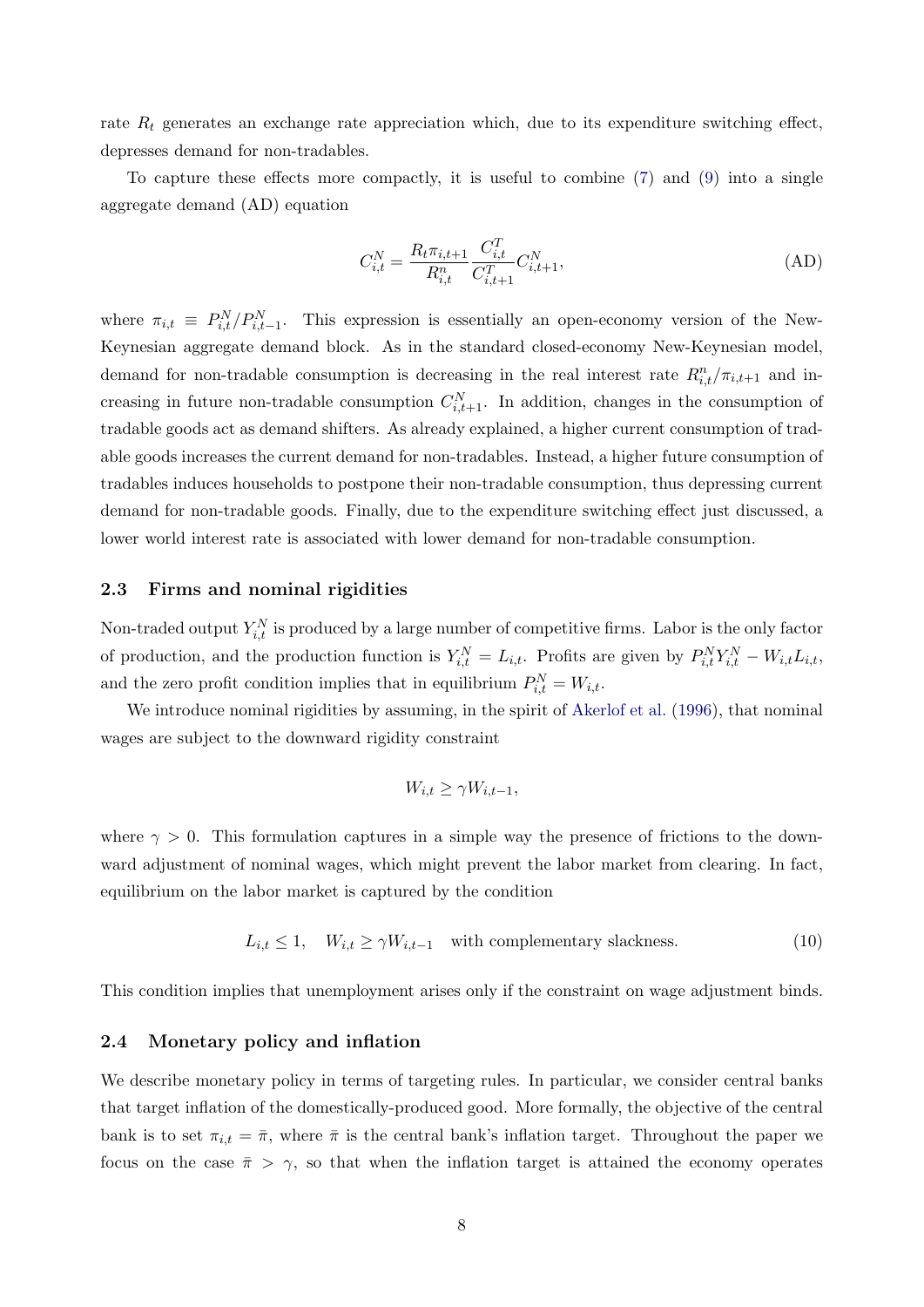rate $R_t$ generates an exchange rate appreciation which, due to its expenditure switching effect, depresses demand for non-tradables.

To capture these effects more compactly, it is useful to combine (7) and (9) into a single aggregate demand (AD) equation

$$C_{i,t}^N = \frac{R_t \pi_{i,t+1}}{R_{i,t}^n} \frac{C_{i,t}^T}{C_{i,t+1}^T} C_{i,t+1}^N, \tag{AD}$$

where $\pi_{i,t} \equiv P_{i,t}^N / P_{i,t-1}^N$. This expression is essentially an open-economy version of the New-Keynesian aggregate demand block. As in the standard closed-economy New-Keynesian model, demand for non-tradable consumption is decreasing in the real interest rate $R_{i,t}^n / \pi_{i,t+1}$ and increasing in future non-tradable consumption $C_{i,t+1}^N$. In addition, changes in the consumption of tradable goods act as demand shifters. As already explained, a higher current consumption of tradable goods increases the current demand for non-tradables. Instead, a higher future consumption of tradables induces households to postpone their non-tradable consumption, thus depressing current demand for non-tradable goods. Finally, due to the expenditure switching effect just discussed, a lower world interest rate is associated with lower demand for non-tradable consumption.

## 2.3 Firms and nominal rigidities

Non-traded output $Y_{i,t}^N$ is produced by a large number of competitive firms. Labor is the only factor of production, and the production function is $Y_{i,t}^N = L_{i,t}$. Profits are given by $P_{i,t}^N Y_{i,t}^N - W_{i,t} L_{i,t}$, and the zero profit condition implies that in equilibrium $P_{i,t}^N = W_{i,t}$.

We introduce nominal rigidities by assuming, in the spirit of Akerlof et al. (1996), that nominal wages are subject to the downward rigidity constraint

$$W_{i,t} \geq \gamma W_{i,t-1},$$

where $\gamma > 0$. This formulation captures in a simple way the presence of frictions to the downward adjustment of nominal wages, which might prevent the labor market from clearing. In fact, equilibrium on the labor market is captured by the condition

$$L_{i,t} \leq 1, \quad W_{i,t} \geq \gamma W_{i,t-1} \quad \text{with complementary slackness.} \tag{10}$$

This condition implies that unemployment arises only if the constraint on wage adjustment binds.

## 2.4 Monetary policy and inflation

We describe monetary policy in terms of targeting rules. In particular, we consider central banks that target inflation of the domestically-produced good. More formally, the objective of the central bank is to set $\pi_{i,t} = \bar{\pi}$, where $\bar{\pi}$ is the central bank's inflation target. Throughout the paper we focus on the case $\bar{\pi} > \gamma$, so that when the inflation target is attained the economy operates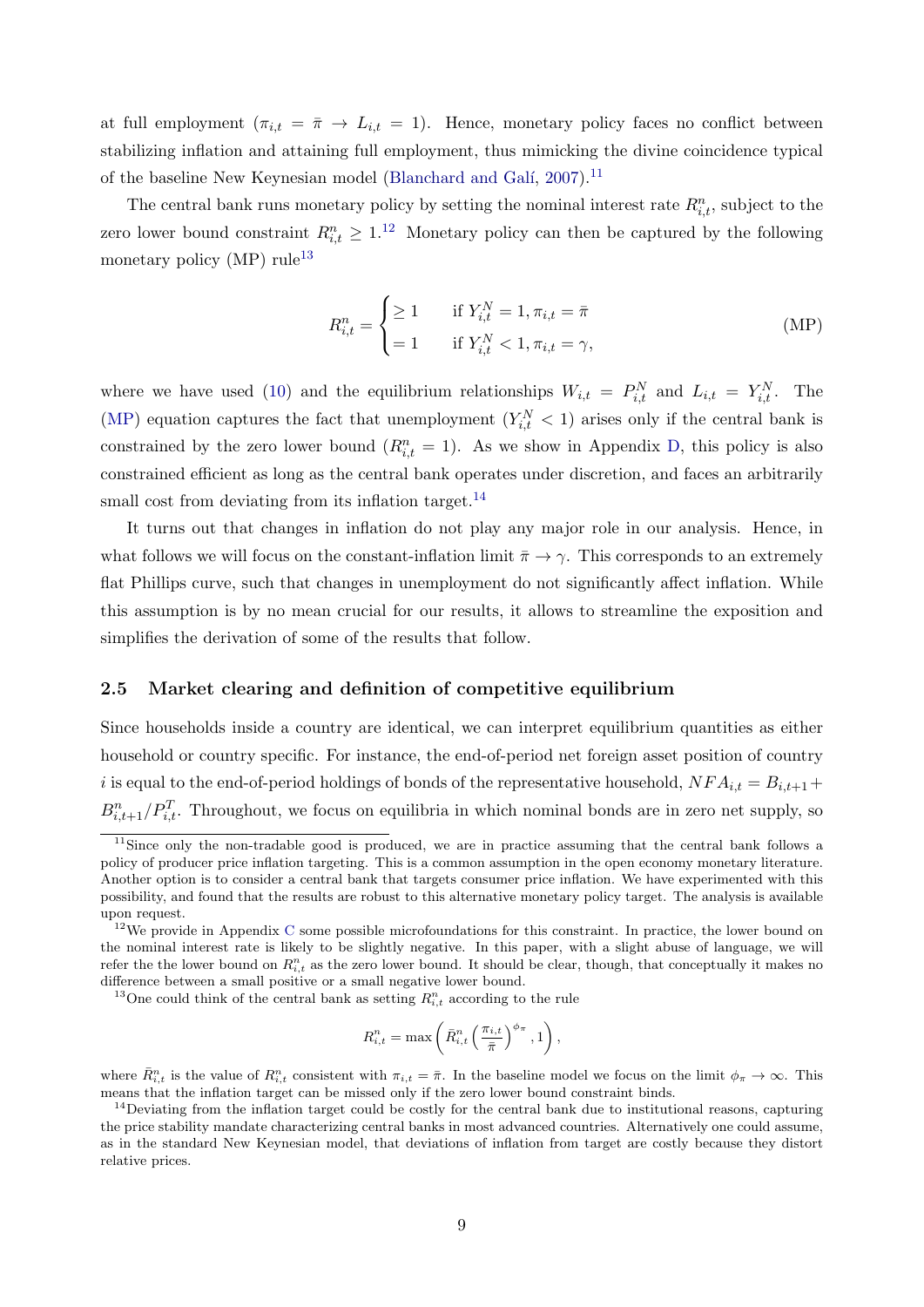at full employment ($\pi_{i,t} = \bar{\pi} \rightarrow L_{i,t} = 1$). Hence, monetary policy faces no conflict between stabilizing inflation and attaining full employment, thus mimicking the divine coincidence typical of the baseline New Keynesian model (Blanchard and Galí, 2007).[11]

The central bank runs monetary policy by setting the nominal interest rate $R^n_{i,t}$, subject to the zero lower bound constraint $R^n_{i,t} \geq 1$.[12] Monetary policy can then be captured by the following monetary policy (MP) rule[13]

$$R^n_{i,t} = \begin{cases} \geq 1 & \text{if } Y^N_{i,t} = 1, \pi_{i,t} = \bar{\pi} \\ = 1 & \text{if } Y^N_{i,t} < 1, \pi_{i,t} = \gamma, \end{cases} \tag{MP}$$

where we have used (10) and the equilibrium relationships $W_{i,t} = P^N_{i,t}$ and $L_{i,t} = Y^N_{i,t}$. The (MP) equation captures the fact that unemployment ($Y^N_{i,t} < 1$) arises only if the central bank is constrained by the zero lower bound ($R^n_{i,t} = 1$). As we show in Appendix D, this policy is also constrained efficient as long as the central bank operates under discretion, and faces an arbitrarily small cost from deviating from its inflation target.[14]

It turns out that changes in inflation do not play any major role in our analysis. Hence, in what follows we will focus on the constant-inflation limit $\bar{\pi} \rightarrow \gamma$. This corresponds to an extremely flat Phillips curve, such that changes in unemployment do not significantly affect inflation. While this assumption is by no mean crucial for our results, it allows to streamline the exposition and simplifies the derivation of some of the results that follow.

### 2.5 Market clearing and definition of competitive equilibrium

Since households inside a country are identical, we can interpret equilibrium quantities as either household or country specific. For instance, the end-of-period net foreign asset position of country $i$ is equal to the end-of-period holdings of bonds of the representative household, $NFA_{i,t} = B_{i,t+1} + B^n_{i,t+1}/P^T_{i,t}$. Throughout, we focus on equilibria in which nominal bonds are in zero net supply, so

---

[11] Since only the non-tradable good is produced, we are in practice assuming that the central bank follows a policy of producer price inflation targeting. This is a common assumption in the open economy monetary literature. Another option is to consider a central bank that targets consumer price inflation. We have experimented with this possibility, and found that the results are robust to this alternative monetary policy target. The analysis is available upon request.

[12] We provide in Appendix C some possible microfoundations for this constraint. In practice, the lower bound on the nominal interest rate is likely to be slightly negative. In this paper, with a slight abuse of language, we will refer the the lower bound on $R^n_{i,t}$ as the zero lower bound. It should be clear, though, that conceptually it makes no difference between a small positive or a small negative lower bound.

[13] One could think of the central bank as setting $R^n_{i,t}$ according to the rule

$$R^n_{i,t} = \max\left(\bar{R}^n_{i,t}\left(\frac{\pi_{i,t}}{\bar{\pi}}\right)^{\phi_\pi}, 1\right),$$

where $\bar{R}^n_{i,t}$ is the value of $R^n_{i,t}$ consistent with $\pi_{i,t} = \bar{\pi}$. In the baseline model we focus on the limit $\phi_\pi \rightarrow \infty$. This means that the inflation target can be missed only if the zero lower bound constraint binds.

[14] Deviating from the inflation target could be costly for the central bank due to institutional reasons, capturing the price stability mandate characterizing central banks in most advanced countries. Alternatively one could assume, as in the standard New Keynesian model, that deviations of inflation from target are costly because they distort relative prices.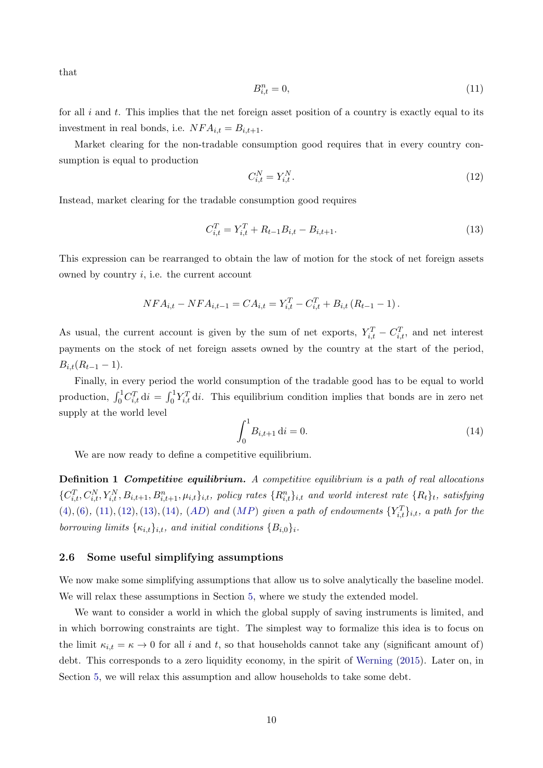that

$$B^n_{i,t} = 0, \tag{11}$$

for all $i$ and $t$. This implies that the net foreign asset position of a country is exactly equal to its investment in real bonds, i.e. $NFA_{i,t} = B_{i,t+1}$.

Market clearing for the non-tradable consumption good requires that in every country consumption is equal to production

$$C^N_{i,t} = Y^N_{i,t}. \tag{12}$$

Instead, market clearing for the tradable consumption good requires

$$C^T_{i,t} = Y^T_{i,t} + R_{t-1}B_{i,t} - B_{i,t+1}. \tag{13}$$

This expression can be rearranged to obtain the law of motion for the stock of net foreign assets owned by country $i$, i.e. the current account

$$NFA_{i,t} - NFA_{i,t-1} = CA_{i,t} = Y^T_{i,t} - C^T_{i,t} + B_{i,t}\left(R_{t-1} - 1\right).$$

As usual, the current account is given by the sum of net exports, $Y^T_{i,t} - C^T_{i,t}$, and net interest payments on the stock of net foreign assets owned by the country at the start of the period, $B_{i,t}(R_{t-1} - 1)$.

Finally, in every period the world consumption of the tradable good has to be equal to world production, $\int_0^1 C^T_{i,t}\,\mathrm{d}i = \int_0^1 Y^T_{i,t}\,\mathrm{d}i$. This equilibrium condition implies that bonds are in zero net supply at the world level

$$\int_0^1 B_{i,t+1}\,\mathrm{d}i = 0. \tag{14}$$

We are now ready to define a competitive equilibrium.

**Definition 1** ***Competitive equilibrium.*** *A competitive equilibrium is a path of real allocations $\{C^T_{i,t}, C^N_{i,t}, Y^N_{i,t}, B_{i,t+1}, B^n_{i,t+1}, \mu_{i,t}\}_{i,t}$, policy rates $\{R^n_{i,t}\}_{i,t}$ and world interest rate $\{R_t\}_t$, satisfying (4), (6), (11), (12), (13), (14), (AD) and (MP) given a path of endowments $\{Y^T_{i,t}\}_{i,t}$, a path for the borrowing limits $\{\kappa_{i,t}\}_{i,t}$, and initial conditions $\{B_{i,0}\}_i$.*

### 2.6 Some useful simplifying assumptions

We now make some simplifying assumptions that allow us to solve analytically the baseline model. We will relax these assumptions in Section 5, where we study the extended model.

We want to consider a world in which the global supply of saving instruments is limited, and in which borrowing constraints are tight. The simplest way to formalize this idea is to focus on the limit $\kappa_{i,t} = \kappa \to 0$ for all $i$ and $t$, so that households cannot take any (significant amount of) debt. This corresponds to a zero liquidity economy, in the spirit of Werning (2015). Later on, in Section 5, we will relax this assumption and allow households to take some debt.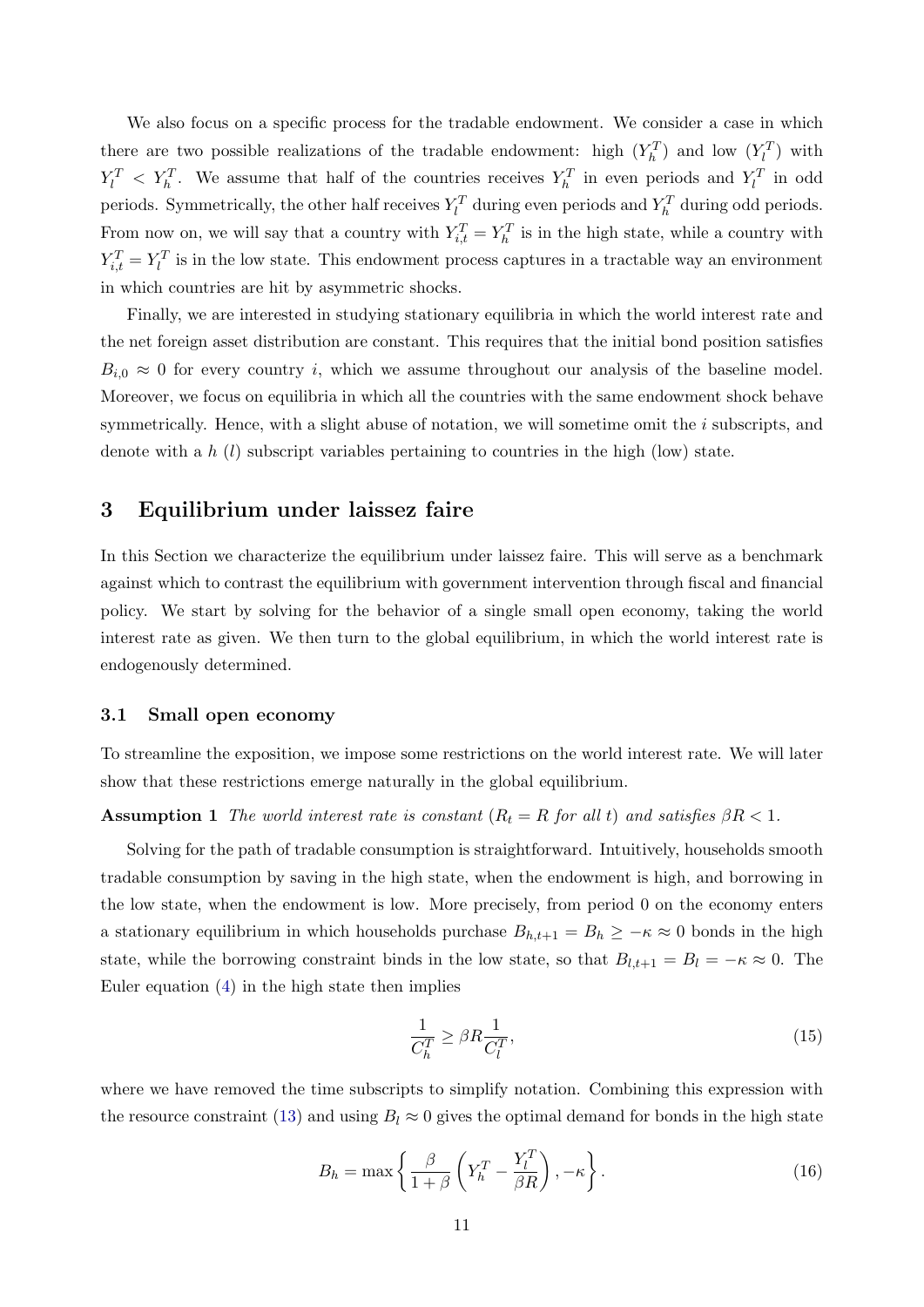We also focus on a specific process for the tradable endowment. We consider a case in which there are two possible realizations of the tradable endowment: high ($Y_h^T$) and low ($Y_l^T$) with $Y_l^T < Y_h^T$. We assume that half of the countries receives $Y_h^T$ in even periods and $Y_l^T$ in odd periods. Symmetrically, the other half receives $Y_l^T$ during even periods and $Y_h^T$ during odd periods. From now on, we will say that a country with $Y_{i,t}^T = Y_h^T$ is in the high state, while a country with $Y_{i,t}^T = Y_l^T$ is in the low state. This endowment process captures in a tractable way an environment in which countries are hit by asymmetric shocks.

Finally, we are interested in studying stationary equilibria in which the world interest rate and the net foreign asset distribution are constant. This requires that the initial bond position satisfies $B_{i,0} \approx 0$ for every country $i$, which we assume throughout our analysis of the baseline model. Moreover, we focus on equilibria in which all the countries with the same endowment shock behave symmetrically. Hence, with a slight abuse of notation, we will sometime omit the $i$ subscripts, and denote with a $h$ ($l$) subscript variables pertaining to countries in the high (low) state.

# 3 Equilibrium under laissez faire

In this Section we characterize the equilibrium under laissez faire. This will serve as a benchmark against which to contrast the equilibrium with government intervention through fiscal and financial policy. We start by solving for the behavior of a single small open economy, taking the world interest rate as given. We then turn to the global equilibrium, in which the world interest rate is endogenously determined.

## 3.1 Small open economy

To streamline the exposition, we impose some restrictions on the world interest rate. We will later show that these restrictions emerge naturally in the global equilibrium.

**Assumption 1** *The world interest rate is constant ($R_t = R$ for all $t$) and satisfies $\beta R < 1$.*

Solving for the path of tradable consumption is straightforward. Intuitively, households smooth tradable consumption by saving in the high state, when the endowment is high, and borrowing in the low state, when the endowment is low. More precisely, from period 0 on the economy enters a stationary equilibrium in which households purchase $B_{h,t+1} = B_h \geq -\kappa \approx 0$ bonds in the high state, while the borrowing constraint binds in the low state, so that $B_{l,t+1} = B_l = -\kappa \approx 0$. The Euler equation (4) in the high state then implies

$$\frac{1}{C_h^T} \geq \beta R \frac{1}{C_l^T}, \tag{15}$$

where we have removed the time subscripts to simplify notation. Combining this expression with the resource constraint (13) and using $B_l \approx 0$ gives the optimal demand for bonds in the high state

$$B_h = \max\left\{ \frac{\beta}{1+\beta}\left(Y_h^T - \frac{Y_l^T}{\beta R}\right), -\kappa \right\}. \tag{16}$$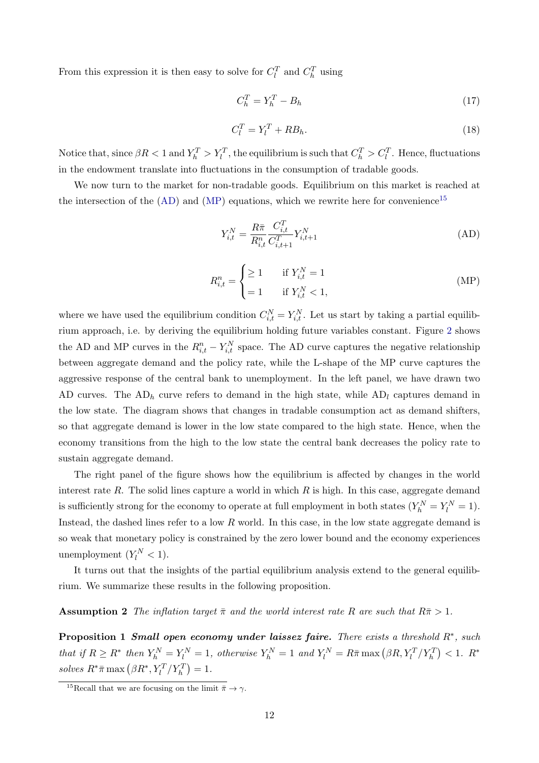From this expression it is then easy to solve for $C_l^T$ and $C_h^T$ using

$$C_h^T = Y_h^T - B_h \tag{17}$$

$$C_l^T = Y_l^T + RB_h. \tag{18}$$

Notice that, since $\beta R < 1$ and $Y_h^T > Y_l^T$, the equilibrium is such that $C_h^T > C_l^T$. Hence, fluctuations in the endowment translate into fluctuations in the consumption of tradable goods.

We now turn to the market for non-tradable goods. Equilibrium on this market is reached at the intersection of the (AD) and (MP) equations, which we rewrite here for convenience[15]

$$Y_{i,t}^N = \frac{R\bar{\pi}}{R_{i,t}^n} \frac{C_{i,t}^T}{C_{i,t+1}^T} Y_{i,t+1}^N \tag{AD}$$

$$R_{i,t}^n = \begin{cases} \geq 1 & \text{if } Y_{i,t}^N = 1 \\ = 1 & \text{if } Y_{i,t}^N < 1, \end{cases} \tag{MP}$$

where we have used the equilibrium condition $C_{i,t}^N = Y_{i,t}^N$. Let us start by taking a partial equilibrium approach, i.e. by deriving the equilibrium holding future variables constant. Figure 2 shows the AD and MP curves in the $R_{i,t}^n - Y_{i,t}^N$ space. The AD curve captures the negative relationship between aggregate demand and the policy rate, while the L-shape of the MP curve captures the aggressive response of the central bank to unemployment. In the left panel, we have drawn two AD curves. The $\text{AD}_h$ curve refers to demand in the high state, while $\text{AD}_l$ captures demand in the low state. The diagram shows that changes in tradable consumption act as demand shifters, so that aggregate demand is lower in the low state compared to the high state. Hence, when the economy transitions from the high to the low state the central bank decreases the policy rate to sustain aggregate demand.

The right panel of the figure shows how the equilibrium is affected by changes in the world interest rate $R$. The solid lines capture a world in which $R$ is high. In this case, aggregate demand is sufficiently strong for the economy to operate at full employment in both states ($Y_h^N = Y_l^N = 1$). Instead, the dashed lines refer to a low $R$ world. In this case, in the low state aggregate demand is so weak that monetary policy is constrained by the zero lower bound and the economy experiences unemployment ($Y_l^N < 1$).

It turns out that the insights of the partial equilibrium analysis extend to the general equilibrium. We summarize these results in the following proposition.

**Assumption 2** *The inflation target $\bar{\pi}$ and the world interest rate $R$ are such that $R\bar{\pi} > 1$.*

**Proposition 1** ***Small open economy under laissez faire.*** *There exists a threshold $R^*$, such that if $R \geq R^*$ then $Y_h^N = Y_l^N = 1$, otherwise $Y_h^N = 1$ and $Y_l^N = R\bar{\pi} \max\left(\beta R, Y_l^T / Y_h^T\right) < 1$. $R^*$ solves $R^* \bar{\pi} \max\left(\beta R^*, Y_l^T / Y_h^T\right) = 1$.*

[15]Recall that we are focusing on the limit $\bar{\pi} \to \gamma$.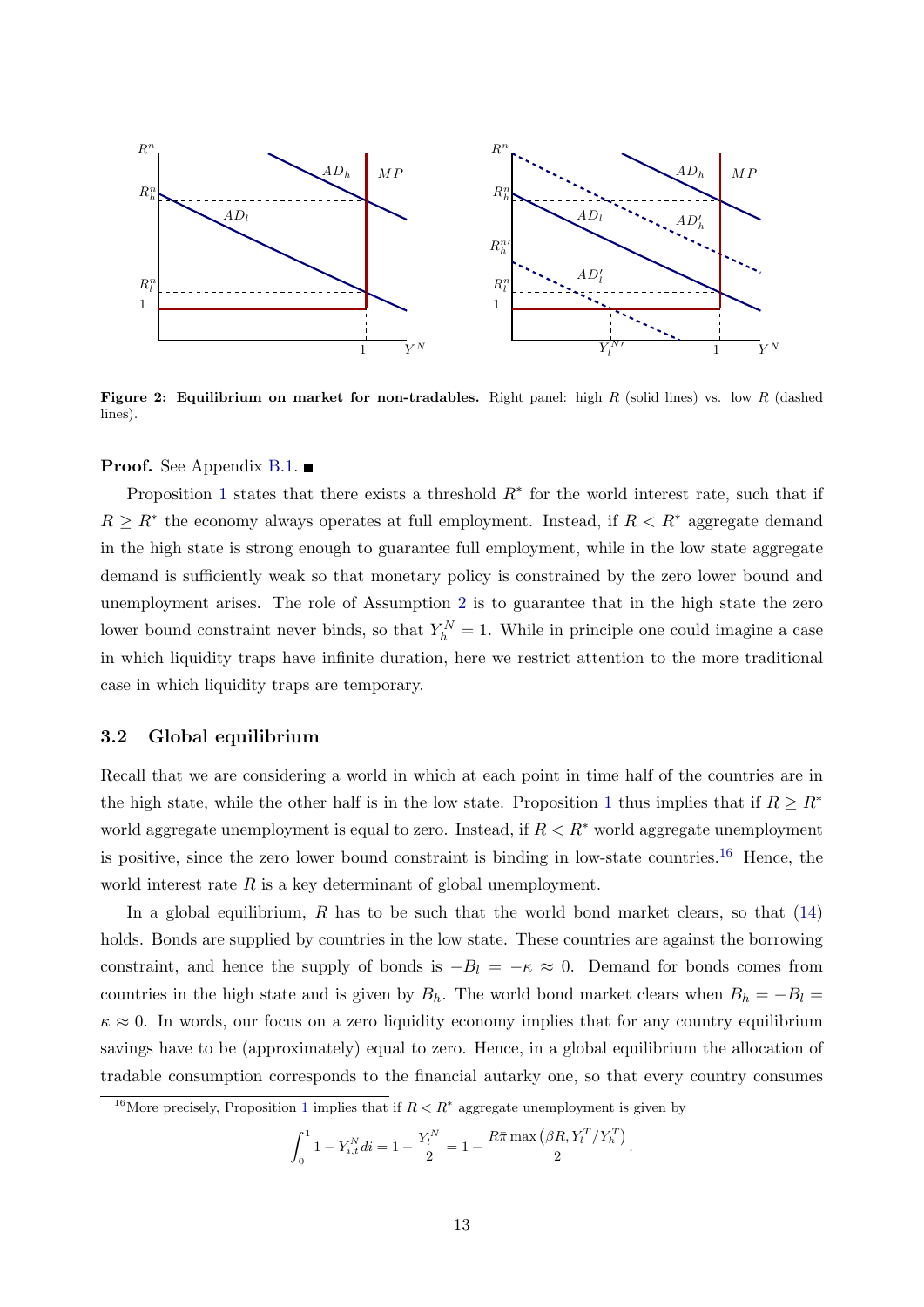**Figure 2: Equilibrium on market for non-tradables.** Right panel: high $R$ (solid lines) vs. low $R$ (dashed lines).

**Proof.** See Appendix B.1. ■

Proposition 1 states that there exists a threshold $R^*$ for the world interest rate, such that if $R \geq R^*$ the economy always operates at full employment. Instead, if $R < R^*$ aggregate demand in the high state is strong enough to guarantee full employment, while in the low state aggregate demand is sufficiently weak so that monetary policy is constrained by the zero lower bound and unemployment arises. The role of Assumption 2 is to guarantee that in the high state the zero lower bound constraint never binds, so that $Y_h^N = 1$. While in principle one could imagine a case in which liquidity traps have infinite duration, here we restrict attention to the more traditional case in which liquidity traps are temporary.

### 3.2 Global equilibrium

Recall that we are considering a world in which at each point in time half of the countries are in the high state, while the other half is in the low state. Proposition 1 thus implies that if $R \geq R^*$ world aggregate unemployment is equal to zero. Instead, if $R < R^*$ world aggregate unemployment is positive, since the zero lower bound constraint is binding in low-state countries.[16] Hence, the world interest rate $R$ is a key determinant of global unemployment.

In a global equilibrium, $R$ has to be such that the world bond market clears, so that (14) holds. Bonds are supplied by countries in the low state. These countries are against the borrowing constraint, and hence the supply of bonds is $-B_l = -\kappa \approx 0$. Demand for bonds comes from countries in the high state and is given by $B_h$. The world bond market clears when $B_h = -B_l = \kappa \approx 0$. In words, our focus on a zero liquidity economy implies that for any country equilibrium savings have to be (approximately) equal to zero. Hence, in a global equilibrium the allocation of tradable consumption corresponds to the financial autarky one, so that every country consumes

[16] More precisely, Proposition 1 implies that if $R < R^*$ aggregate unemployment is given by

$$\int_0^1 1 - Y_{i,t}^N di = 1 - \frac{Y_l^N}{2} = 1 - \frac{R\bar{\pi} \max\left(\beta R, Y_l^T / Y_h^T\right)}{2}.$$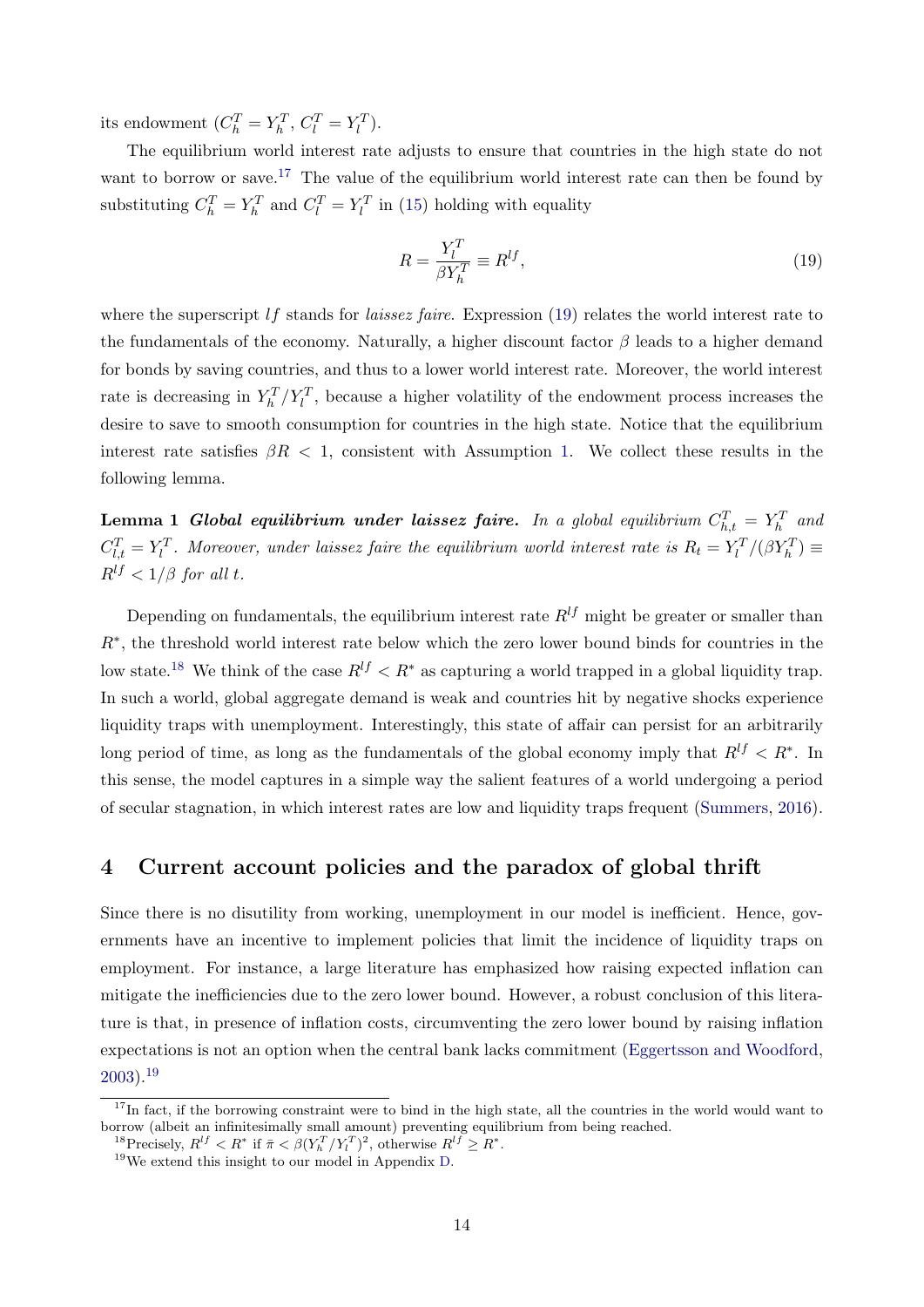its endowment ($C_h^T = Y_h^T$, $C_l^T = Y_l^T$).

The equilibrium world interest rate adjusts to ensure that countries in the high state do not want to borrow or save.[17] The value of the equilibrium world interest rate can then be found by substituting $C_h^T = Y_h^T$ and $C_l^T = Y_l^T$ in (15) holding with equality

$$R = \frac{Y_l^T}{\beta Y_h^T} \equiv R^{lf}, \tag{19}$$

where the superscript $lf$ stands for *laissez faire*. Expression (19) relates the world interest rate to the fundamentals of the economy. Naturally, a higher discount factor $\beta$ leads to a higher demand for bonds by saving countries, and thus to a lower world interest rate. Moreover, the world interest rate is decreasing in $Y_h^T/Y_l^T$, because a higher volatility of the endowment process increases the desire to save to smooth consumption for countries in the high state. Notice that the equilibrium interest rate satisfies $\beta R < 1$, consistent with Assumption 1. We collect these results in the following lemma.

**Lemma 1** ***Global equilibrium under laissez faire.*** *In a global equilibrium $C_{h,t}^T = Y_h^T$ and $C_{l,t}^T = Y_l^T$. Moreover, under laissez faire the equilibrium world interest rate is $R_t = Y_l^T/(\beta Y_h^T) \equiv R^{lf} < 1/\beta$ for all $t$.*

Depending on fundamentals, the equilibrium interest rate $R^{lf}$ might be greater or smaller than $R^*$, the threshold world interest rate below which the zero lower bound binds for countries in the low state.[18] We think of the case $R^{lf} < R^*$ as capturing a world trapped in a global liquidity trap. In such a world, global aggregate demand is weak and countries hit by negative shocks experience liquidity traps with unemployment. Interestingly, this state of affair can persist for an arbitrarily long period of time, as long as the fundamentals of the global economy imply that $R^{lf} < R^*$. In this sense, the model captures in a simple way the salient features of a world undergoing a period of secular stagnation, in which interest rates are low and liquidity traps frequent (Summers, 2016).

## 4 Current account policies and the paradox of global thrift

Since there is no disutility from working, unemployment in our model is inefficient. Hence, governments have an incentive to implement policies that limit the incidence of liquidity traps on employment. For instance, a large literature has emphasized how raising expected inflation can mitigate the inefficiencies due to the zero lower bound. However, a robust conclusion of this literature is that, in presence of inflation costs, circumventing the zero lower bound by raising inflation expectations is not an option when the central bank lacks commitment (Eggertsson and Woodford, 2003).[19]

[17] In fact, if the borrowing constraint were to bind in the high state, all the countries in the world would want to borrow (albeit an infinitesimally small amount) preventing equilibrium from being reached.

[18] Precisely, $R^{lf} < R^*$ if $\bar{\pi} < \beta(Y_h^T/Y_l^T)^2$, otherwise $R^{lf} \geq R^*$.

[19] We extend this insight to our model in Appendix D.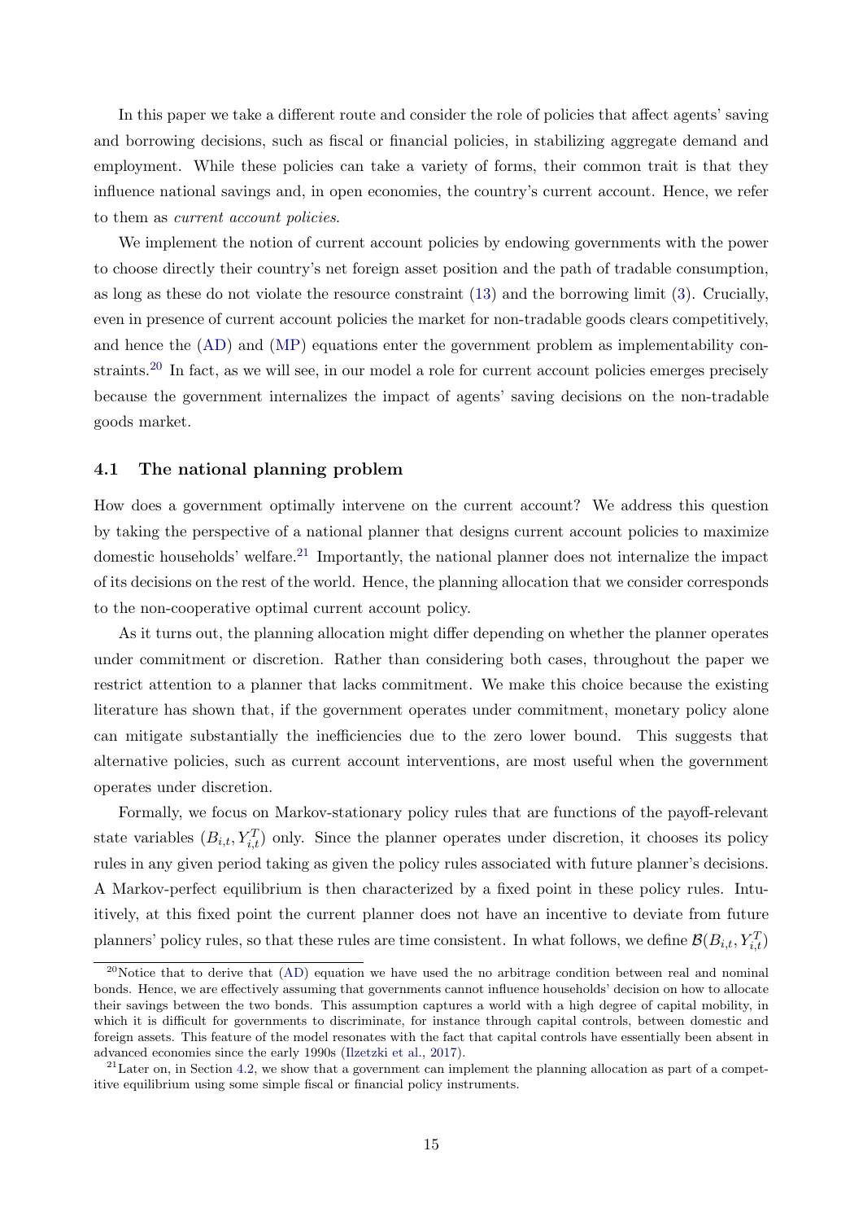In this paper we take a different route and consider the role of policies that affect agents' saving and borrowing decisions, such as fiscal or financial policies, in stabilizing aggregate demand and employment. While these policies can take a variety of forms, their common trait is that they influence national savings and, in open economies, the country's current account. Hence, we refer to them as *current account policies*.

We implement the notion of current account policies by endowing governments with the power to choose directly their country's net foreign asset position and the path of tradable consumption, as long as these do not violate the resource constraint (13) and the borrowing limit (3). Crucially, even in presence of current account policies the market for non-tradable goods clears competitively, and hence the (AD) and (MP) equations enter the government problem as implementability constraints.[20] In fact, as we will see, in our model a role for current account policies emerges precisely because the government internalizes the impact of agents' saving decisions on the non-tradable goods market.

### 4.1 The national planning problem

How does a government optimally intervene on the current account? We address this question by taking the perspective of a national planner that designs current account policies to maximize domestic households' welfare.[21] Importantly, the national planner does not internalize the impact of its decisions on the rest of the world. Hence, the planning allocation that we consider corresponds to the non-cooperative optimal current account policy.

As it turns out, the planning allocation might differ depending on whether the planner operates under commitment or discretion. Rather than considering both cases, throughout the paper we restrict attention to a planner that lacks commitment. We make this choice because the existing literature has shown that, if the government operates under commitment, monetary policy alone can mitigate substantially the inefficiencies due to the zero lower bound. This suggests that alternative policies, such as current account interventions, are most useful when the government operates under discretion.

Formally, we focus on Markov-stationary policy rules that are functions of the payoff-relevant state variables $(B_{i,t}, Y_{i,t}^T)$ only. Since the planner operates under discretion, it chooses its policy rules in any given period taking as given the policy rules associated with future planner's decisions. A Markov-perfect equilibrium is then characterized by a fixed point in these policy rules. Intuitively, at this fixed point the current planner does not have an incentive to deviate from future planners' policy rules, so that these rules are time consistent. In what follows, we define $\mathcal{B}(B_{i,t}, Y_{i,t}^T)$

[20] Notice that to derive that (AD) equation we have used the no arbitrage condition between real and nominal bonds. Hence, we are effectively assuming that governments cannot influence households' decision on how to allocate their savings between the two bonds. This assumption captures a world with a high degree of capital mobility, in which it is difficult for governments to discriminate, for instance through capital controls, between domestic and foreign assets. This feature of the model resonates with the fact that capital controls have essentially been absent in advanced economies since the early 1990s (Ilzetzki et al., 2017).

[21] Later on, in Section 4.2, we show that a government can implement the planning allocation as part of a competitive equilibrium using some simple fiscal or financial policy instruments.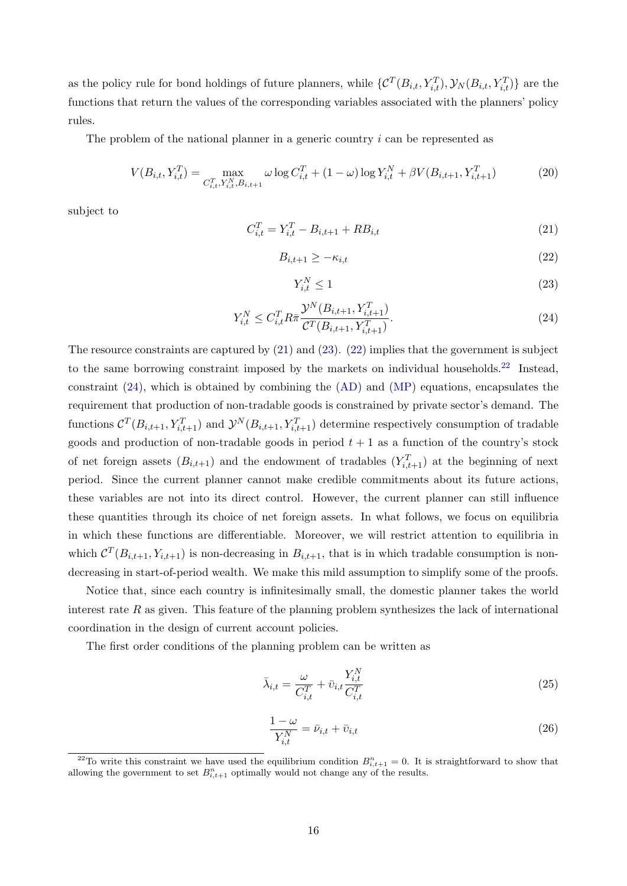as the policy rule for bond holdings of future planners, while $\{\mathcal{C}^T(B_{i,t}, Y_{i,t}^T), \mathcal{Y}_N(B_{i,t}, Y_{i,t}^T)\}$ are the functions that return the values of the corresponding variables associated with the planners' policy rules.

The problem of the national planner in a generic country $i$ can be represented as

$$V(B_{i,t}, Y_{i,t}^T) = \max_{C_{i,t}^T, Y_{i,t}^N, B_{i,t+1}} \omega \log C_{i,t}^T + (1-\omega) \log Y_{i,t}^N + \beta V(B_{i,t+1}, Y_{i,t+1}^T) \tag{20}$$

subject to

$$C_{i,t}^T = Y_{i,t}^T - B_{i,t+1} + RB_{i,t} \tag{21}$$

$$B_{i,t+1} \geq -\kappa_{i,t} \tag{22}$$

$$Y_{i,t}^N \leq 1 \tag{23}$$

$$Y_{i,t}^N \leq C_{i,t}^T R \bar{\pi} \frac{\mathcal{Y}^N(B_{i,t+1}, Y_{i,t+1}^T)}{\mathcal{C}^T(B_{i,t+1}, Y_{i,t+1}^T)}. \tag{24}$$

The resource constraints are captured by (21) and (23). (22) implies that the government is subject to the same borrowing constraint imposed by the markets on individual households.[22] Instead, constraint (24), which is obtained by combining the (AD) and (MP) equations, encapsulates the requirement that production of non-tradable goods is constrained by private sector's demand. The functions $\mathcal{C}^T(B_{i,t+1}, Y_{i,t+1}^T)$ and $\mathcal{Y}^N(B_{i,t+1}, Y_{i,t+1}^T)$ determine respectively consumption of tradable goods and production of non-tradable goods in period $t+1$ as a function of the country's stock of net foreign assets ($B_{i,t+1}$) and the endowment of tradables ($Y_{i,t+1}^T$) at the beginning of next period. Since the current planner cannot make credible commitments about its future actions, these variables are not into its direct control. However, the current planner can still influence these quantities through its choice of net foreign assets. In what follows, we focus on equilibria in which these functions are differentiable. Moreover, we will restrict attention to equilibria in which $\mathcal{C}^T(B_{i,t+1}, Y_{i,t+1})$ is non-decreasing in $B_{i,t+1}$, that is in which tradable consumption is non-decreasing in start-of-period wealth. We make this mild assumption to simplify some of the proofs.

Notice that, since each country is infinitesimally small, the domestic planner takes the world interest rate $R$ as given. This feature of the planning problem synthesizes the lack of international coordination in the design of current account policies.

The first order conditions of the planning problem can be written as

$$\bar{\lambda}_{i,t} = \frac{\omega}{C_{i,t}^T} + \bar{\upsilon}_{i,t} \frac{Y_{i,t}^N}{C_{i,t}^T} \tag{25}$$

$$\frac{1-\omega}{Y_{i,t}^N} = \bar{\nu}_{i,t} + \bar{\upsilon}_{i,t} \tag{26}$$

[22] To write this constraint we have used the equilibrium condition $B_{i,t+1}^n = 0$. It is straightforward to show that allowing the government to set $B_{i,t+1}^n$ optimally would not change any of the results.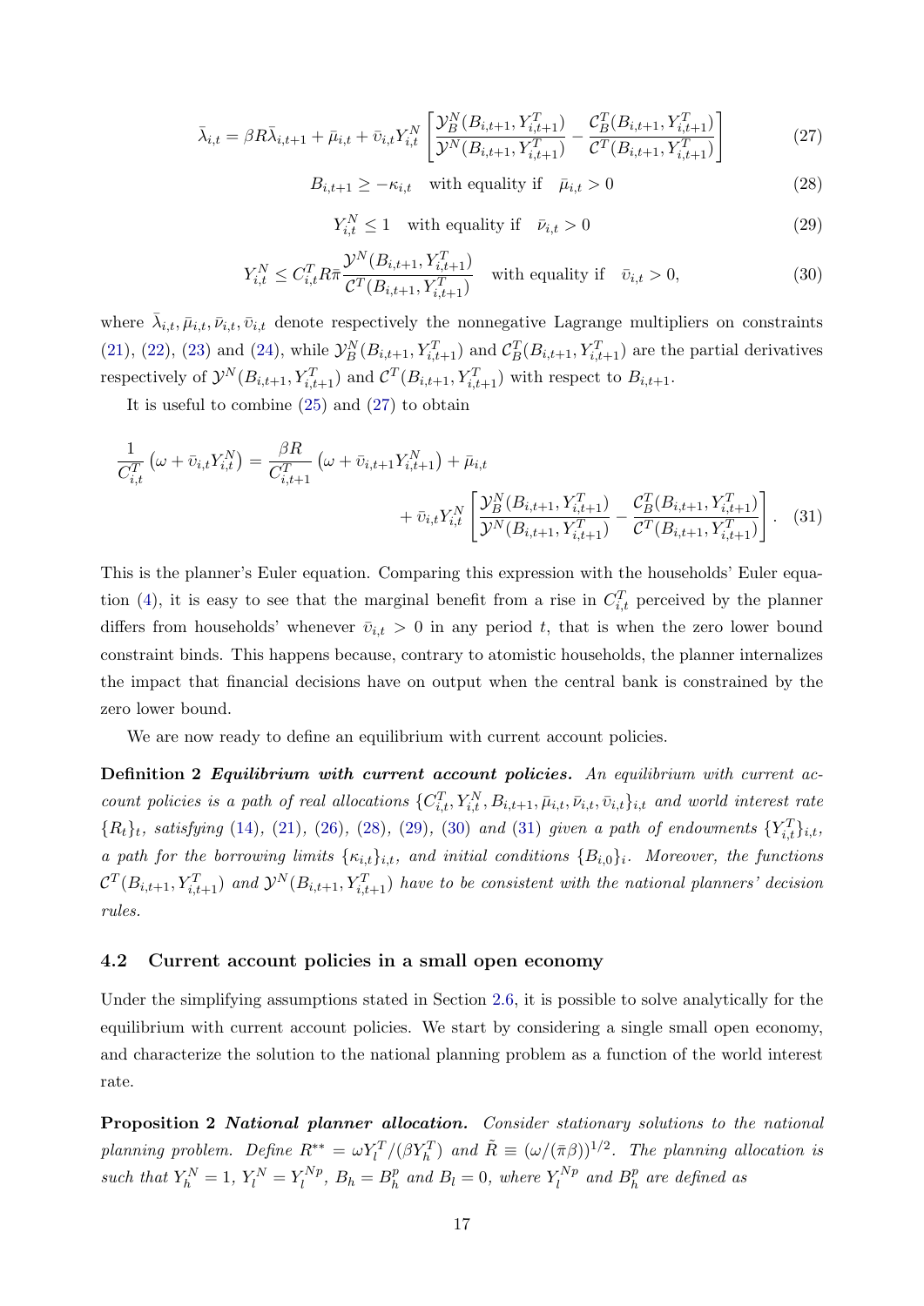$$\bar{\lambda}_{i,t} = \beta R \bar{\lambda}_{i,t+1} + \bar{\mu}_{i,t} + \bar{\upsilon}_{i,t} Y_{i,t}^N \left[ \frac{\mathcal{Y}_B^N(B_{i,t+1}, Y_{i,t+1}^T)}{\mathcal{Y}^N(B_{i,t+1}, Y_{i,t+1}^T)} - \frac{\mathcal{C}_B^T(B_{i,t+1}, Y_{i,t+1}^T)}{\mathcal{C}^T(B_{i,t+1}, Y_{i,t+1}^T)} \right] \tag{27}$$

$$B_{i,t+1} \geq -\kappa_{i,t} \quad \text{with equality if} \quad \bar{\mu}_{i,t} > 0 \tag{28}$$

$$Y_{i,t}^N \leq 1 \quad \text{with equality if} \quad \bar{\nu}_{i,t} > 0 \tag{29}$$

$$Y_{i,t}^N \leq C_{i,t}^T R \bar{\pi} \frac{\mathcal{Y}^N(B_{i,t+1}, Y_{i,t+1}^T)}{\mathcal{C}^T(B_{i,t+1}, Y_{i,t+1}^T)} \quad \text{with equality if} \quad \bar{\upsilon}_{i,t} > 0, \tag{30}$$

where $\bar{\lambda}_{i,t}, \bar{\mu}_{i,t}, \bar{\nu}_{i,t}, \bar{\upsilon}_{i,t}$ denote respectively the nonnegative Lagrange multipliers on constraints (21), (22), (23) and (24), while $\mathcal{Y}_B^N(B_{i,t+1}, Y_{i,t+1}^T)$ and $\mathcal{C}_B^T(B_{i,t+1}, Y_{i,t+1}^T)$ are the partial derivatives respectively of $\mathcal{Y}^N(B_{i,t+1}, Y_{i,t+1}^T)$ and $\mathcal{C}^T(B_{i,t+1}, Y_{i,t+1}^T)$ with respect to $B_{i,t+1}$.

It is useful to combine (25) and (27) to obtain

$$\frac{1}{C_{i,t}^T}\left(\omega + \bar{\upsilon}_{i,t} Y_{i,t}^N\right) = \frac{\beta R}{C_{i,t+1}^T}\left(\omega + \bar{\upsilon}_{i,t+1} Y_{i,t+1}^N\right) + \bar{\mu}_{i,t} + \bar{\upsilon}_{i,t} Y_{i,t}^N \left[ \frac{\mathcal{Y}_B^N(B_{i,t+1}, Y_{i,t+1}^T)}{\mathcal{Y}^N(B_{i,t+1}, Y_{i,t+1}^T)} - \frac{\mathcal{C}_B^T(B_{i,t+1}, Y_{i,t+1}^T)}{\mathcal{C}^T(B_{i,t+1}, Y_{i,t+1}^T)} \right]. \tag{31}$$

This is the planner's Euler equation. Comparing this expression with the households' Euler equation (4), it is easy to see that the marginal benefit from a rise in $C_{i,t}^T$ perceived by the planner differs from households' whenever $\bar{\upsilon}_{i,t} > 0$ in any period $t$, that is when the zero lower bound constraint binds. This happens because, contrary to atomistic households, the planner internalizes the impact that financial decisions have on output when the central bank is constrained by the zero lower bound.

We are now ready to define an equilibrium with current account policies.

**Definition 2** ***Equilibrium with current account policies.*** *An equilibrium with current account policies is a path of real allocations* $\{C_{i,t}^T, Y_{i,t}^N, B_{i,t+1}, \bar{\mu}_{i,t}, \bar{\nu}_{i,t}, \bar{\upsilon}_{i,t}\}_{i,t}$ *and world interest rate* $\{R_t\}_t$*, satisfying* (14)*,* (21)*,* (26)*,* (28)*,* (29)*,* (30) *and* (31) *given a path of endowments* $\{Y_{i,t}^T\}_{i,t}$*, a path for the borrowing limits* $\{\kappa_{i,t}\}_{i,t}$*, and initial conditions* $\{B_{i,0}\}_i$*. Moreover, the functions* $\mathcal{C}^T(B_{i,t+1}, Y_{i,t+1}^T)$ *and* $\mathcal{Y}^N(B_{i,t+1}, Y_{i,t+1}^T)$ *have to be consistent with the national planners' decision rules.*

### 4.2 Current account policies in a small open economy

Under the simplifying assumptions stated in Section 2.6, it is possible to solve analytically for the equilibrium with current account policies. We start by considering a single small open economy, and characterize the solution to the national planning problem as a function of the world interest rate.

**Proposition 2** ***National planner allocation.*** *Consider stationary solutions to the national planning problem. Define* $R^{**} = \omega Y_l^T/(\beta Y_h^T)$ *and* $\tilde{R} \equiv (\omega/(\bar{\pi}\beta))^{1/2}$*. The planning allocation is such that* $Y_h^N = 1$*,* $Y_l^N = Y_l^{Np}$*,* $B_h = B_h^p$ *and* $B_l = 0$*, where* $Y_l^{Np}$ *and* $B_h^p$ *are defined as*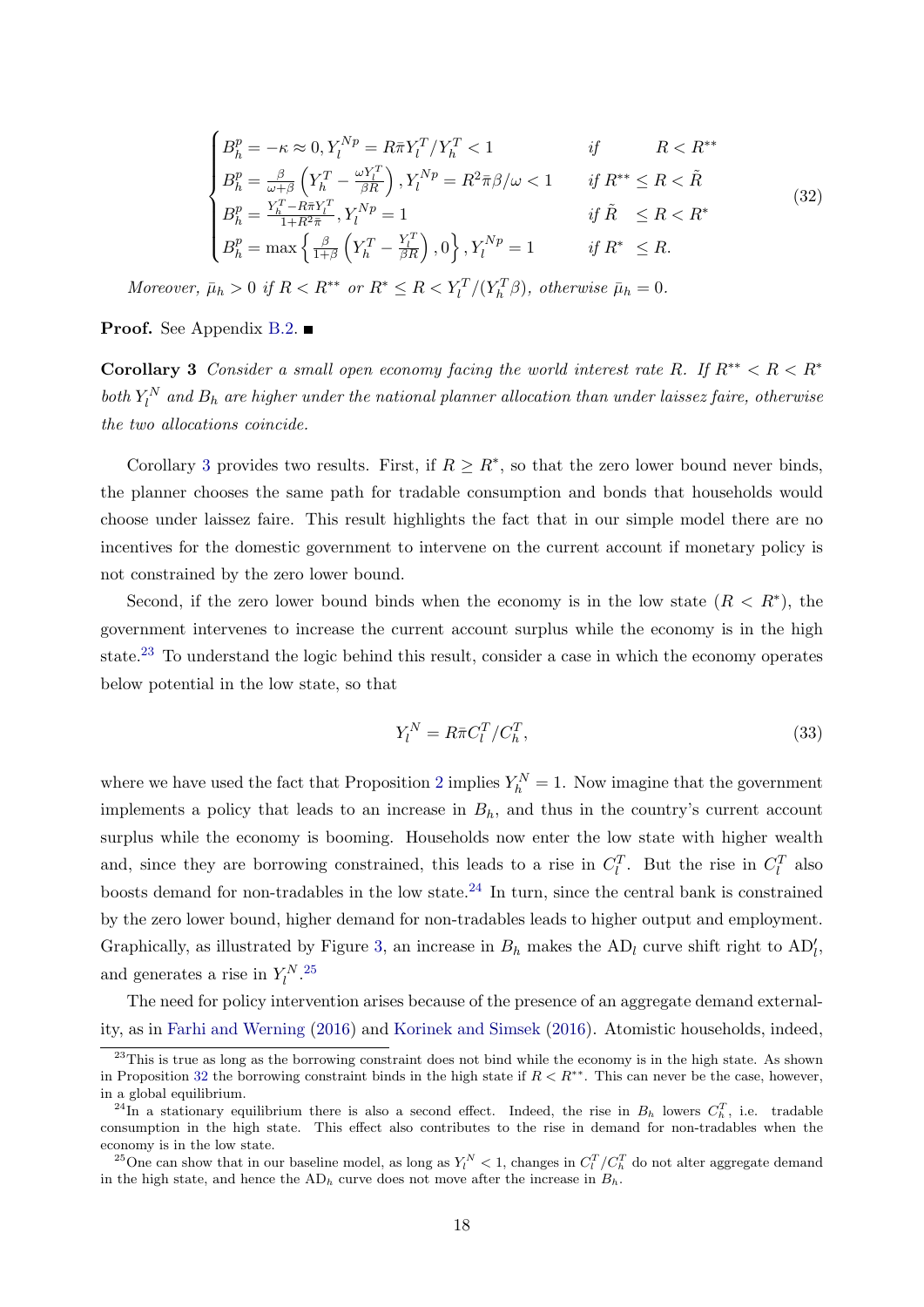$$
\begin{cases}
B_h^p = -\kappa \approx 0, Y_l^{Np} = R\bar{\pi} Y_l^T / Y_h^T < 1 & \text{if} \quad R < R^{**} \\
B_h^p = \frac{\beta}{\omega+\beta}\left(Y_h^T - \frac{\omega Y_l^T}{\beta R}\right), Y_l^{Np} = R^2 \bar{\pi} \beta / \omega < 1 & \text{if } R^{**} \leq R < \tilde{R} \\
B_h^p = \frac{Y_h^T - R\bar{\pi} Y_l^T}{1+R^2\bar{\pi}}, Y_l^{Np} = 1 & \text{if } \tilde{R} \quad \leq R < R^* \\
B_h^p = \max\left\{\frac{\beta}{1+\beta}\left(Y_h^T - \frac{Y_l^T}{\beta R}\right), 0\right\}, Y_l^{Np} = 1 & \text{if } R^* \quad \leq R.
\end{cases}
\tag{32}
$$

*Moreover,* $\bar{\mu}_h > 0$ *if* $R < R^{**}$ *or* $R^* \leq R < Y_l^T/(Y_h^T \beta)$*, otherwise* $\bar{\mu}_h = 0$.

**Proof.** See Appendix B.2. ■

**Corollary 3** *Consider a small open economy facing the world interest rate* $R$*. If* $R^{**} < R < R^*$ *both* $Y_l^N$ *and* $B_h$ *are higher under the national planner allocation than under laissez faire, otherwise the two allocations coincide.*

Corollary 3 provides two results. First, if $R \geq R^*$, so that the zero lower bound never binds, the planner chooses the same path for tradable consumption and bonds that households would choose under laissez faire. This result highlights the fact that in our simple model there are no incentives for the domestic government to intervene on the current account if monetary policy is not constrained by the zero lower bound.

Second, if the zero lower bound binds when the economy is in the low state ($R < R^*$), the government intervenes to increase the current account surplus while the economy is in the high state.[23] To understand the logic behind this result, consider a case in which the economy operates below potential in the low state, so that

$$
Y_l^N = R\bar{\pi} C_l^T / C_h^T, \tag{33}
$$

where we have used the fact that Proposition 2 implies $Y_h^N = 1$. Now imagine that the government implements a policy that leads to an increase in $B_h$, and thus in the country's current account surplus while the economy is booming. Households now enter the low state with higher wealth and, since they are borrowing constrained, this leads to a rise in $C_l^T$. But the rise in $C_l^T$ also boosts demand for non-tradables in the low state.[24] In turn, since the central bank is constrained by the zero lower bound, higher demand for non-tradables leads to higher output and employment. Graphically, as illustrated by Figure 3, an increase in $B_h$ makes the $\text{AD}_l$ curve shift right to $\text{AD}_l'$, and generates a rise in $Y_l^N$.[25]

The need for policy intervention arises because of the presence of an aggregate demand externality, as in Farhi and Werning (2016) and Korinek and Simsek (2016). Atomistic households, indeed,

[23] This is true as long as the borrowing constraint does not bind while the economy is in the high state. As shown in Proposition 32 the borrowing constraint binds in the high state if $R < R^{**}$. This can never be the case, however, in a global equilibrium.

[24] In a stationary equilibrium there is also a second effect. Indeed, the rise in $B_h$ lowers $C_h^T$, i.e. tradable consumption in the high state. This effect also contributes to the rise in demand for non-tradables when the economy is in the low state.

[25] One can show that in our baseline model, as long as $Y_l^N < 1$, changes in $C_l^T/C_h^T$ do not alter aggregate demand in the high state, and hence the $\text{AD}_h$ curve does not move after the increase in $B_h$.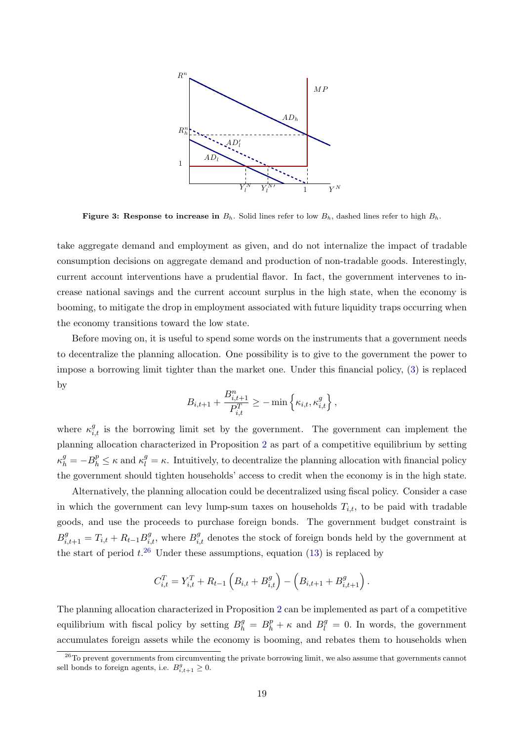**Figure 3: Response to increase in $B_h$.** Solid lines refer to low $B_h$, dashed lines refer to high $B_h$.

take aggregate demand and employment as given, and do not internalize the impact of tradable consumption decisions on aggregate demand and production of non-tradable goods. Interestingly, current account interventions have a prudential flavor. In fact, the government intervenes to increase national savings and the current account surplus in the high state, when the economy is booming, to mitigate the drop in employment associated with future liquidity traps occurring when the economy transitions toward the low state.

Before moving on, it is useful to spend some words on the instruments that a government needs to decentralize the planning allocation. One possibility is to give to the government the power to impose a borrowing limit tighter than the market one. Under this financial policy, (3) is replaced by

$$B_{i,t+1} + \frac{B^n_{i,t+1}}{P^T_{i,t}} \geq -\min\left\{\kappa_{i,t}, \kappa^g_{i,t}\right\},$$

where $\kappa^g_{i,t}$ is the borrowing limit set by the government. The government can implement the planning allocation characterized in Proposition 2 as part of a competitive equilibrium by setting $\kappa^g_h = -B^p_h \leq \kappa$ and $\kappa^g_l = \kappa$. Intuitively, to decentralize the planning allocation with financial policy the government should tighten households' access to credit when the economy is in the high state.

Alternatively, the planning allocation could be decentralized using fiscal policy. Consider a case in which the government can levy lump-sum taxes on households $T_{i,t}$, to be paid with tradable goods, and use the proceeds to purchase foreign bonds. The government budget constraint is $B^g_{i,t+1} = T_{i,t} + R_{t-1}B^g_{i,t}$, where $B^g_{i,t}$ denotes the stock of foreign bonds held by the government at the start of period $t$.[26] Under these assumptions, equation (13) is replaced by

$$C^T_{i,t} = Y^T_{i,t} + R_{t-1}\left(B_{i,t} + B^g_{i,t}\right) - \left(B_{i,t+1} + B^g_{i,t+1}\right).$$

The planning allocation characterized in Proposition 2 can be implemented as part of a competitive equilibrium with fiscal policy by setting $B^g_h = B^p_h + \kappa$ and $B^g_l = 0$. In words, the government accumulates foreign assets while the economy is booming, and rebates them to households when

[26] To prevent governments from circumventing the private borrowing limit, we also assume that governments cannot sell bonds to foreign agents, i.e. $B^g_{i,t+1} \geq 0$.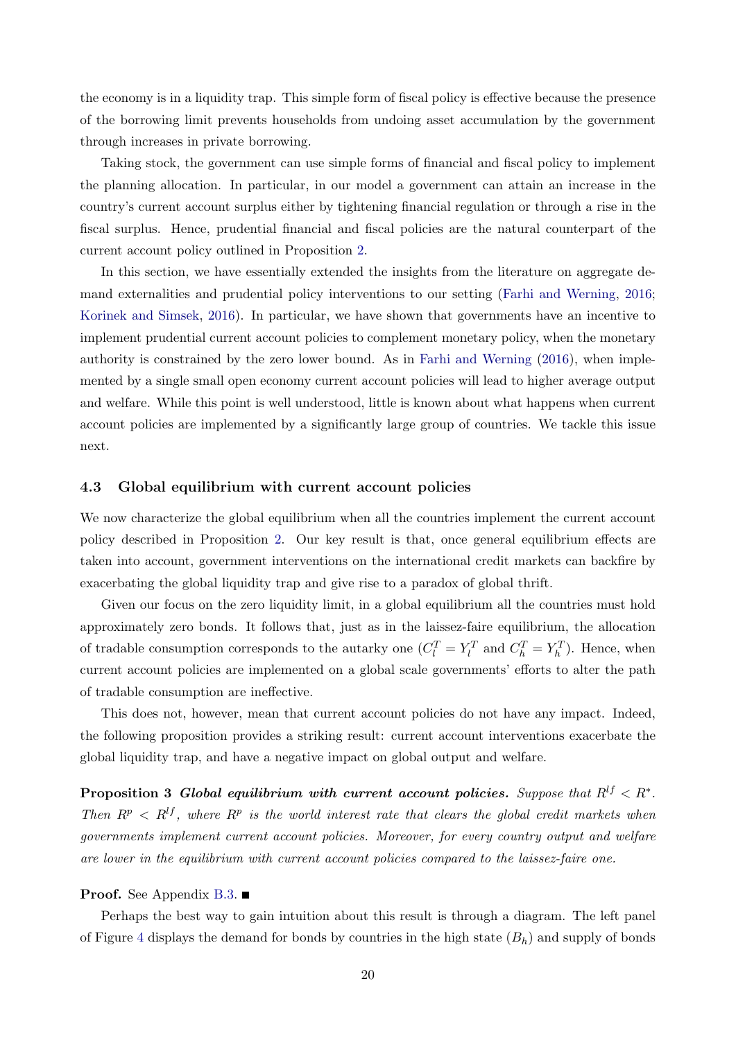the economy is in a liquidity trap. This simple form of fiscal policy is effective because the presence of the borrowing limit prevents households from undoing asset accumulation by the government through increases in private borrowing.

Taking stock, the government can use simple forms of financial and fiscal policy to implement the planning allocation. In particular, in our model a government can attain an increase in the country's current account surplus either by tightening financial regulation or through a rise in the fiscal surplus. Hence, prudential financial and fiscal policies are the natural counterpart of the current account policy outlined in Proposition 2.

In this section, we have essentially extended the insights from the literature on aggregate demand externalities and prudential policy interventions to our setting (Farhi and Werning, 2016; Korinek and Simsek, 2016). In particular, we have shown that governments have an incentive to implement prudential current account policies to complement monetary policy, when the monetary authority is constrained by the zero lower bound. As in Farhi and Werning (2016), when implemented by a single small open economy current account policies will lead to higher average output and welfare. While this point is well understood, little is known about what happens when current account policies are implemented by a significantly large group of countries. We tackle this issue next.

### 4.3 Global equilibrium with current account policies

We now characterize the global equilibrium when all the countries implement the current account policy described in Proposition 2. Our key result is that, once general equilibrium effects are taken into account, government interventions on the international credit markets can backfire by exacerbating the global liquidity trap and give rise to a paradox of global thrift.

Given our focus on the zero liquidity limit, in a global equilibrium all the countries must hold approximately zero bonds. It follows that, just as in the laissez-faire equilibrium, the allocation of tradable consumption corresponds to the autarky one ($C_l^T = Y_l^T$ and $C_h^T = Y_h^T$). Hence, when current account policies are implemented on a global scale governments' efforts to alter the path of tradable consumption are ineffective.

This does not, however, mean that current account policies do not have any impact. Indeed, the following proposition provides a striking result: current account interventions exacerbate the global liquidity trap, and have a negative impact on global output and welfare.

**Proposition 3** ***Global equilibrium with current account policies.*** *Suppose that $R^{lf} < R^*$. Then $R^p < R^{lf}$, where $R^p$ is the world interest rate that clears the global credit markets when governments implement current account policies. Moreover, for every country output and welfare are lower in the equilibrium with current account policies compared to the laissez-faire one.*

**Proof.** See Appendix B.3. ■

Perhaps the best way to gain intuition about this result is through a diagram. The left panel of Figure 4 displays the demand for bonds by countries in the high state ($B_h$) and supply of bonds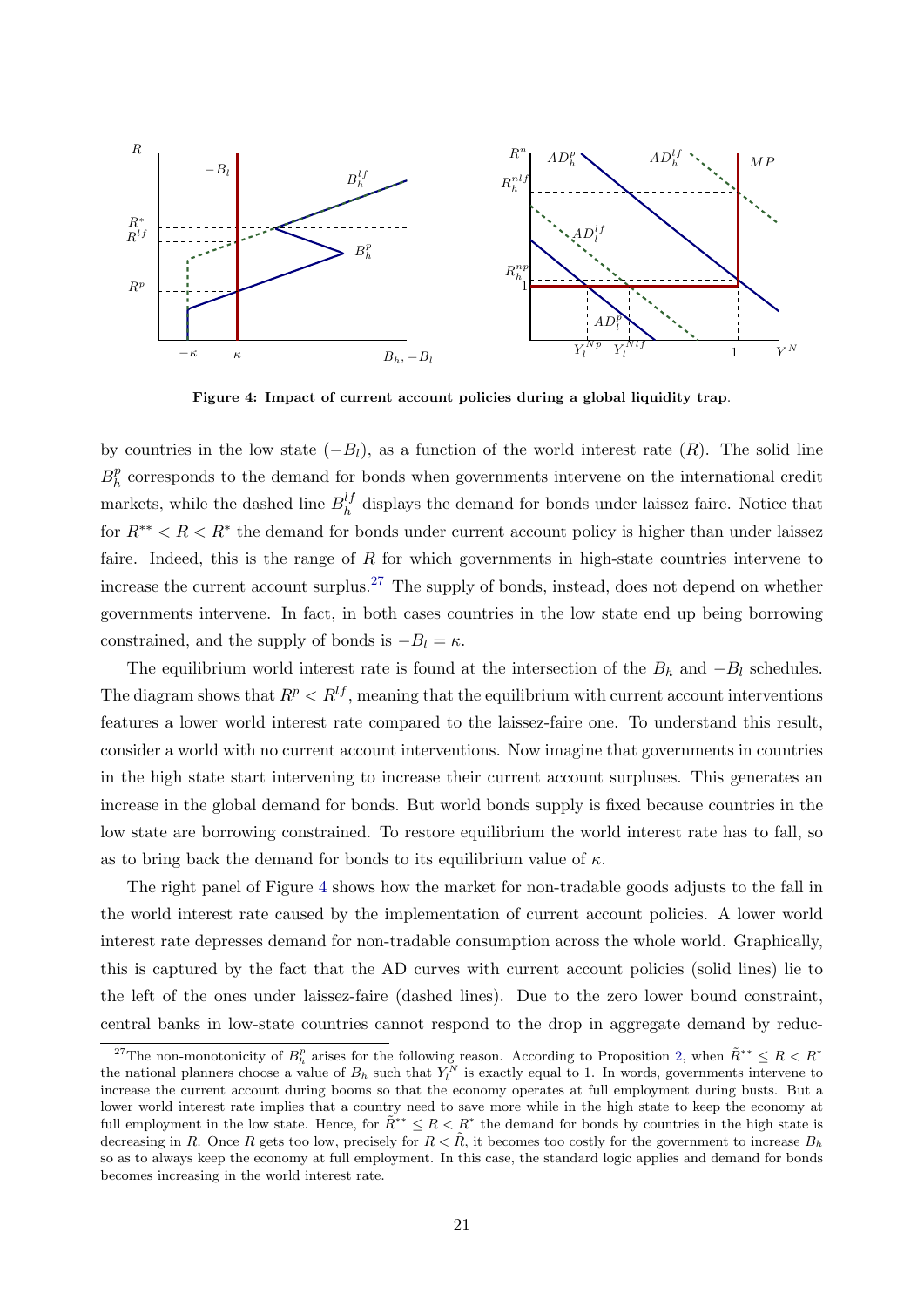**Figure 4: Impact of current account policies during a global liquidity trap.**

by countries in the low state ($-B_l$), as a function of the world interest rate ($R$). The solid line $B_h^p$ corresponds to the demand for bonds when governments intervene on the international credit markets, while the dashed line $B_h^{lf}$ displays the demand for bonds under laissez faire. Notice that for $R^{**} < R < R^*$ the demand for bonds under current account policy is higher than under laissez faire. Indeed, this is the range of $R$ for which governments in high-state countries intervene to increase the current account surplus.[27] The supply of bonds, instead, does not depend on whether governments intervene. In fact, in both cases countries in the low state end up being borrowing constrained, and the supply of bonds is $-B_l = \kappa$.

The equilibrium world interest rate is found at the intersection of the $B_h$ and $-B_l$ schedules. The diagram shows that $R^p < R^{lf}$, meaning that the equilibrium with current account interventions features a lower world interest rate compared to the laissez-faire one. To understand this result, consider a world with no current account interventions. Now imagine that governments in countries in the high state start intervening to increase their current account surpluses. This generates an increase in the global demand for bonds. But world bonds supply is fixed because countries in the low state are borrowing constrained. To restore equilibrium the world interest rate has to fall, so as to bring back the demand for bonds to its equilibrium value of $\kappa$.

The right panel of Figure 4 shows how the market for non-tradable goods adjusts to the fall in the world interest rate caused by the implementation of current account policies. A lower world interest rate depresses demand for non-tradable consumption across the whole world. Graphically, this is captured by the fact that the AD curves with current account policies (solid lines) lie to the left of the ones under laissez-faire (dashed lines). Due to the zero lower bound constraint, central banks in low-state countries cannot respond to the drop in aggregate demand by reduc-

[27] The non-monotonicity of $B_h^p$ arises for the following reason. According to Proposition 2, when $\tilde{R}^{**} \leq R < R^*$ the national planners choose a value of $B_h$ such that $Y_l^N$ is exactly equal to 1. In words, governments intervene to increase the current account during booms so that the economy operates at full employment during busts. But a lower world interest rate implies that a country need to save more while in the high state to keep the economy at full employment in the low state. Hence, for $\tilde{R}^{**} \leq R < R^*$ the demand for bonds by countries in the high state is decreasing in $R$. Once $R$ gets too low, precisely for $R < \tilde{R}$, it becomes too costly for the government to increase $B_h$ so as to always keep the economy at full employment. In this case, the standard logic applies and demand for bonds becomes increasing in the world interest rate.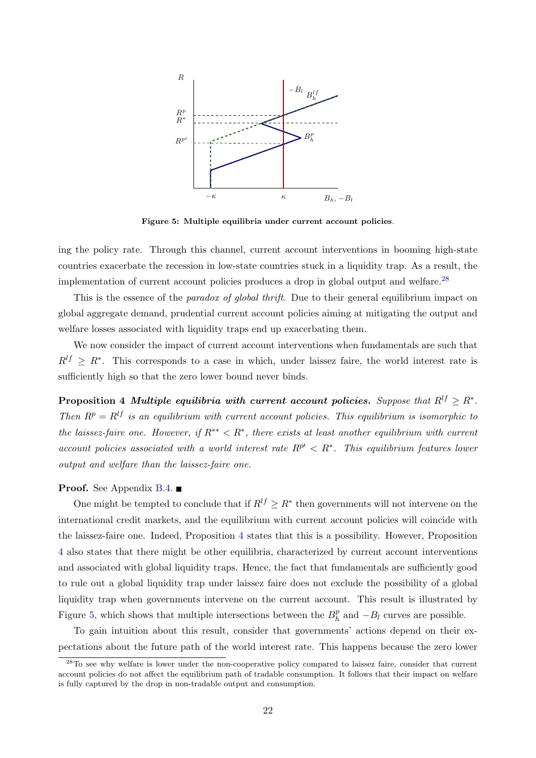**Figure 5: Multiple equilibria under current account policies**.

ing the policy rate. Through this channel, current account interventions in booming high-state countries exacerbate the recession in low-state countries stuck in a liquidity trap. As a result, the implementation of current account policies produces a drop in global output and welfare.[28]

This is the essence of the *paradox of global thrift*. Due to their general equilibrium impact on global aggregate demand, prudential current account policies aiming at mitigating the output and welfare losses associated with liquidity traps end up exacerbating them.

We now consider the impact of current account interventions when fundamentals are such that $R^{lf} \geq R^*$. This corresponds to a case in which, under laissez faire, the world interest rate is sufficiently high so that the zero lower bound never binds.

**Proposition 4** ***Multiple equilibria with current account policies.*** *Suppose that $R^{lf} \geq R^*$. Then $R^p = R^{lf}$ is an equilibrium with current account policies. This equilibrium is isomorphic to the laissez-faire one. However, if $R^{**} < R^*$, there exists at least another equilibrium with current account policies associated with a world interest rate $R^{p\prime} < R^*$. This equilibrium features lower output and welfare than the laissez-faire one.*

**Proof.** See Appendix B.4. ■

One might be tempted to conclude that if $R^{lf} \geq R^*$ then governments will not intervene on the international credit markets, and the equilibrium with current account policies will coincide with the laissez-faire one. Indeed, Proposition 4 states that this is a possibility. However, Proposition 4 also states that there might be other equilibria, characterized by current account interventions and associated with global liquidity traps. Hence, the fact that fundamentals are sufficiently good to rule out a global liquidity trap under laissez faire does not exclude the possibility of a global liquidity trap when governments intervene on the current account. This result is illustrated by Figure 5, which shows that multiple intersections between the $B_h^p$ and $-B_l$ curves are possible.

To gain intuition about this result, consider that governments' actions depend on their expectations about the future path of the world interest rate. This happens because the zero lower

[28] To see why welfare is lower under the non-cooperative policy compared to laissez faire, consider that current account policies do not affect the equilibrium path of tradable consumption. It follows that their impact on welfare is fully captured by the drop in non-tradable output and consumption.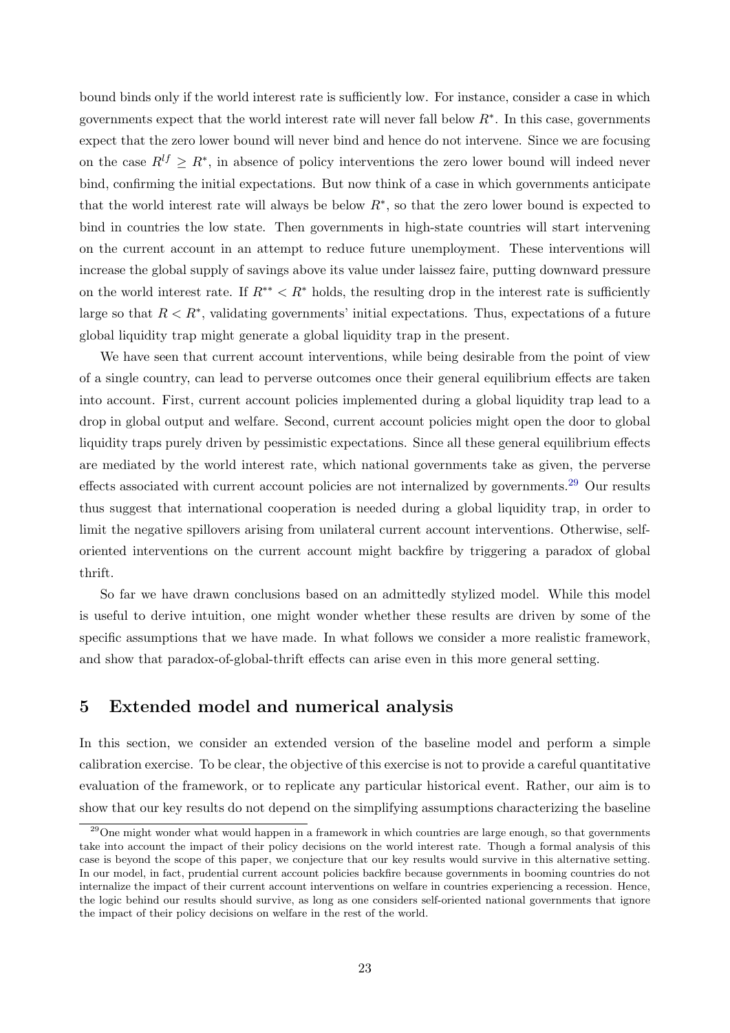bound binds only if the world interest rate is sufficiently low. For instance, consider a case in which governments expect that the world interest rate will never fall below $R^*$. In this case, governments expect that the zero lower bound will never bind and hence do not intervene. Since we are focusing on the case $R^{lf} \geq R^*$, in absence of policy interventions the zero lower bound will indeed never bind, confirming the initial expectations. But now think of a case in which governments anticipate that the world interest rate will always be below $R^*$, so that the zero lower bound is expected to bind in countries the low state. Then governments in high-state countries will start intervening on the current account in an attempt to reduce future unemployment. These interventions will increase the global supply of savings above its value under laissez faire, putting downward pressure on the world interest rate. If $R^{**} < R^*$ holds, the resulting drop in the interest rate is sufficiently large so that $R < R^*$, validating governments' initial expectations. Thus, expectations of a future global liquidity trap might generate a global liquidity trap in the present.

We have seen that current account interventions, while being desirable from the point of view of a single country, can lead to perverse outcomes once their general equilibrium effects are taken into account. First, current account policies implemented during a global liquidity trap lead to a drop in global output and welfare. Second, current account policies might open the door to global liquidity traps purely driven by pessimistic expectations. Since all these general equilibrium effects are mediated by the world interest rate, which national governments take as given, the perverse effects associated with current account policies are not internalized by governments.[29] Our results thus suggest that international cooperation is needed during a global liquidity trap, in order to limit the negative spillovers arising from unilateral current account interventions. Otherwise, self-oriented interventions on the current account might backfire by triggering a paradox of global thrift.

So far we have drawn conclusions based on an admittedly stylized model. While this model is useful to derive intuition, one might wonder whether these results are driven by some of the specific assumptions that we have made. In what follows we consider a more realistic framework, and show that paradox-of-global-thrift effects can arise even in this more general setting.

## 5 Extended model and numerical analysis

In this section, we consider an extended version of the baseline model and perform a simple calibration exercise. To be clear, the objective of this exercise is not to provide a careful quantitative evaluation of the framework, or to replicate any particular historical event. Rather, our aim is to show that our key results do not depend on the simplifying assumptions characterizing the baseline

[29] One might wonder what would happen in a framework in which countries are large enough, so that governments take into account the impact of their policy decisions on the world interest rate. Though a formal analysis of this case is beyond the scope of this paper, we conjecture that our key results would survive in this alternative setting. In our model, in fact, prudential current account policies backfire because governments in booming countries do not internalize the impact of their current account interventions on welfare in countries experiencing a recession. Hence, the logic behind our results should survive, as long as one considers self-oriented national governments that ignore the impact of their policy decisions on welfare in the rest of the world.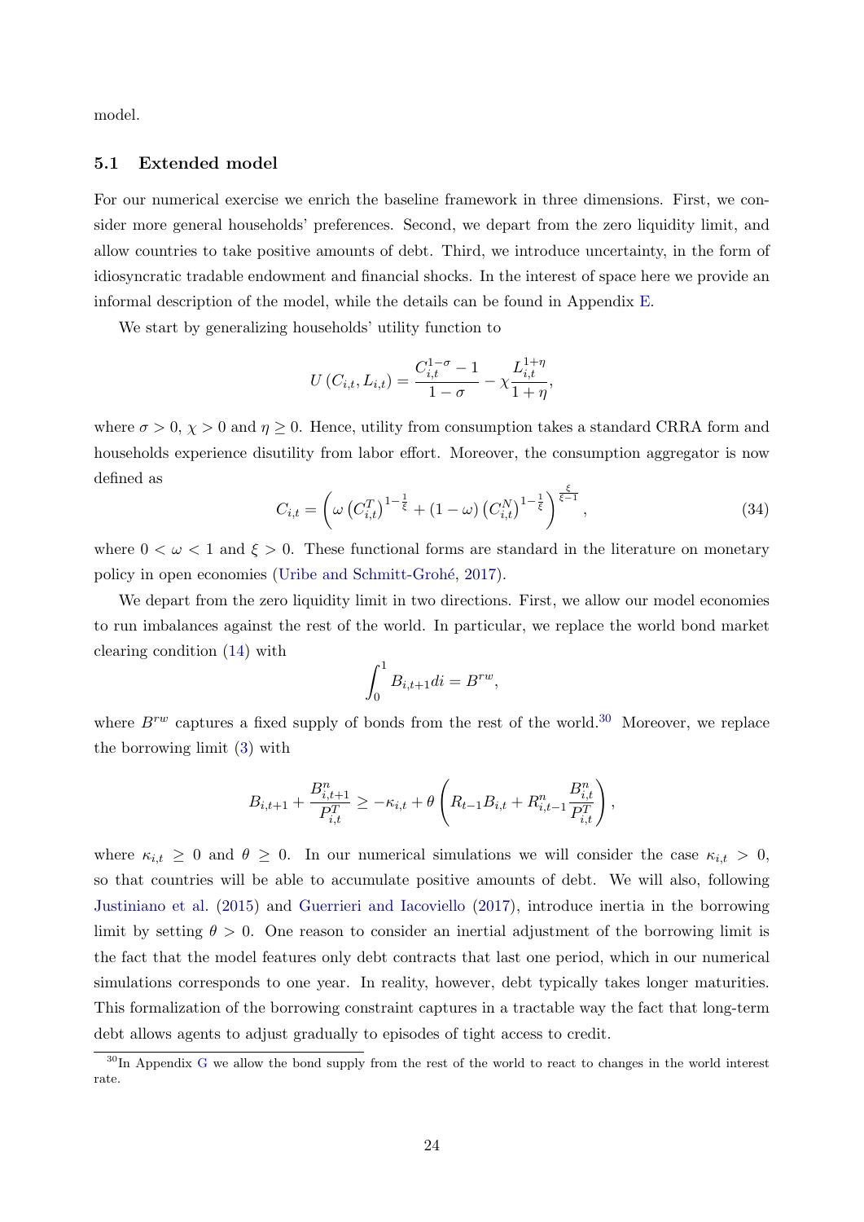model.

### 5.1 Extended model

For our numerical exercise we enrich the baseline framework in three dimensions. First, we consider more general households' preferences. Second, we depart from the zero liquidity limit, and allow countries to take positive amounts of debt. Third, we introduce uncertainty, in the form of idiosyncratic tradable endowment and financial shocks. In the interest of space here we provide an informal description of the model, while the details can be found in Appendix E.

We start by generalizing households' utility function to

$$U\left(C_{i,t}, L_{i,t}\right) = \frac{C_{i,t}^{1-\sigma} - 1}{1-\sigma} - \chi \frac{L_{i,t}^{1+\eta}}{1+\eta},$$

where $\sigma > 0$, $\chi > 0$ and $\eta \geq 0$. Hence, utility from consumption takes a standard CRRA form and households experience disutility from labor effort. Moreover, the consumption aggregator is now defined as

$$C_{i,t} = \left(\omega \left(C_{i,t}^{T}\right)^{1-\frac{1}{\xi}} + (1-\omega)\left(C_{i,t}^{N}\right)^{1-\frac{1}{\xi}}\right)^{\frac{\xi}{\xi-1}}, \tag{34}$$

where $0 < \omega < 1$ and $\xi > 0$. These functional forms are standard in the literature on monetary policy in open economies (Uribe and Schmitt-Grohé, 2017).

We depart from the zero liquidity limit in two directions. First, we allow our model economies to run imbalances against the rest of the world. In particular, we replace the world bond market clearing condition (14) with

$$\int_0^1 B_{i,t+1} di = B^{rw},$$

where $B^{rw}$ captures a fixed supply of bonds from the rest of the world.[30] Moreover, we replace the borrowing limit (3) with

$$B_{i,t+1} + \frac{B_{i,t+1}^{n}}{P_{i,t}^{T}} \geq -\kappa_{i,t} + \theta\left(R_{t-1}B_{i,t} + R_{i,t-1}^{n}\frac{B_{i,t}^{n}}{P_{i,t}^{T}}\right),$$

where $\kappa_{i,t} \geq 0$ and $\theta \geq 0$. In our numerical simulations we will consider the case $\kappa_{i,t} > 0$, so that countries will be able to accumulate positive amounts of debt. We will also, following Justiniano et al. (2015) and Guerrieri and Iacoviello (2017), introduce inertia in the borrowing limit by setting $\theta > 0$. One reason to consider an inertial adjustment of the borrowing limit is the fact that the model features only debt contracts that last one period, which in our numerical simulations corresponds to one year. In reality, however, debt typically takes longer maturities. This formalization of the borrowing constraint captures in a tractable way the fact that long-term debt allows agents to adjust gradually to episodes of tight access to credit.

[30] In Appendix G we allow the bond supply from the rest of the world to react to changes in the world interest rate.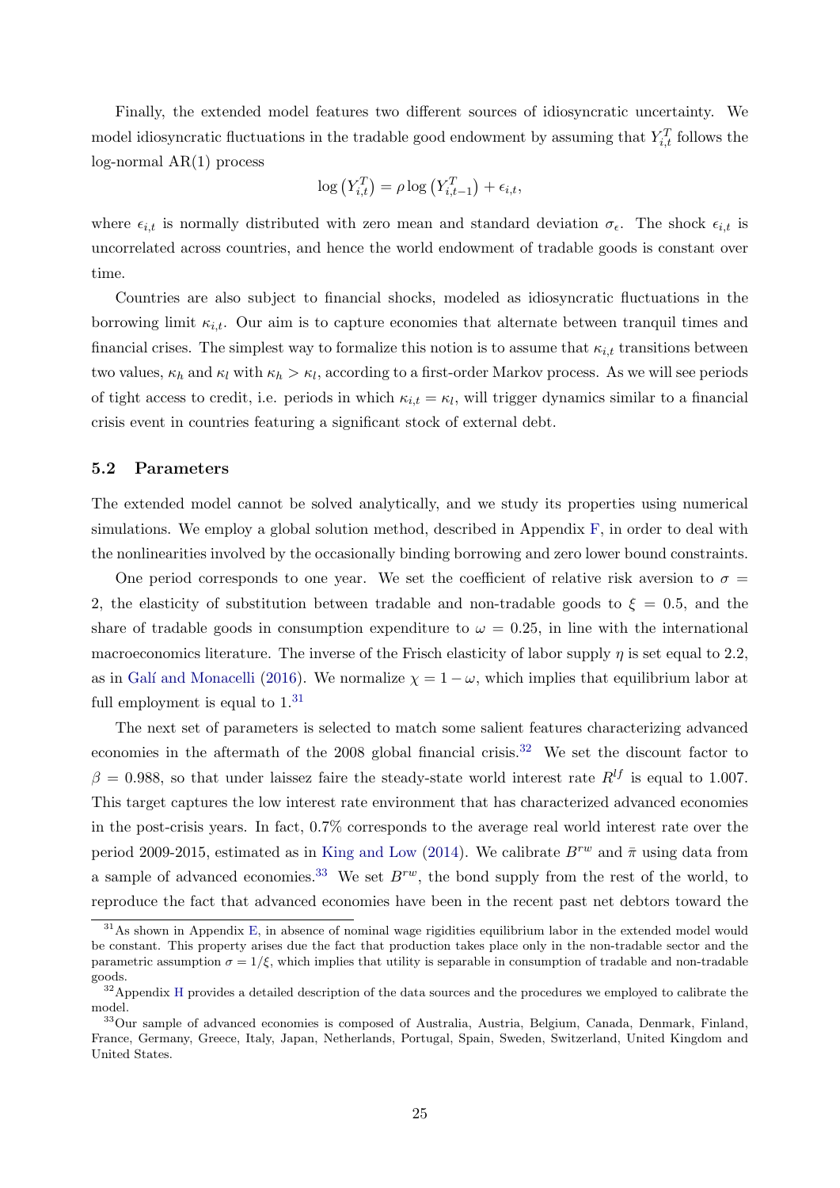Finally, the extended model features two different sources of idiosyncratic uncertainty. We model idiosyncratic fluctuations in the tradable good endowment by assuming that $Y_{i,t}^T$ follows the log-normal AR(1) process

$$\log\left(Y_{i,t}^T\right) = \rho \log\left(Y_{i,t-1}^T\right) + \epsilon_{i,t},$$

where $\epsilon_{i,t}$ is normally distributed with zero mean and standard deviation $\sigma_\epsilon$. The shock $\epsilon_{i,t}$ is uncorrelated across countries, and hence the world endowment of tradable goods is constant over time.

Countries are also subject to financial shocks, modeled as idiosyncratic fluctuations in the borrowing limit $\kappa_{i,t}$. Our aim is to capture economies that alternate between tranquil times and financial crises. The simplest way to formalize this notion is to assume that $\kappa_{i,t}$ transitions between two values, $\kappa_h$ and $\kappa_l$ with $\kappa_h > \kappa_l$, according to a first-order Markov process. As we will see periods of tight access to credit, i.e. periods in which $\kappa_{i,t} = \kappa_l$, will trigger dynamics similar to a financial crisis event in countries featuring a significant stock of external debt.

### 5.2 Parameters

The extended model cannot be solved analytically, and we study its properties using numerical simulations. We employ a global solution method, described in Appendix F, in order to deal with the nonlinearities involved by the occasionally binding borrowing and zero lower bound constraints.

One period corresponds to one year. We set the coefficient of relative risk aversion to $\sigma = 2$, the elasticity of substitution between tradable and non-tradable goods to $\xi = 0.5$, and the share of tradable goods in consumption expenditure to $\omega = 0.25$, in line with the international macroeconomics literature. The inverse of the Frisch elasticity of labor supply $\eta$ is set equal to 2.2, as in Galí and Monacelli (2016). We normalize $\chi = 1 - \omega$, which implies that equilibrium labor at full employment is equal to 1.[31]

The next set of parameters is selected to match some salient features characterizing advanced economies in the aftermath of the 2008 global financial crisis.[32] We set the discount factor to $\beta = 0.988$, so that under laissez faire the steady-state world interest rate $R^{lf}$ is equal to 1.007. This target captures the low interest rate environment that has characterized advanced economies in the post-crisis years. In fact, 0.7% corresponds to the average real world interest rate over the period 2009-2015, estimated as in King and Low (2014). We calibrate $B^{rw}$ and $\bar{\pi}$ using data from a sample of advanced economies.[33] We set $B^{rw}$, the bond supply from the rest of the world, to reproduce the fact that advanced economies have been in the recent past net debtors toward the

[31] As shown in Appendix E, in absence of nominal wage rigidities equilibrium labor in the extended model would be constant. This property arises due the fact that production takes place only in the non-tradable sector and the parametric assumption $\sigma = 1/\xi$, which implies that utility is separable in consumption of tradable and non-tradable goods.

[32] Appendix H provides a detailed description of the data sources and the procedures we employed to calibrate the model.

[33] Our sample of advanced economies is composed of Australia, Austria, Belgium, Canada, Denmark, Finland, France, Germany, Greece, Italy, Japan, Netherlands, Portugal, Spain, Sweden, Switzerland, United Kingdom and United States.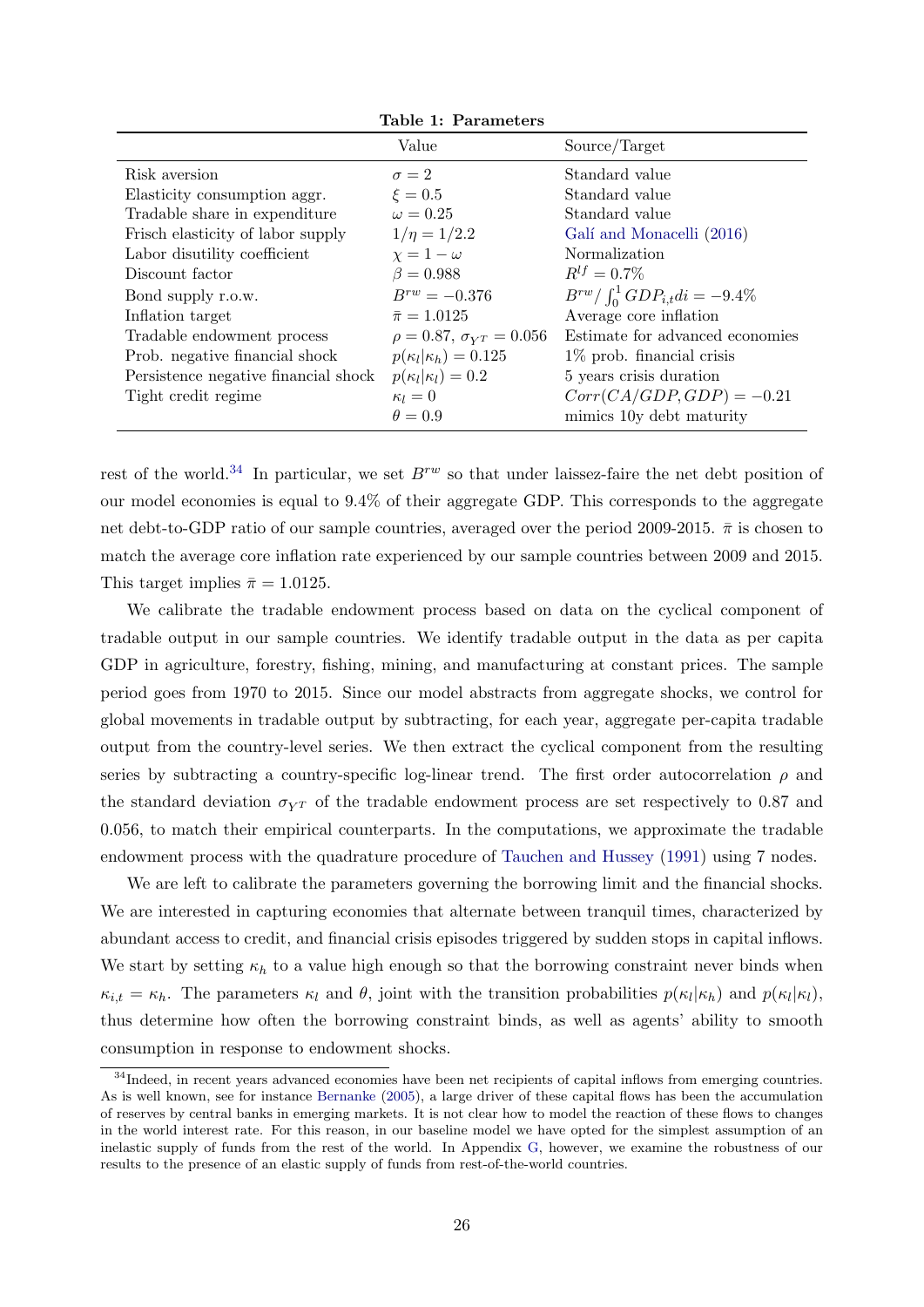**Table 1: Parameters**

| | Value | Source/Target |
|---|---|---|
| Risk aversion | $\sigma = 2$ | Standard value |
| Elasticity consumption aggr. | $\xi = 0.5$ | Standard value |
| Tradable share in expenditure | $\omega = 0.25$ | Standard value |
| Frisch elasticity of labor supply | $1/\eta = 1/2.2$ | Galí and Monacelli (2016) |
| Labor disutility coefficient | $\chi = 1 - \omega$ | Normalization |
| Discount factor | $\beta = 0.988$ | $R^{lf} = 0.7\%$ |
| Bond supply r.o.w. | $B^{rw} = -0.376$ | $B^{rw} / \int_0^1 GDP_{i,t} di = -9.4\%$ |
| Inflation target | $\bar{\pi} = 1.0125$ | Average core inflation |
| Tradable endowment process | $\rho = 0.87$, $\sigma_{Y^T} = 0.056$ | Estimate for advanced economies |
| Prob. negative financial shock | $p(\kappa_l \vert \kappa_h) = 0.125$ | 1% prob. financial crisis |
| Persistence negative financial shock | $p(\kappa_l \vert \kappa_l) = 0.2$ | 5 years crisis duration |
| Tight credit regime | $\kappa_l = 0$ | $Corr(CA/GDP, GDP) = -0.21$ |
| | $\theta = 0.9$ | mimics 10y debt maturity |

rest of the world.[34] In particular, we set $B^{rw}$ so that under laissez-faire the net debt position of our model economies is equal to 9.4% of their aggregate GDP. This corresponds to the aggregate net debt-to-GDP ratio of our sample countries, averaged over the period 2009-2015. $\bar{\pi}$ is chosen to match the average core inflation rate experienced by our sample countries between 2009 and 2015. This target implies $\bar{\pi} = 1.0125$.

We calibrate the tradable endowment process based on data on the cyclical component of tradable output in our sample countries. We identify tradable output in the data as per capita GDP in agriculture, forestry, fishing, mining, and manufacturing at constant prices. The sample period goes from 1970 to 2015. Since our model abstracts from aggregate shocks, we control for global movements in tradable output by subtracting, for each year, aggregate per-capita tradable output from the country-level series. We then extract the cyclical component from the resulting series by subtracting a country-specific log-linear trend. The first order autocorrelation $\rho$ and the standard deviation $\sigma_{Y^T}$ of the tradable endowment process are set respectively to 0.87 and 0.056, to match their empirical counterparts. In the computations, we approximate the tradable endowment process with the quadrature procedure of Tauchen and Hussey (1991) using 7 nodes.

We are left to calibrate the parameters governing the borrowing limit and the financial shocks. We are interested in capturing economies that alternate between tranquil times, characterized by abundant access to credit, and financial crisis episodes triggered by sudden stops in capital inflows. We start by setting $\kappa_h$ to a value high enough so that the borrowing constraint never binds when $\kappa_{i,t} = \kappa_h$. The parameters $\kappa_l$ and $\theta$, joint with the transition probabilities $p(\kappa_l|\kappa_h)$ and $p(\kappa_l|\kappa_l)$, thus determine how often the borrowing constraint binds, as well as agents' ability to smooth consumption in response to endowment shocks.

[34] Indeed, in recent years advanced economies have been net recipients of capital inflows from emerging countries. As is well known, see for instance Bernanke (2005), a large driver of these capital flows has been the accumulation of reserves by central banks in emerging markets. It is not clear how to model the reaction of these flows to changes in the world interest rate. For this reason, in our baseline model we have opted for the simplest assumption of an inelastic supply of funds from the rest of the world. In Appendix G, however, we examine the robustness of our results to the presence of an elastic supply of funds from rest-of-the-world countries.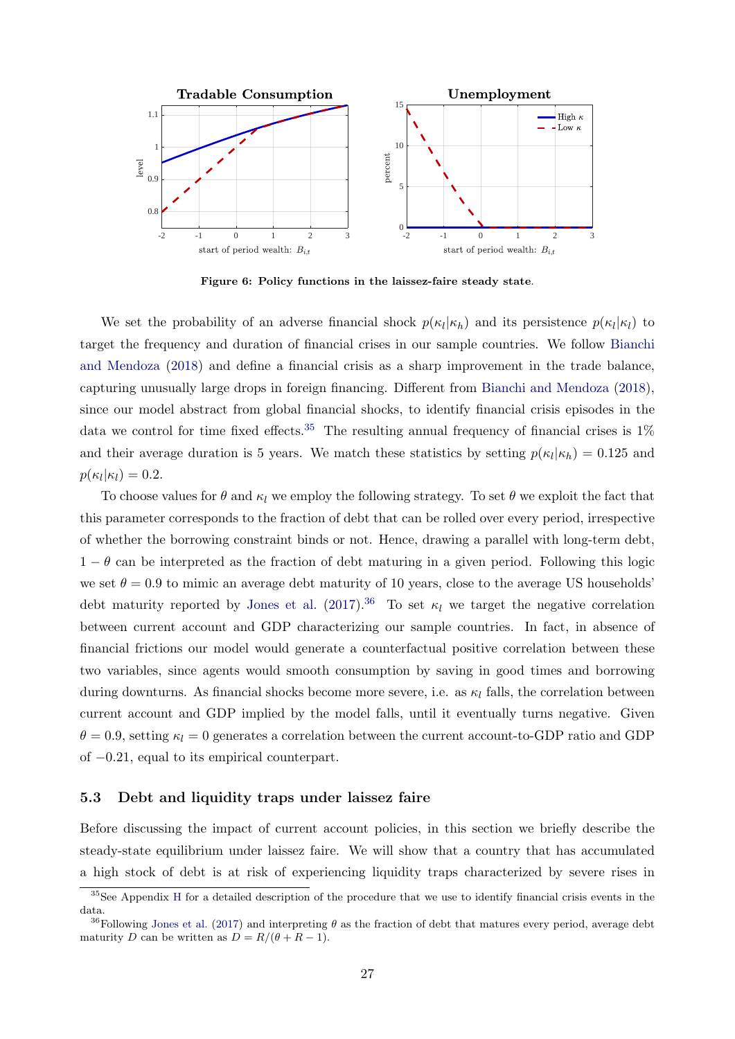**Figure 6: Policy functions in the laissez-faire steady state.**

We set the probability of an adverse financial shock $p(\kappa_l|\kappa_h)$ and its persistence $p(\kappa_l|\kappa_l)$ to target the frequency and duration of financial crises in our sample countries. We follow Bianchi and Mendoza (2018) and define a financial crisis as a sharp improvement in the trade balance, capturing unusually large drops in foreign financing. Different from Bianchi and Mendoza (2018), since our model abstract from global financial shocks, to identify financial crisis episodes in the data we control for time fixed effects.[35] The resulting annual frequency of financial crises is 1% and their average duration is 5 years. We match these statistics by setting $p(\kappa_l|\kappa_h) = 0.125$ and $p(\kappa_l|\kappa_l) = 0.2$.

To choose values for $\theta$ and $\kappa_l$ we employ the following strategy. To set $\theta$ we exploit the fact that this parameter corresponds to the fraction of debt that can be rolled over every period, irrespective of whether the borrowing constraint binds or not. Hence, drawing a parallel with long-term debt, $1-\theta$ can be interpreted as the fraction of debt maturing in a given period. Following this logic we set $\theta = 0.9$ to mimic an average debt maturity of 10 years, close to the average US households' debt maturity reported by Jones et al. (2017).[36] To set $\kappa_l$ we target the negative correlation between current account and GDP characterizing our sample countries. In fact, in absence of financial frictions our model would generate a counterfactual positive correlation between these two variables, since agents would smooth consumption by saving in good times and borrowing during downturns. As financial shocks become more severe, i.e. as $\kappa_l$ falls, the correlation between current account and GDP implied by the model falls, until it eventually turns negative. Given $\theta = 0.9$, setting $\kappa_l = 0$ generates a correlation between the current account-to-GDP ratio and GDP of $-0.21$, equal to its empirical counterpart.

### 5.3 Debt and liquidity traps under laissez faire

Before discussing the impact of current account policies, in this section we briefly describe the steady-state equilibrium under laissez faire. We will show that a country that has accumulated a high stock of debt is at risk of experiencing liquidity traps characterized by severe rises in

---

[35] See Appendix H for a detailed description of the procedure that we use to identify financial crisis events in the data.

[36] Following Jones et al. (2017) and interpreting $\theta$ as the fraction of debt that matures every period, average debt maturity $D$ can be written as $D = R/(\theta + R - 1)$.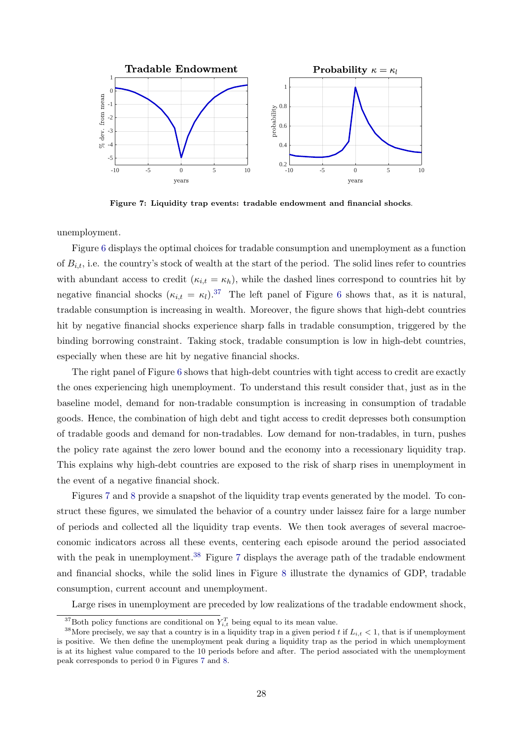**Figure 7: Liquidity trap events: tradable endowment and financial shocks**.

unemployment.

Figure 6 displays the optimal choices for tradable consumption and unemployment as a function of $B_{i,t}$, i.e. the country's stock of wealth at the start of the period. The solid lines refer to countries with abundant access to credit ($\kappa_{i,t} = \kappa_h$), while the dashed lines correspond to countries hit by negative financial shocks ($\kappa_{i,t} = \kappa_l$).[37] The left panel of Figure 6 shows that, as it is natural, tradable consumption is increasing in wealth. Moreover, the figure shows that high-debt countries hit by negative financial shocks experience sharp falls in tradable consumption, triggered by the binding borrowing constraint. Taking stock, tradable consumption is low in high-debt countries, especially when these are hit by negative financial shocks.

The right panel of Figure 6 shows that high-debt countries with tight access to credit are exactly the ones experiencing high unemployment. To understand this result consider that, just as in the baseline model, demand for non-tradable consumption is increasing in consumption of tradable goods. Hence, the combination of high debt and tight access to credit depresses both consumption of tradable goods and demand for non-tradables. Low demand for non-tradables, in turn, pushes the policy rate against the zero lower bound and the economy into a recessionary liquidity trap. This explains why high-debt countries are exposed to the risk of sharp rises in unemployment in the event of a negative financial shock.

Figures 7 and 8 provide a snapshot of the liquidity trap events generated by the model. To construct these figures, we simulated the behavior of a country under laissez faire for a large number of periods and collected all the liquidity trap events. We then took averages of several macroeconomic indicators across all these events, centering each episode around the period associated with the peak in unemployment.[38] Figure 7 displays the average path of the tradable endowment and financial shocks, while the solid lines in Figure 8 illustrate the dynamics of GDP, tradable consumption, current account and unemployment.

Large rises in unemployment are preceded by low realizations of the tradable endowment shock,

[37] Both policy functions are conditional on $Y_{i,t}^T$ being equal to its mean value.

[38] More precisely, we say that a country is in a liquidity trap in a given period $t$ if $L_{i,t} < 1$, that is if unemployment is positive. We then define the unemployment peak during a liquidity trap as the period in which unemployment is at its highest value compared to the 10 periods before and after. The period associated with the unemployment peak corresponds to period 0 in Figures 7 and 8.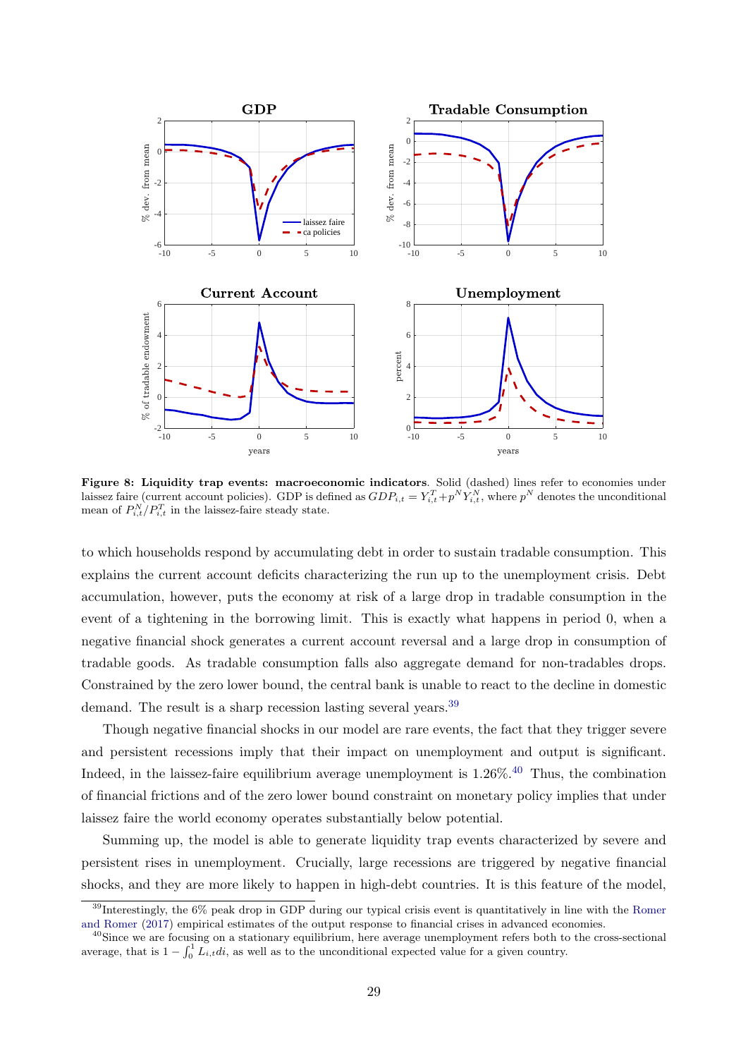**Figure 8: Liquidity trap events: macroeconomic indicators**. Solid (dashed) lines refer to economies under laissez faire (current account policies). GDP is defined as $GDP_{i,t} = Y^T_{i,t} + p^N Y^N_{i,t}$, where $p^N$ denotes the unconditional mean of $P^N_{i,t}/P^T_{i,t}$ in the laissez-faire steady state.

to which households respond by accumulating debt in order to sustain tradable consumption. This explains the current account deficits characterizing the run up to the unemployment crisis. Debt accumulation, however, puts the economy at risk of a large drop in tradable consumption in the event of a tightening in the borrowing limit. This is exactly what happens in period 0, when a negative financial shock generates a current account reversal and a large drop in consumption of tradable goods. As tradable consumption falls also aggregate demand for non-tradables drops. Constrained by the zero lower bound, the central bank is unable to react to the decline in domestic demand. The result is a sharp recession lasting several years.[39]

Though negative financial shocks in our model are rare events, the fact that they trigger severe and persistent recessions imply that their impact on unemployment and output is significant. Indeed, in the laissez-faire equilibrium average unemployment is 1.26%.[40] Thus, the combination of financial frictions and of the zero lower bound constraint on monetary policy implies that under laissez faire the world economy operates substantially below potential.

Summing up, the model is able to generate liquidity trap events characterized by severe and persistent rises in unemployment. Crucially, large recessions are triggered by negative financial shocks, and they are more likely to happen in high-debt countries. It is this feature of the model,

[39] Interestingly, the 6% peak drop in GDP during our typical crisis event is quantitatively in line with the Romer and Romer (2017) empirical estimates of the output response to financial crises in advanced economies.

[40] Since we are focusing on a stationary equilibrium, here average unemployment refers both to the cross-sectional average, that is $1 - \int_0^1 L_{i,t} di$, as well as to the unconditional expected value for a given country.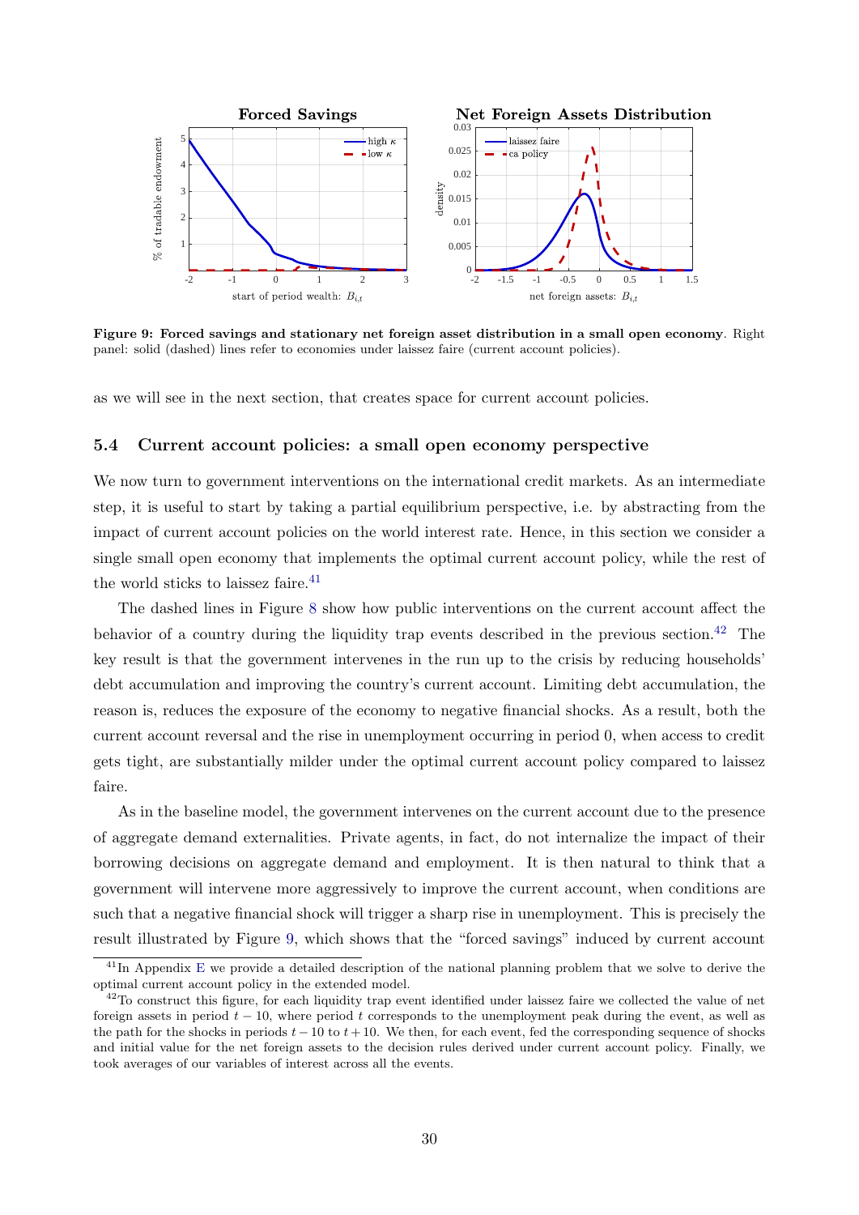**Figure 9: Forced savings and stationary net foreign asset distribution in a small open economy**. Right panel: solid (dashed) lines refer to economies under laissez faire (current account policies).

as we will see in the next section, that creates space for current account policies.

### 5.4 Current account policies: a small open economy perspective

We now turn to government interventions on the international credit markets. As an intermediate step, it is useful to start by taking a partial equilibrium perspective, i.e. by abstracting from the impact of current account policies on the world interest rate. Hence, in this section we consider a single small open economy that implements the optimal current account policy, while the rest of the world sticks to laissez faire.[41]

The dashed lines in Figure 8 show how public interventions on the current account affect the behavior of a country during the liquidity trap events described in the previous section.[42] The key result is that the government intervenes in the run up to the crisis by reducing households' debt accumulation and improving the country's current account. Limiting debt accumulation, the reason is, reduces the exposure of the economy to negative financial shocks. As a result, both the current account reversal and the rise in unemployment occurring in period 0, when access to credit gets tight, are substantially milder under the optimal current account policy compared to laissez faire.

As in the baseline model, the government intervenes on the current account due to the presence of aggregate demand externalities. Private agents, in fact, do not internalize the impact of their borrowing decisions on aggregate demand and employment. It is then natural to think that a government will intervene more aggressively to improve the current account, when conditions are such that a negative financial shock will trigger a sharp rise in unemployment. This is precisely the result illustrated by Figure 9, which shows that the "forced savings" induced by current account

[41] In Appendix E we provide a detailed description of the national planning problem that we solve to derive the optimal current account policy in the extended model.

[42] To construct this figure, for each liquidity trap event identified under laissez faire we collected the value of net foreign assets in period $t-10$, where period $t$ corresponds to the unemployment peak during the event, as well as the path for the shocks in periods $t-10$ to $t+10$. We then, for each event, fed the corresponding sequence of shocks and initial value for the net foreign assets to the decision rules derived under current account policy. Finally, we took averages of our variables of interest across all the events.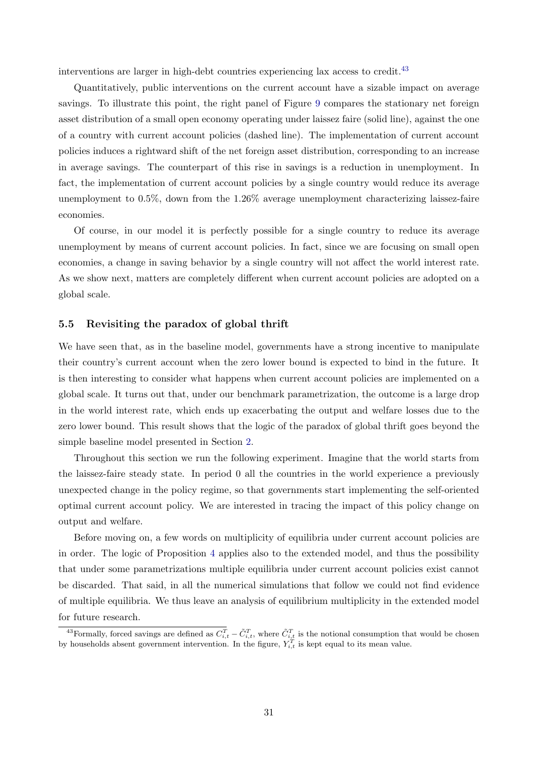interventions are larger in high-debt countries experiencing lax access to credit.[43]

Quantitatively, public interventions on the current account have a sizable impact on average savings. To illustrate this point, the right panel of Figure 9 compares the stationary net foreign asset distribution of a small open economy operating under laissez faire (solid line), against the one of a country with current account policies (dashed line). The implementation of current account policies induces a rightward shift of the net foreign asset distribution, corresponding to an increase in average savings. The counterpart of this rise in savings is a reduction in unemployment. In fact, the implementation of current account policies by a single country would reduce its average unemployment to 0.5%, down from the 1.26% average unemployment characterizing laissez-faire economies.

Of course, in our model it is perfectly possible for a single country to reduce its average unemployment by means of current account policies. In fact, since we are focusing on small open economies, a change in saving behavior by a single country will not affect the world interest rate. As we show next, matters are completely different when current account policies are adopted on a global scale.

### 5.5 Revisiting the paradox of global thrift

We have seen that, as in the baseline model, governments have a strong incentive to manipulate their country's current account when the zero lower bound is expected to bind in the future. It is then interesting to consider what happens when current account policies are implemented on a global scale. It turns out that, under our benchmark parametrization, the outcome is a large drop in the world interest rate, which ends up exacerbating the output and welfare losses due to the zero lower bound. This result shows that the logic of the paradox of global thrift goes beyond the simple baseline model presented in Section 2.

Throughout this section we run the following experiment. Imagine that the world starts from the laissez-faire steady state. In period 0 all the countries in the world experience a previously unexpected change in the policy regime, so that governments start implementing the self-oriented optimal current account policy. We are interested in tracing the impact of this policy change on output and welfare.

Before moving on, a few words on multiplicity of equilibria under current account policies are in order. The logic of Proposition 4 applies also to the extended model, and thus the possibility that under some parametrizations multiple equilibria under current account policies exist cannot be discarded. That said, in all the numerical simulations that follow we could not find evidence of multiple equilibria. We thus leave an analysis of equilibrium multiplicity in the extended model for future research.

[43] Formally, forced savings are defined as $C_{i,t}^T - \tilde{C}_{i,t}^T$, where $\tilde{C}_{i,t}^T$ is the notional consumption that would be chosen by households absent government intervention. In the figure, $Y_{i,t}^T$ is kept equal to its mean value.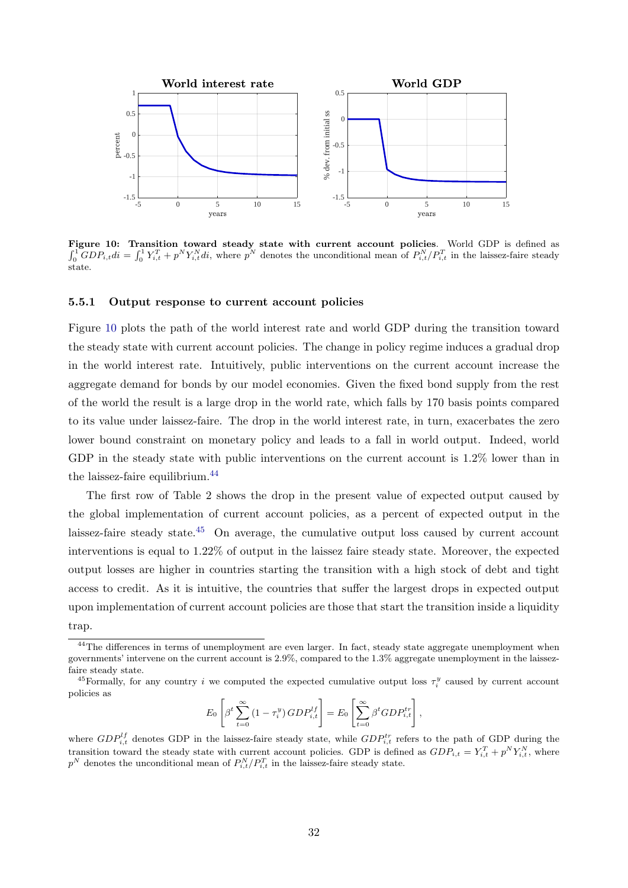**Figure 10: Transition toward steady state with current account policies**. World GDP is defined as $\int_0^1 GDP_{i,t}di = \int_0^1 Y_{i,t}^T + p^N Y_{i,t}^N di$, where $p^N$ denotes the unconditional mean of $P_{i,t}^N/P_{i,t}^T$ in the laissez-faire steady state.

### 5.5.1 Output response to current account policies

Figure 10 plots the path of the world interest rate and world GDP during the transition toward the steady state with current account policies. The change in policy regime induces a gradual drop in the world interest rate. Intuitively, public interventions on the current account increase the aggregate demand for bonds by our model economies. Given the fixed bond supply from the rest of the world the result is a large drop in the world rate, which falls by 170 basis points compared to its value under laissez-faire. The drop in the world interest rate, in turn, exacerbates the zero lower bound constraint on monetary policy and leads to a fall in world output. Indeed, world GDP in the steady state with public interventions on the current account is 1.2% lower than in the laissez-faire equilibrium.[44]

The first row of Table 2 shows the drop in the present value of expected output caused by the global implementation of current account policies, as a percent of expected output in the laissez-faire steady state.[45] On average, the cumulative output loss caused by current account interventions is equal to 1.22% of output in the laissez faire steady state. Moreover, the expected output losses are higher in countries starting the transition with a high stock of debt and tight access to credit. As it is intuitive, the countries that suffer the largest drops in expected output upon implementation of current account policies are those that start the transition inside a liquidity trap.

[44] The differences in terms of unemployment are even larger. In fact, steady state aggregate unemployment when governments' intervene on the current account is 2.9%, compared to the 1.3% aggregate unemployment in the laissez-faire steady state.

[45] Formally, for any country $i$ we computed the expected cumulative output loss $\tau_i^y$ caused by current account policies as

$$E_0\left[\beta^t \sum_{t=0}^{\infty} (1-\tau_i^y)\, GDP_{i,t}^{lf}\right] = E_0\left[\sum_{t=0}^{\infty} \beta^t GDP_{i,t}^{tr}\right],$$

where $GDP_{i,t}^{lf}$ denotes GDP in the laissez-faire steady state, while $GDP_{i,t}^{tr}$ refers to the path of GDP during the transition toward the steady state with current account policies. GDP is defined as $GDP_{i,t} = Y_{i,t}^T + p^N Y_{i,t}^N$, where $p^N$ denotes the unconditional mean of $P_{i,t}^N/P_{i,t}^T$ in the laissez-faire steady state.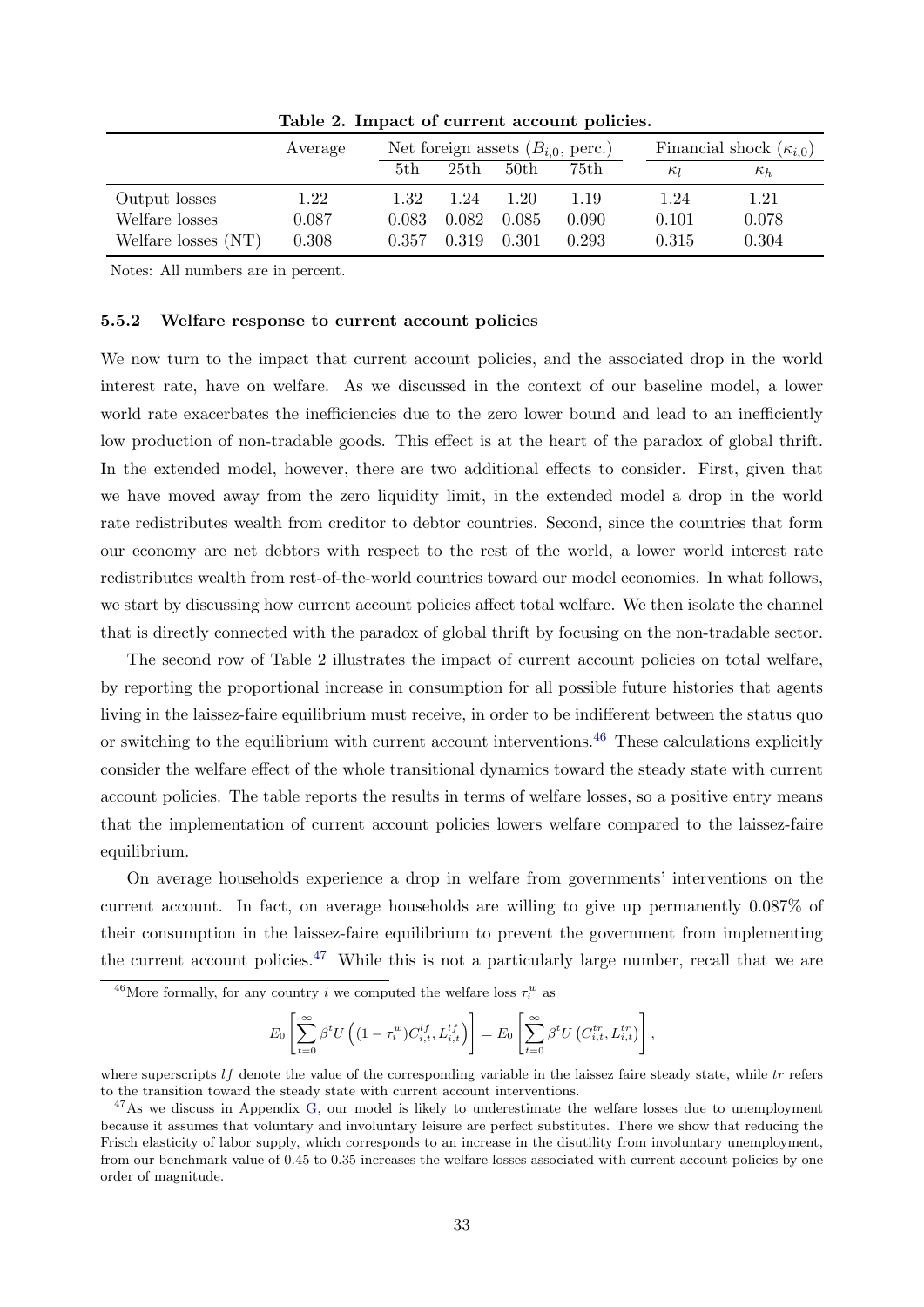**Table 2. Impact of current account policies.**

| | Average | Net foreign assets ($B_{i,0}$, perc.) | | | | Financial shock ($\kappa_{i,0}$) | |
|---|---|---|---|---|---|---|---|
| | | 5th | 25th | 50th | 75th | $\kappa_l$ | $\kappa_h$ |
| Output losses | 1.22 | 1.32 | 1.24 | 1.20 | 1.19 | 1.24 | 1.21 |
| Welfare losses | 0.087 | 0.083 | 0.082 | 0.085 | 0.090 | 0.101 | 0.078 |
| Welfare losses (NT) | 0.308 | 0.357 | 0.319 | 0.301 | 0.293 | 0.315 | 0.304 |

Notes: All numbers are in percent.

### 5.5.2 Welfare response to current account policies

We now turn to the impact that current account policies, and the associated drop in the world interest rate, have on welfare. As we discussed in the context of our baseline model, a lower world rate exacerbates the inefficiencies due to the zero lower bound and lead to an inefficiently low production of non-tradable goods. This effect is at the heart of the paradox of global thrift. In the extended model, however, there are two additional effects to consider. First, given that we have moved away from the zero liquidity limit, in the extended model a drop in the world rate redistributes wealth from creditor to debtor countries. Second, since the countries that form our economy are net debtors with respect to the rest of the world, a lower world interest rate redistributes wealth from rest-of-the-world countries toward our model economies. In what follows, we start by discussing how current account policies affect total welfare. We then isolate the channel that is directly connected with the paradox of global thrift by focusing on the non-tradable sector.

The second row of Table 2 illustrates the impact of current account policies on total welfare, by reporting the proportional increase in consumption for all possible future histories that agents living in the laissez-faire equilibrium must receive, in order to be indifferent between the status quo or switching to the equilibrium with current account interventions.[46] These calculations explicitly consider the welfare effect of the whole transitional dynamics toward the steady state with current account policies. The table reports the results in terms of welfare losses, so a positive entry means that the implementation of current account policies lowers welfare compared to the laissez-faire equilibrium.

On average households experience a drop in welfare from governments' interventions on the current account. In fact, on average households are willing to give up permanently 0.087% of their consumption in the laissez-faire equilibrium to prevent the government from implementing the current account policies.[47] While this is not a particularly large number, recall that we are

[46] More formally, for any country $i$ we computed the welfare loss $\tau_i^w$ as

$$E_0\left[\sum_{t=0}^{\infty}\beta^t U\left((1-\tau_i^w)C_{i,t}^{lf}, L_{i,t}^{lf}\right)\right] = E_0\left[\sum_{t=0}^{\infty}\beta^t U\left(C_{i,t}^{tr}, L_{i,t}^{tr}\right)\right],$$

where superscripts $lf$ denote the value of the corresponding variable in the laissez faire steady state, while $tr$ refers to the transition toward the steady state with current account interventions.

[47] As we discuss in Appendix G, our model is likely to underestimate the welfare losses due to unemployment because it assumes that voluntary and involuntary leisure are perfect substitutes. There we show that reducing the Frisch elasticity of labor supply, which corresponds to an increase in the disutility from involuntary unemployment, from our benchmark value of 0.45 to 0.35 increases the welfare losses associated with current account policies by one order of magnitude.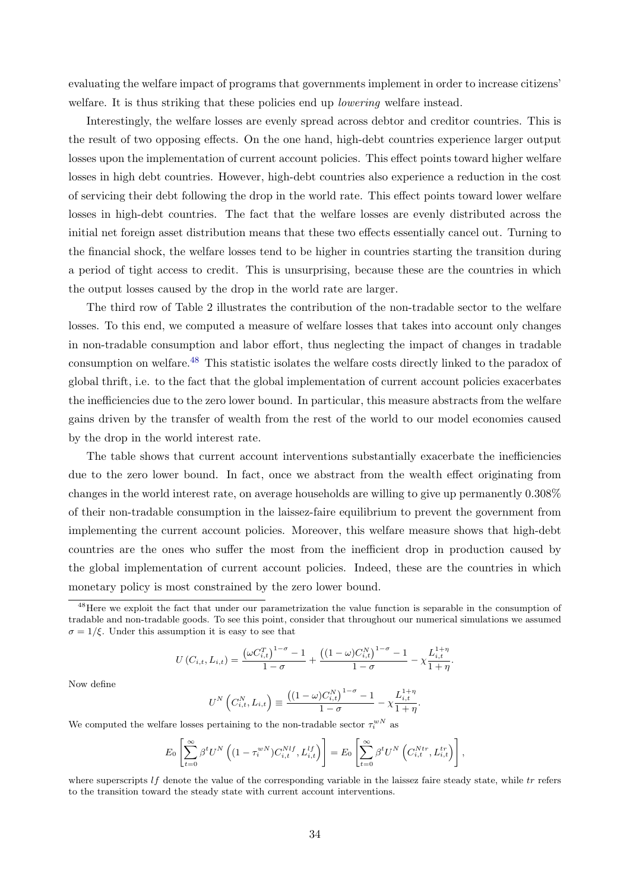evaluating the welfare impact of programs that governments implement in order to increase citizens' welfare. It is thus striking that these policies end up *lowering* welfare instead.

Interestingly, the welfare losses are evenly spread across debtor and creditor countries. This is the result of two opposing effects. On the one hand, high-debt countries experience larger output losses upon the implementation of current account policies. This effect points toward higher welfare losses in high debt countries. However, high-debt countries also experience a reduction in the cost of servicing their debt following the drop in the world rate. This effect points toward lower welfare losses in high-debt countries. The fact that the welfare losses are evenly distributed across the initial net foreign asset distribution means that these two effects essentially cancel out. Turning to the financial shock, the welfare losses tend to be higher in countries starting the transition during a period of tight access to credit. This is unsurprising, because these are the countries in which the output losses caused by the drop in the world rate are larger.

The third row of Table 2 illustrates the contribution of the non-tradable sector to the welfare losses. To this end, we computed a measure of welfare losses that takes into account only changes in non-tradable consumption and labor effort, thus neglecting the impact of changes in tradable consumption on welfare.[48] This statistic isolates the welfare costs directly linked to the paradox of global thrift, i.e. to the fact that the global implementation of current account policies exacerbates the inefficiencies due to the zero lower bound. In particular, this measure abstracts from the welfare gains driven by the transfer of wealth from the rest of the world to our model economies caused by the drop in the world interest rate.

The table shows that current account interventions substantially exacerbate the inefficiencies due to the zero lower bound. In fact, once we abstract from the wealth effect originating from changes in the world interest rate, on average households are willing to give up permanently 0.308% of their non-tradable consumption in the laissez-faire equilibrium to prevent the government from implementing the current account policies. Moreover, this welfare measure shows that high-debt countries are the ones who suffer the most from the inefficient drop in production caused by the global implementation of current account policies. Indeed, these are the countries in which monetary policy is most constrained by the zero lower bound.

[48]Here we exploit the fact that under our parametrization the value function is separable in the consumption of tradable and non-tradable goods. To see this point, consider that throughout our numerical simulations we assumed $\sigma = 1/\xi$. Under this assumption it is easy to see that

$$U\left(C_{i,t}, L_{i,t}\right) = \frac{\left(\omega C_{i,t}^{T}\right)^{1-\sigma} - 1}{1-\sigma} + \frac{\left((1-\omega) C_{i,t}^{N}\right)^{1-\sigma} - 1}{1-\sigma} - \chi \frac{L_{i,t}^{1+\eta}}{1+\eta}.$$

Now define

$$U^{N}\left(C_{i,t}^{N}, L_{i,t}\right) \equiv \frac{\left((1-\omega) C_{i,t}^{N}\right)^{1-\sigma} - 1}{1-\sigma} - \chi \frac{L_{i,t}^{1+\eta}}{1+\eta}.$$

We computed the welfare losses pertaining to the non-tradable sector $\tau_i^{wN}$ as

$$E_0\left[\sum_{t=0}^{\infty} \beta^t U^N\left((1-\tau_i^{wN}) C_{i,t}^{Nlf}, L_{i,t}^{lf}\right)\right] = E_0\left[\sum_{t=0}^{\infty} \beta^t U^N\left(C_{i,t}^{Ntr}, L_{i,t}^{tr}\right)\right],$$

where superscripts $lf$ denote the value of the corresponding variable in the laissez faire steady state, while $tr$ refers to the transition toward the steady state with current account interventions.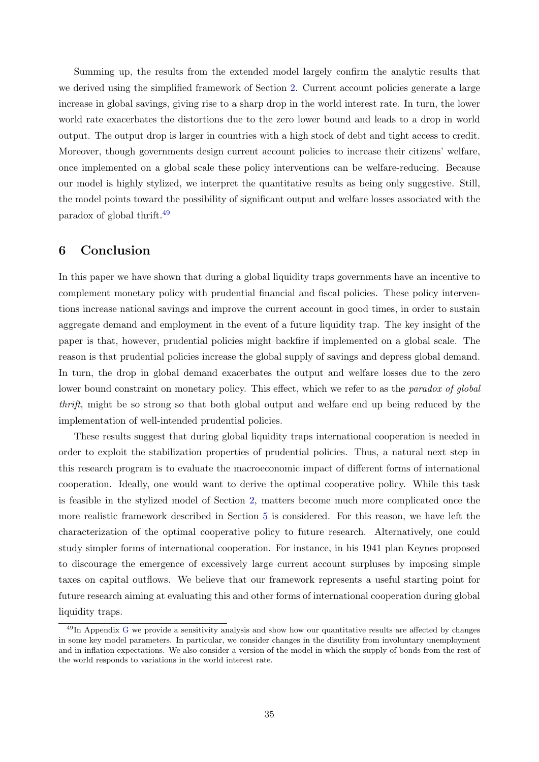Summing up, the results from the extended model largely confirm the analytic results that we derived using the simplified framework of Section 2. Current account policies generate a large increase in global savings, giving rise to a sharp drop in the world interest rate. In turn, the lower world rate exacerbates the distortions due to the zero lower bound and leads to a drop in world output. The output drop is larger in countries with a high stock of debt and tight access to credit. Moreover, though governments design current account policies to increase their citizens' welfare, once implemented on a global scale these policy interventions can be welfare-reducing. Because our model is highly stylized, we interpret the quantitative results as being only suggestive. Still, the model points toward the possibility of significant output and welfare losses associated with the paradox of global thrift.[49]

## 6 Conclusion

In this paper we have shown that during a global liquidity traps governments have an incentive to complement monetary policy with prudential financial and fiscal policies. These policy interventions increase national savings and improve the current account in good times, in order to sustain aggregate demand and employment in the event of a future liquidity trap. The key insight of the paper is that, however, prudential policies might backfire if implemented on a global scale. The reason is that prudential policies increase the global supply of savings and depress global demand. In turn, the drop in global demand exacerbates the output and welfare losses due to the zero lower bound constraint on monetary policy. This effect, which we refer to as the *paradox of global thrift*, might be so strong so that both global output and welfare end up being reduced by the implementation of well-intended prudential policies.

These results suggest that during global liquidity traps international cooperation is needed in order to exploit the stabilization properties of prudential policies. Thus, a natural next step in this research program is to evaluate the macroeconomic impact of different forms of international cooperation. Ideally, one would want to derive the optimal cooperative policy. While this task is feasible in the stylized model of Section 2, matters become much more complicated once the more realistic framework described in Section 5 is considered. For this reason, we have left the characterization of the optimal cooperative policy to future research. Alternatively, one could study simpler forms of international cooperation. For instance, in his 1941 plan Keynes proposed to discourage the emergence of excessively large current account surpluses by imposing simple taxes on capital outflows. We believe that our framework represents a useful starting point for future research aiming at evaluating this and other forms of international cooperation during global liquidity traps.

[49] In Appendix G we provide a sensitivity analysis and show how our quantitative results are affected by changes in some key model parameters. In particular, we consider changes in the disutility from involuntary unemployment and in inflation expectations. We also consider a version of the model in which the supply of bonds from the rest of the world responds to variations in the world interest rate.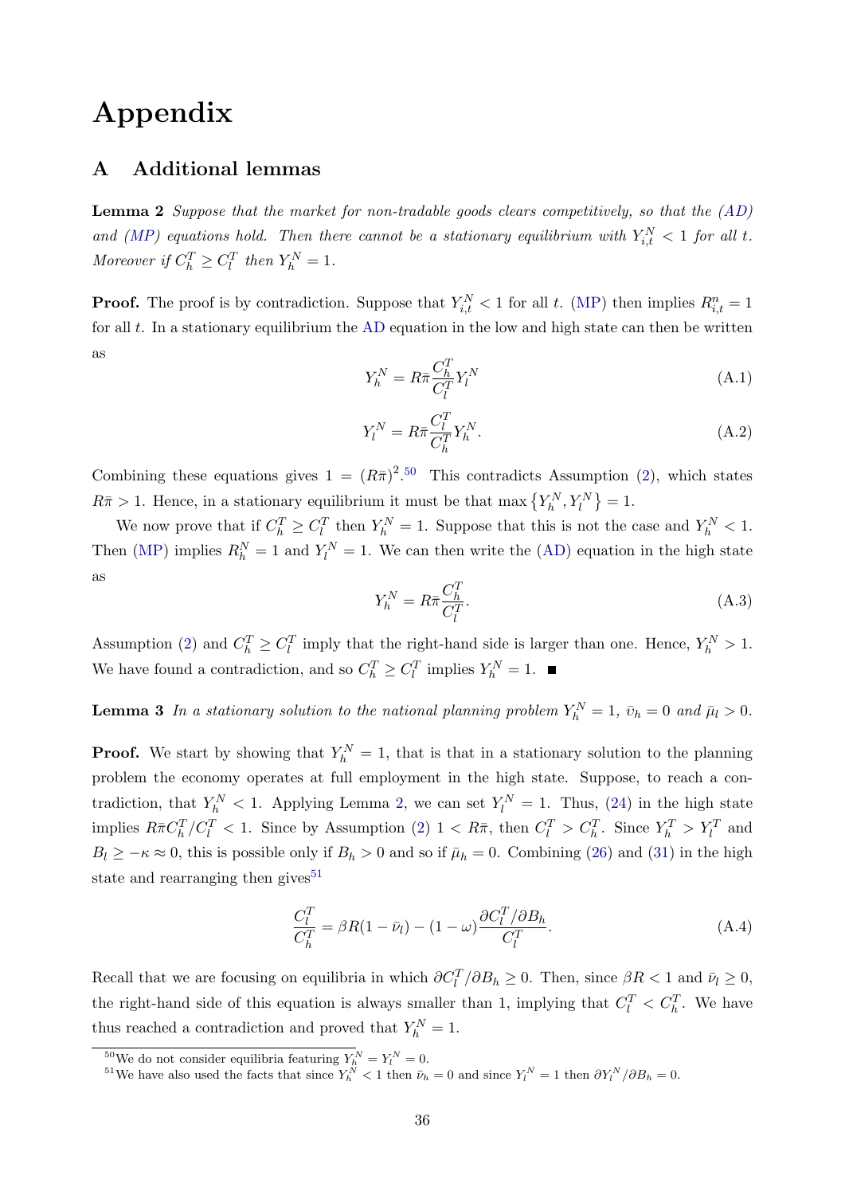# Appendix

## A Additional lemmas

**Lemma 2** *Suppose that the market for non-tradable goods clears competitively, so that the (AD) and (MP) equations hold. Then there cannot be a stationary equilibrium with $Y_{i,t}^N < 1$ for all $t$. Moreover if $C_h^T \geq C_l^T$ then $Y_h^N = 1$.*

**Proof.** The proof is by contradiction. Suppose that $Y_{i,t}^N < 1$ for all $t$. (MP) then implies $R_{i,t}^n = 1$ for all $t$. In a stationary equilibrium the AD equation in the low and high state can then be written as

$$Y_h^N = R\bar{\pi}\frac{C_h^T}{C_l^T}Y_l^N \tag{A.1}$$

$$Y_l^N = R\bar{\pi}\frac{C_l^T}{C_h^T}Y_h^N. \tag{A.2}$$

Combining these equations gives $1 = (R\bar{\pi})^2$.[50] This contradicts Assumption (2), which states $R\bar{\pi} > 1$. Hence, in a stationary equilibrium it must be that $\max\{Y_h^N, Y_l^N\} = 1$.

We now prove that if $C_h^T \geq C_l^T$ then $Y_h^N = 1$. Suppose that this is not the case and $Y_h^N < 1$. Then (MP) implies $R_h^N = 1$ and $Y_l^N = 1$. We can then write the (AD) equation in the high state as

$$Y_h^N = R\bar{\pi}\frac{C_h^T}{C_l^T}. \tag{A.3}$$

Assumption (2) and $C_h^T \geq C_l^T$ imply that the right-hand side is larger than one. Hence, $Y_h^N > 1$. We have found a contradiction, and so $C_h^T \geq C_l^T$ implies $Y_h^N = 1$. ■

**Lemma 3** *In a stationary solution to the national planning problem $Y_h^N = 1$, $\bar{\upsilon}_h = 0$ and $\bar{\mu}_l > 0$.*

**Proof.** We start by showing that $Y_h^N = 1$, that is that in a stationary solution to the planning problem the economy operates at full employment in the high state. Suppose, to reach a contradiction, that $Y_h^N < 1$. Applying Lemma 2, we can set $Y_l^N = 1$. Thus, (24) in the high state implies $R\bar{\pi}C_h^T/C_l^T < 1$. Since by Assumption (2) $1 < R\bar{\pi}$, then $C_l^T > C_h^T$. Since $Y_h^T > Y_l^T$ and $B_l \geq -\kappa \approx 0$, this is possible only if $B_h > 0$ and so if $\bar{\mu}_h = 0$. Combining (26) and (31) in the high state and rearranging then gives[51]

$$\frac{C_l^T}{C_h^T} = \beta R(1 - \bar{\nu}_l) - (1 - \omega)\frac{\partial C_l^T/\partial B_h}{C_l^T}. \tag{A.4}$$

Recall that we are focusing on equilibria in which $\partial C_l^T/\partial B_h \geq 0$. Then, since $\beta R < 1$ and $\bar{\nu}_l \geq 0$, the right-hand side of this equation is always smaller than 1, implying that $C_l^T < C_h^T$. We have thus reached a contradiction and proved that $Y_h^N = 1$.

[50] We do not consider equilibria featuring $Y_h^N = Y_l^N = 0$.

[51] We have also used the facts that since $Y_h^N < 1$ then $\bar{\nu}_h = 0$ and since $Y_l^N = 1$ then $\partial Y_l^N/\partial B_h = 0$.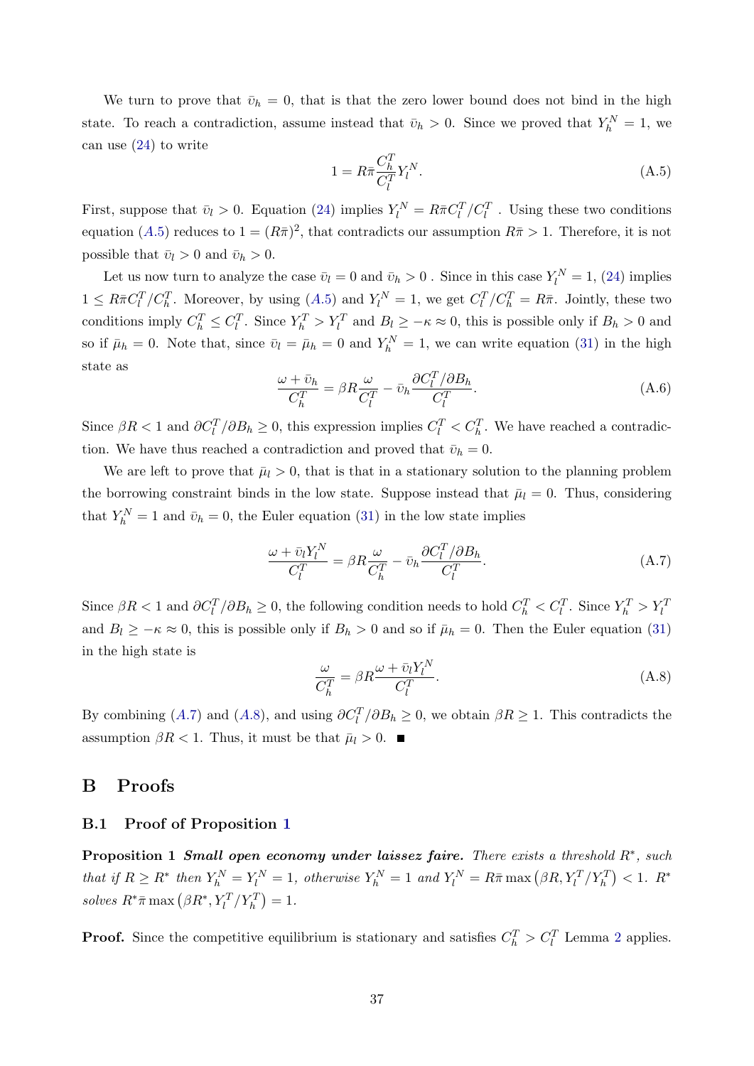We turn to prove that $\bar{\upsilon}_h = 0$, that is that the zero lower bound does not bind in the high state. To reach a contradiction, assume instead that $\bar{\upsilon}_h > 0$. Since we proved that $Y_h^N = 1$, we can use (24) to write

$$1 = R\bar{\pi}\frac{C_h^T}{C_l^T}Y_l^N. \tag{A.5}$$

First, suppose that $\bar{\upsilon}_l > 0$. Equation (24) implies $Y_l^N = R\bar{\pi}C_l^T/C_l^T$ . Using these two conditions equation (A.5) reduces to $1 = (R\bar{\pi})^2$, that contradicts our assumption $R\bar{\pi} > 1$. Therefore, it is not possible that $\bar{\upsilon}_l > 0$ and $\bar{\upsilon}_h > 0$.

Let us now turn to analyze the case $\bar{\upsilon}_l = 0$ and $\bar{\upsilon}_h > 0$ . Since in this case $Y_l^N = 1$, (24) implies $1 \leq R\bar{\pi}C_l^T/C_h^T$. Moreover, by using (A.5) and $Y_l^N = 1$, we get $C_l^T/C_h^T = R\bar{\pi}$. Jointly, these two conditions imply $C_h^T \leq C_l^T$. Since $Y_h^T > Y_l^T$ and $B_l \geq -\kappa \approx 0$, this is possible only if $B_h > 0$ and so if $\bar{\mu}_h = 0$. Note that, since $\bar{\upsilon}_l = \bar{\mu}_h = 0$ and $Y_h^N = 1$, we can write equation (31) in the high state as

$$\frac{\omega + \bar{\upsilon}_h}{C_h^T} = \beta R\frac{\omega}{C_l^T} - \bar{\upsilon}_h\frac{\partial C_l^T/\partial B_h}{C_l^T}. \tag{A.6}$$

Since $\beta R < 1$ and $\partial C_l^T/\partial B_h \geq 0$, this expression implies $C_l^T < C_h^T$. We have reached a contradiction. We have thus reached a contradiction and proved that $\bar{\upsilon}_h = 0$.

We are left to prove that $\bar{\mu}_l > 0$, that is that in a stationary solution to the planning problem the borrowing constraint binds in the low state. Suppose instead that $\bar{\mu}_l = 0$. Thus, considering that $Y_h^N = 1$ and $\bar{\upsilon}_h = 0$, the Euler equation (31) in the low state implies

$$\frac{\omega + \bar{\upsilon}_l Y_l^N}{C_l^T} = \beta R\frac{\omega}{C_h^T} - \bar{\upsilon}_h\frac{\partial C_l^T/\partial B_h}{C_l^T}. \tag{A.7}$$

Since $\beta R < 1$ and $\partial C_l^T/\partial B_h \geq 0$, the following condition needs to hold $C_h^T < C_l^T$. Since $Y_h^T > Y_l^T$ and $B_l \geq -\kappa \approx 0$, this is possible only if $B_h > 0$ and so if $\bar{\mu}_h = 0$. Then the Euler equation (31) in the high state is

$$\frac{\omega}{C_h^T} = \beta R\frac{\omega + \bar{\upsilon}_l Y_l^N}{C_l^T}. \tag{A.8}$$

By combining (A.7) and (A.8), and using $\partial C_l^T/\partial B_h \geq 0$, we obtain $\beta R \geq 1$. This contradicts the assumption $\beta R < 1$. Thus, it must be that $\bar{\mu}_l > 0$. ■

# B Proofs

## B.1 Proof of Proposition 1

**Proposition 1** ***Small open economy under laissez faire.*** *There exists a threshold $R^*$, such that if $R \geq R^*$ then $Y_h^N = Y_l^N = 1$, otherwise $Y_h^N = 1$ and $Y_l^N = R\bar{\pi}\max\left(\beta R, Y_l^T/Y_h^T\right) < 1$. $R^*$ solves $R^*\bar{\pi}\max\left(\beta R^*, Y_l^T/Y_h^T\right) = 1$.*

**Proof.** Since the competitive equilibrium is stationary and satisfies $C_h^T > C_l^T$ Lemma 2 applies.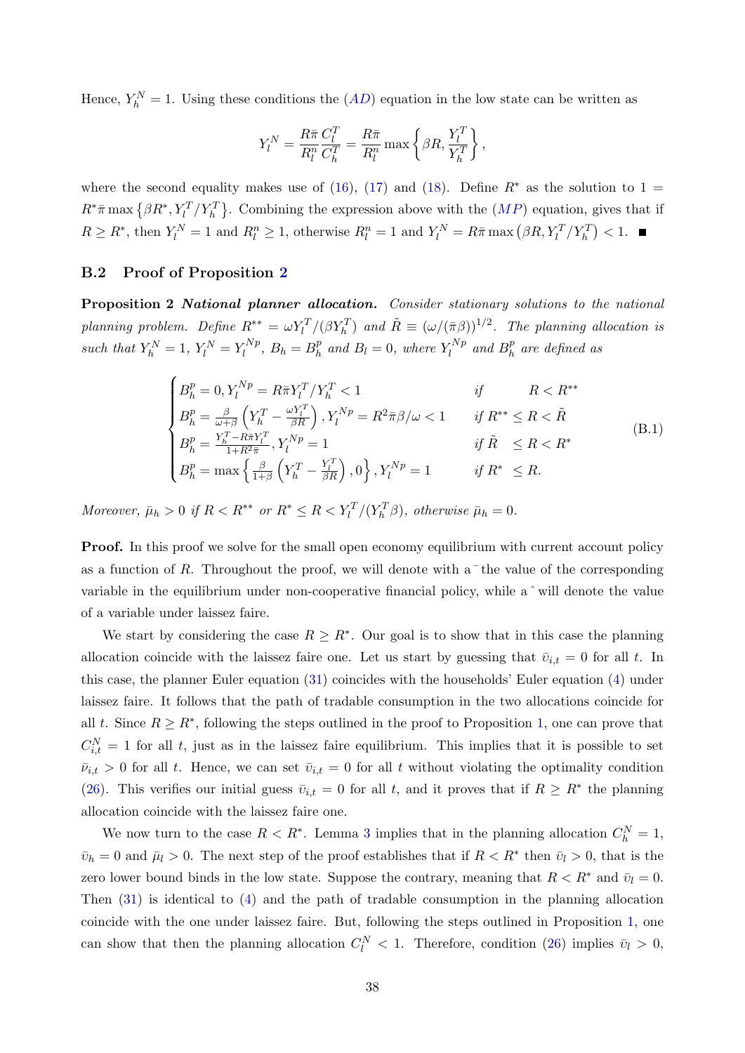Hence, $Y_h^N = 1$. Using these conditions the ($AD$) equation in the low state can be written as

$$Y_l^N = \frac{R\bar{\pi}}{R_l^n}\frac{C_l^T}{C_h^T} = \frac{R\bar{\pi}}{R_l^n}\max\left\{\beta R, \frac{Y_l^T}{Y_h^T}\right\},$$

where the second equality makes use of (16), (17) and (18). Define $R^*$ as the solution to $1 = R^*\bar{\pi}\max\left\{\beta R^*, Y_l^T/Y_h^T\right\}$. Combining the expression above with the ($MP$) equation, gives that if $R \geq R^*$, then $Y_l^N = 1$ and $R_l^n \geq 1$, otherwise $R_l^n = 1$ and $Y_l^N = R\bar{\pi}\max\left(\beta R, Y_l^T/Y_h^T\right) < 1$. ■

## B.2 Proof of Proposition 2

**Proposition 2** ***National planner allocation.*** *Consider stationary solutions to the national planning problem. Define $R^{**} = \omega Y_l^T/(\beta Y_h^T)$ and $\tilde{R} \equiv (\omega/(\bar{\pi}\beta))^{1/2}$. The planning allocation is such that $Y_h^N = 1$, $Y_l^N = Y_l^{Np}$, $B_h = B_h^p$ and $B_l = 0$, where $Y_l^{Np}$ and $B_h^p$ are defined as*

$$\begin{cases} B_h^p = 0, Y_l^{Np} = R\bar{\pi}Y_l^T/Y_h^T < 1 & \text{if} \quad R < R^{**} \\ B_h^p = \frac{\beta}{\omega+\beta}\left(Y_h^T - \frac{\omega Y_l^T}{\beta R}\right), Y_l^{Np} = R^2\bar{\pi}\beta/\omega < 1 & \text{if } R^{**} \leq R < \tilde{R} \\ B_h^p = \frac{Y_h^T - R\bar{\pi}Y_l^T}{1+R^2\bar{\pi}}, Y_l^{Np} = 1 & \text{if } \tilde{R} \leq R < R^* \\ B_h^p = \max\left\{\frac{\beta}{1+\beta}\left(Y_h^T - \frac{Y_l^T}{\beta R}\right), 0\right\}, Y_l^{Np} = 1 & \text{if } R^* \leq R. \end{cases} \tag{B.1}$$

*Moreover, $\bar{\mu}_h > 0$ if $R < R^{**}$ or $R^* \leq R < Y_l^T/(Y_h^T\beta)$, otherwise $\bar{\mu}_h = 0$.*

**Proof.** In this proof we solve for the small open economy equilibrium with current account policy as a function of $R$. Throughout the proof, we will denote with a $\bar{}$ the value of the corresponding variable in the equilibrium under non-cooperative financial policy, while a $\hat{}$ will denote the value of a variable under laissez faire.

We start by considering the case $R \geq R^*$. Our goal is to show that in this case the planning allocation coincide with the laissez faire one. Let us start by guessing that $\bar{\upsilon}_{i,t} = 0$ for all $t$. In this case, the planner Euler equation (31) coincides with the households' Euler equation (4) under laissez faire. It follows that the path of tradable consumption in the two allocations coincide for all $t$. Since $R \geq R^*$, following the steps outlined in the proof to Proposition 1, one can prove that $C_{i,t}^N = 1$ for all $t$, just as in the laissez faire equilibrium. This implies that it is possible to set $\bar{\nu}_{i,t} > 0$ for all $t$. Hence, we can set $\bar{\upsilon}_{i,t} = 0$ for all $t$ without violating the optimality condition (26). This verifies our initial guess $\bar{\upsilon}_{i,t} = 0$ for all $t$, and it proves that if $R \geq R^*$ the planning allocation coincide with the laissez faire one.

We now turn to the case $R < R^*$. Lemma 3 implies that in the planning allocation $C_h^N = 1$, $\bar{\upsilon}_h = 0$ and $\bar{\mu}_l > 0$. The next step of the proof establishes that if $R < R^*$ then $\bar{\upsilon}_l > 0$, that is the zero lower bound binds in the low state. Suppose the contrary, meaning that $R < R^*$ and $\bar{\upsilon}_l = 0$. Then (31) is identical to (4) and the path of tradable consumption in the planning allocation coincide with the one under laissez faire. But, following the steps outlined in Proposition 1, one can show that then the planning allocation $C_l^N < 1$. Therefore, condition (26) implies $\bar{\upsilon}_l > 0$,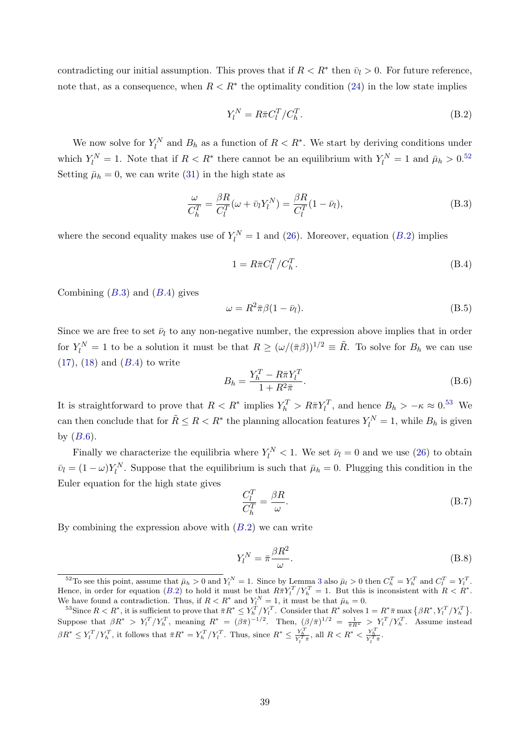contradicting our initial assumption. This proves that if $R < R^*$ then $\bar{v}_l > 0$. For future reference, note that, as a consequence, when $R < R^*$ the optimality condition (24) in the low state implies

$$Y_l^N = R\bar{\pi}C_l^T/C_h^T. \tag{B.2}$$

We now solve for $Y_l^N$ and $B_h$ as a function of $R < R^*$. We start by deriving conditions under which $Y_l^N = 1$. Note that if $R < R^*$ there cannot be an equilibrium with $Y_l^N = 1$ and $\bar{\mu}_h > 0$.[52] Setting $\bar{\mu}_h = 0$, we can write (31) in the high state as

$$\frac{\omega}{C_h^T} = \frac{\beta R}{C_l^T}(\omega + \bar{v}_l Y_l^N) = \frac{\beta R}{C_l^T}(1 - \bar{\nu}_l), \tag{B.3}$$

where the second equality makes use of $Y_l^N = 1$ and (26). Moreover, equation $(B.2)$ implies

$$1 = R\bar{\pi}C_l^T/C_h^T. \tag{B.4}$$

Combining $(B.3)$ and $(B.4)$ gives

$$\omega = R^2\bar{\pi}\beta(1 - \bar{\nu}_l). \tag{B.5}$$

Since we are free to set $\bar{\nu}_l$ to any non-negative number, the expression above implies that in order for $Y_l^N = 1$ to be a solution it must be that $R \geq (\omega/(\bar{\pi}\beta))^{1/2} \equiv \tilde{R}$. To solve for $B_h$ we can use (17), (18) and $(B.4)$ to write

$$B_h = \frac{Y_h^T - R\bar{\pi}Y_l^T}{1 + R^2\bar{\pi}}. \tag{B.6}$$

It is straightforward to prove that $R < R^*$ implies $Y_h^T > R\bar{\pi}Y_l^T$, and hence $B_h > -\kappa \approx 0$.[53] We can then conclude that for $\tilde{R} \leq R < R^*$ the planning allocation features $Y_l^N = 1$, while $B_h$ is given by $(B.6)$.

Finally we characterize the equilibria where $Y_l^N < 1$. We set $\bar{\nu}_l = 0$ and we use (26) to obtain $\bar{v}_l = (1 - \omega)Y_l^N$. Suppose that the equilibrium is such that $\bar{\mu}_h = 0$. Plugging this condition in the Euler equation for the high state gives

$$\frac{C_l^T}{C_h^T} = \frac{\beta R}{\omega}. \tag{B.7}$$

By combining the expression above with $(B.2)$ we can write

$$Y_l^N = \bar{\pi}\frac{\beta R^2}{\omega}. \tag{B.8}$$

---

[52] To see this point, assume that $\bar{\mu}_h > 0$ and $Y_l^N = 1$. Since by Lemma 3 also $\bar{\mu}_l > 0$ then $C_h^T = Y_h^T$ and $C_l^T = Y_l^T$. Hence, in order for equation $(B.2)$ to hold it must be that $R\bar{\pi}Y_l^T/Y_h^T = 1$. But this is inconsistent with $R < R^*$. We have found a contradiction. Thus, if $R < R^*$ and $Y_l^N = 1$, it must be that $\bar{\mu}_h = 0$.

[53] Since $R < R^*$, it is sufficient to prove that $\bar{\pi}R^* \leq Y_h^T/Y_l^T$. Consider that $R^*$ solves $1 = R^*\bar{\pi}\max\left\{\beta R^*, Y_l^T/Y_h^T\right\}$. Suppose that $\beta R^* > Y_l^T/Y_h^T$, meaning $R^* = (\beta\bar{\pi})^{-1/2}$. Then, $(\beta/\bar{\pi})^{1/2} = \frac{1}{\bar{\pi}R^*} > Y_l^T/Y_h^T$. Assume instead $\beta R^* \leq Y_l^T/Y_h^T$, it follows that $\bar{\pi}R^* = Y_h^T/Y_l^T$. Thus, since $R^* \leq \frac{Y_h^T}{Y_l^T\bar{\pi}}$, all $R < R^* < \frac{Y_h^T}{Y_l^T\bar{\pi}}$.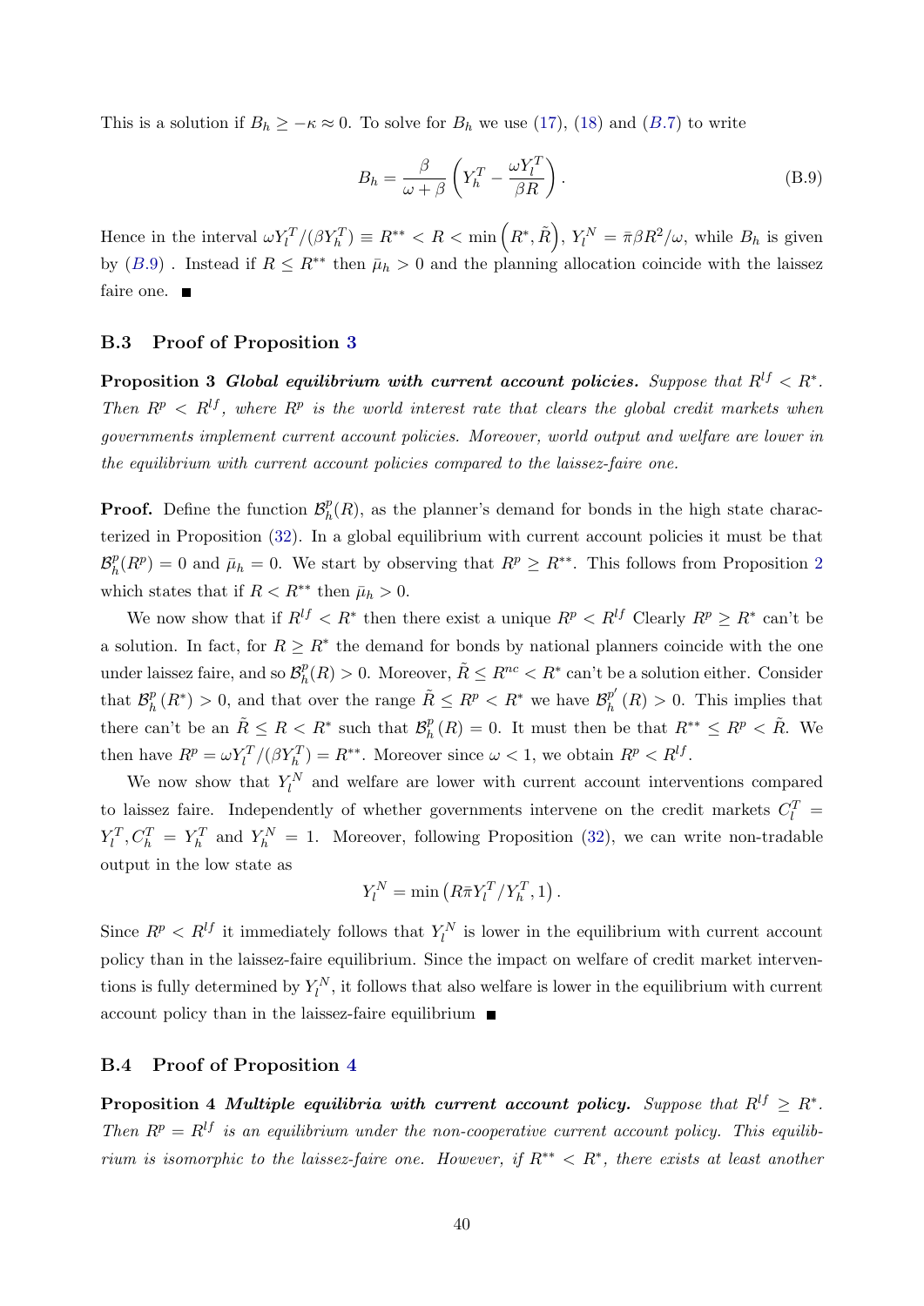This is a solution if $B_h \geq -\kappa \approx 0$. To solve for $B_h$ we use (17), (18) and (B.7) to write

$$B_h = \frac{\beta}{\omega + \beta}\left(Y_h^T - \frac{\omega Y_l^T}{\beta R}\right). \tag{B.9}$$

Hence in the interval $\omega Y_l^T/(\beta Y_h^T) \equiv R^{**} < R < \min\left(R^*, \tilde{R}\right)$, $Y_l^N = \bar{\pi}\beta R^2/\omega$, while $B_h$ is given by (B.9) . Instead if $R \leq R^{**}$ then $\bar{\mu}_h > 0$ and the planning allocation coincide with the laissez faire one. ∎

### B.3 Proof of Proposition 3

**Proposition 3** ***Global equilibrium with current account policies.*** *Suppose that $R^{lf} < R^*$. Then $R^p < R^{lf}$, where $R^p$ is the world interest rate that clears the global credit markets when governments implement current account policies. Moreover, world output and welfare are lower in the equilibrium with current account policies compared to the laissez-faire one.*

**Proof.** Define the function $\mathcal{B}_h^p(R)$, as the planner's demand for bonds in the high state characterized in Proposition (32). In a global equilibrium with current account policies it must be that $\mathcal{B}_h^p(R^p) = 0$ and $\bar{\mu}_h = 0$. We start by observing that $R^p \geq R^{**}$. This follows from Proposition 2 which states that if $R < R^{**}$ then $\bar{\mu}_h > 0$.

We now show that if $R^{lf} < R^*$ then there exist a unique $R^p < R^{lf}$ Clearly $R^p \geq R^*$ can't be a solution. In fact, for $R \geq R^*$ the demand for bonds by national planners coincide with the one under laissez faire, and so $\mathcal{B}_h^p(R) > 0$. Moreover, $\tilde{R} \leq R^{nc} < R^*$ can't be a solution either. Consider that $\mathcal{B}_h^p(R^*) > 0$, and that over the range $\tilde{R} \leq R^p < R^*$ we have $\mathcal{B}_h^{p'}(R) > 0$. This implies that there can't be an $\tilde{R} \leq R < R^*$ such that $\mathcal{B}_h^p(R) = 0$. It must then be that $R^{**} \leq R^p < \tilde{R}$. We then have $R^p = \omega Y_l^T/(\beta Y_h^T) = R^{**}$. Moreover since $\omega < 1$, we obtain $R^p < R^{lf}$.

We now show that $Y_l^N$ and welfare are lower with current account interventions compared to laissez faire. Independently of whether governments intervene on the credit markets $C_l^T = Y_l^T, C_h^T = Y_h^T$ and $Y_h^N = 1$. Moreover, following Proposition (32), we can write non-tradable output in the low state as

$$Y_l^N = \min\left(R\bar{\pi}Y_l^T/Y_h^T, 1\right).$$

Since $R^p < R^{lf}$ it immediately follows that $Y_l^N$ is lower in the equilibrium with current account policy than in the laissez-faire equilibrium. Since the impact on welfare of credit market interventions is fully determined by $Y_l^N$, it follows that also welfare is lower in the equilibrium with current account policy than in the laissez-faire equilibrium ∎

### B.4 Proof of Proposition 4

**Proposition 4** ***Multiple equilibria with current account policy.*** *Suppose that $R^{lf} \geq R^*$. Then $R^p = R^{lf}$ is an equilibrium under the non-cooperative current account policy. This equilibrium is isomorphic to the laissez-faire one. However, if $R^{**} < R^*$, there exists at least another*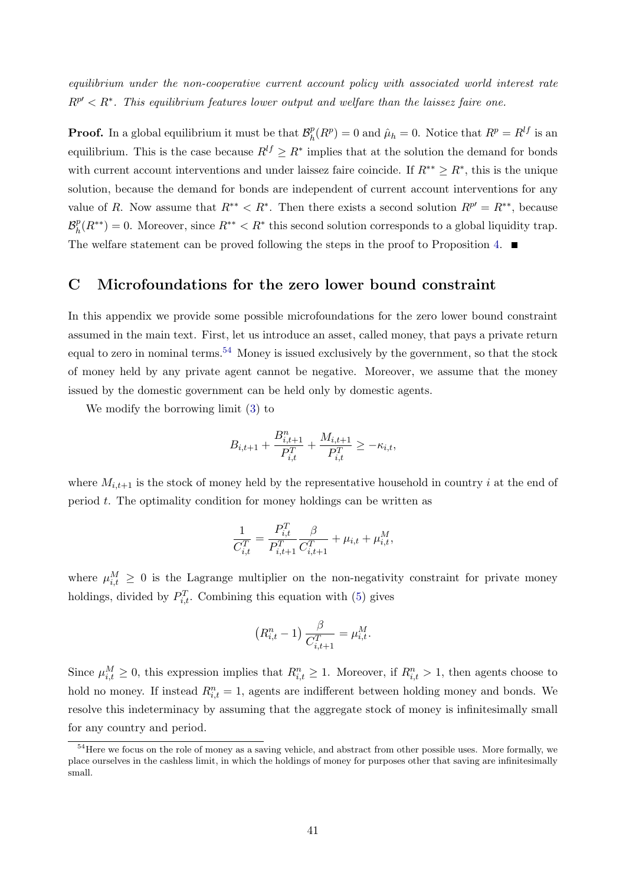*equilibrium under the non-cooperative current account policy with associated world interest rate $R^{p\prime} < R^*$. This equilibrium features lower output and welfare than the laissez faire one.*

**Proof.** In a global equilibrium it must be that $\mathcal{B}_h^p(R^p) = 0$ and $\hat{\mu}_h = 0$. Notice that $R^p = R^{lf}$ is an equilibrium. This is the case because $R^{lf} \geq R^*$ implies that at the solution the demand for bonds with current account interventions and under laissez faire coincide. If $R^{**} \geq R^*$, this is the unique solution, because the demand for bonds are independent of current account interventions for any value of $R$. Now assume that $R^{**} < R^*$. Then there exists a second solution $R^{p\prime} = R^{**}$, because $\mathcal{B}_h^p(R^{**}) = 0$. Moreover, since $R^{**} < R^*$ this second solution corresponds to a global liquidity trap. The welfare statement can be proved following the steps in the proof to Proposition 4. ■

## C Microfoundations for the zero lower bound constraint

In this appendix we provide some possible microfoundations for the zero lower bound constraint assumed in the main text. First, let us introduce an asset, called money, that pays a private return equal to zero in nominal terms.[54] Money is issued exclusively by the government, so that the stock of money held by any private agent cannot be negative. Moreover, we assume that the money issued by the domestic government can be held only by domestic agents.

We modify the borrowing limit (3) to

$$B_{i,t+1} + \frac{B^n_{i,t+1}}{P^T_{i,t}} + \frac{M_{i,t+1}}{P^T_{i,t}} \geq -\kappa_{i,t},$$

where $M_{i,t+1}$ is the stock of money held by the representative household in country $i$ at the end of period $t$. The optimality condition for money holdings can be written as

$$\frac{1}{C^T_{i,t}} = \frac{P^T_{i,t}}{P^T_{i,t+1}} \frac{\beta}{C^T_{i,t+1}} + \mu_{i,t} + \mu^M_{i,t},$$

where $\mu^M_{i,t} \geq 0$ is the Lagrange multiplier on the non-negativity constraint for private money holdings, divided by $P^T_{i,t}$. Combining this equation with (5) gives

$$\left(R^n_{i,t} - 1\right) \frac{\beta}{C^T_{i,t+1}} = \mu^M_{i,t}.$$

Since $\mu^M_{i,t} \geq 0$, this expression implies that $R^n_{i,t} \geq 1$. Moreover, if $R^n_{i,t} > 1$, then agents choose to hold no money. If instead $R^n_{i,t} = 1$, agents are indifferent between holding money and bonds. We resolve this indeterminacy by assuming that the aggregate stock of money is infinitesimally small for any country and period.

[54] Here we focus on the role of money as a saving vehicle, and abstract from other possible uses. More formally, we place ourselves in the cashless limit, in which the holdings of money for purposes other that saving are infinitesimally small.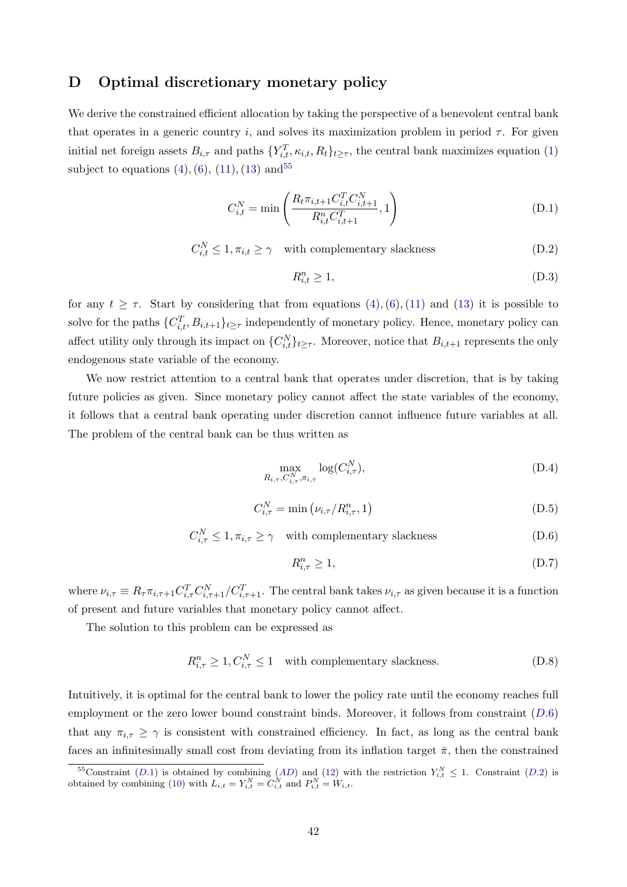# D Optimal discretionary monetary policy

We derive the constrained efficient allocation by taking the perspective of a benevolent central bank that operates in a generic country $i$, and solves its maximization problem in period $\tau$. For given initial net foreign assets $B_{i,\tau}$ and paths $\{Y_{i,t}^T, \kappa_{i,t}, R_t\}_{t \geq \tau}$, the central bank maximizes equation (1) subject to equations (4), (6), (11), (13) and[55]

$$C_{i,t}^N = \min\left(\frac{R_t \pi_{i,t+1} C_{i,t}^T C_{i,t+1}^N}{R_{i,t}^n C_{i,t+1}^T}, 1\right) \tag{D.1}$$

$$C_{i,t}^N \leq 1, \pi_{i,t} \geq \gamma \quad \text{with complementary slackness} \tag{D.2}$$

$$R_{i,t}^n \geq 1, \tag{D.3}$$

for any $t \geq \tau$. Start by considering that from equations (4), (6), (11) and (13) it is possible to solve for the paths $\{C_{i,t}^T, B_{i,t+1}\}_{t \geq \tau}$ independently of monetary policy. Hence, monetary policy can affect utility only through its impact on $\{C_{i,t}^N\}_{t \geq \tau}$. Moreover, notice that $B_{i,t+1}$ represents the only endogenous state variable of the economy.

We now restrict attention to a central bank that operates under discretion, that is by taking future policies as given. Since monetary policy cannot affect the state variables of the economy, it follows that a central bank operating under discretion cannot influence future variables at all. The problem of the central bank can be thus written as

$$\max_{R_{i,\tau}, C_{i,\tau}^N, \pi_{i,\tau}} \log(C_{i,\tau}^N), \tag{D.4}$$

$$C_{i,\tau}^N = \min\left(\nu_{i,\tau}/R_{i,\tau}^n, 1\right) \tag{D.5}$$

$$C_{i,\tau}^N \leq 1, \pi_{i,\tau} \geq \gamma \quad \text{with complementary slackness} \tag{D.6}$$

$$R_{i,\tau}^n \geq 1, \tag{D.7}$$

where $\nu_{i,\tau} \equiv R_\tau \pi_{i,\tau+1} C_{i,\tau}^T C_{i,\tau+1}^N / C_{i,\tau+1}^T$. The central bank takes $\nu_{i,\tau}$ as given because it is a function of present and future variables that monetary policy cannot affect.

The solution to this problem can be expressed as

$$R_{i,\tau}^n \geq 1, C_{i,\tau}^N \leq 1 \quad \text{with complementary slackness.} \tag{D.8}$$

Intuitively, it is optimal for the central bank to lower the policy rate until the economy reaches full employment or the zero lower bound constraint binds. Moreover, it follows from constraint ($D.6$) that any $\pi_{i,\tau} \geq \gamma$ is consistent with constrained efficiency. In fact, as long as the central bank faces an infinitesimally small cost from deviating from its inflation target $\bar{\pi}$, then the constrained

[55] Constraint ($D.1$) is obtained by combining ($AD$) and (12) with the restriction $Y_{i,t}^N \leq 1$. Constraint ($D.2$) is obtained by combining (10) with $L_{i,t} = Y_{i,t}^N = C_{i,t}^N$ and $P_{i,t}^N = W_{i,t}$.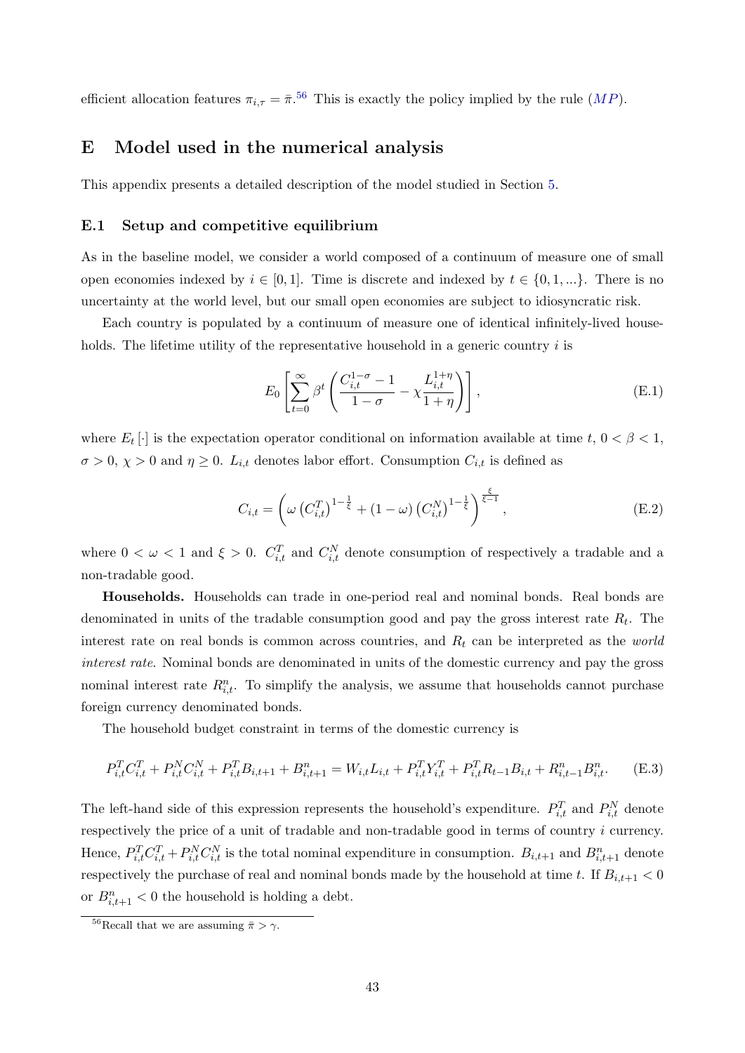efficient allocation features $\pi_{i,\tau} = \bar{\pi}$.[56] This is exactly the policy implied by the rule (*MP*).

# E Model used in the numerical analysis

This appendix presents a detailed description of the model studied in Section 5.

## E.1 Setup and competitive equilibrium

As in the baseline model, we consider a world composed of a continuum of measure one of small open economies indexed by $i \in [0,1]$. Time is discrete and indexed by $t \in \{0,1,...\}$. There is no uncertainty at the world level, but our small open economies are subject to idiosyncratic risk.

Each country is populated by a continuum of measure one of identical infinitely-lived households. The lifetime utility of the representative household in a generic country $i$ is

$$E_0\left[\sum_{t=0}^{\infty}\beta^t\left(\frac{C_{i,t}^{1-\sigma}-1}{1-\sigma}-\chi\frac{L_{i,t}^{1+\eta}}{1+\eta}\right)\right], \tag{E.1}$$

where $E_t[\cdot]$ is the expectation operator conditional on information available at time $t$, $0<\beta<1$, $\sigma>0$, $\chi>0$ and $\eta\geq 0$. $L_{i,t}$ denotes labor effort. Consumption $C_{i,t}$ is defined as

$$C_{i,t}=\left(\omega\left(C_{i,t}^T\right)^{1-\frac{1}{\xi}}+(1-\omega)\left(C_{i,t}^N\right)^{1-\frac{1}{\xi}}\right)^{\frac{\xi}{\xi-1}}, \tag{E.2}$$

where $0<\omega<1$ and $\xi>0$. $C_{i,t}^T$ and $C_{i,t}^N$ denote consumption of respectively a tradable and a non-tradable good.

**Households.** Households can trade in one-period real and nominal bonds. Real bonds are denominated in units of the tradable consumption good and pay the gross interest rate $R_t$. The interest rate on real bonds is common across countries, and $R_t$ can be interpreted as the *world interest rate*. Nominal bonds are denominated in units of the domestic currency and pay the gross nominal interest rate $R_{i,t}^n$. To simplify the analysis, we assume that households cannot purchase foreign currency denominated bonds.

The household budget constraint in terms of the domestic currency is

$$P_{i,t}^T C_{i,t}^T + P_{i,t}^N C_{i,t}^N + P_{i,t}^T B_{i,t+1} + B_{i,t+1}^n = W_{i,t}L_{i,t} + P_{i,t}^T Y_{i,t}^T + P_{i,t}^T R_{t-1}B_{i,t} + R_{i,t-1}^n B_{i,t}^n. \tag{E.3}$$

The left-hand side of this expression represents the household's expenditure. $P_{i,t}^T$ and $P_{i,t}^N$ denote respectively the price of a unit of tradable and non-tradable good in terms of country $i$ currency. Hence, $P_{i,t}^T C_{i,t}^T + P_{i,t}^N C_{i,t}^N$ is the total nominal expenditure in consumption. $B_{i,t+1}$ and $B_{i,t+1}^n$ denote respectively the purchase of real and nominal bonds made by the household at time $t$. If $B_{i,t+1}<0$ or $B_{i,t+1}^n<0$ the household is holding a debt.

[56] Recall that we are assuming $\bar{\pi}>\gamma$.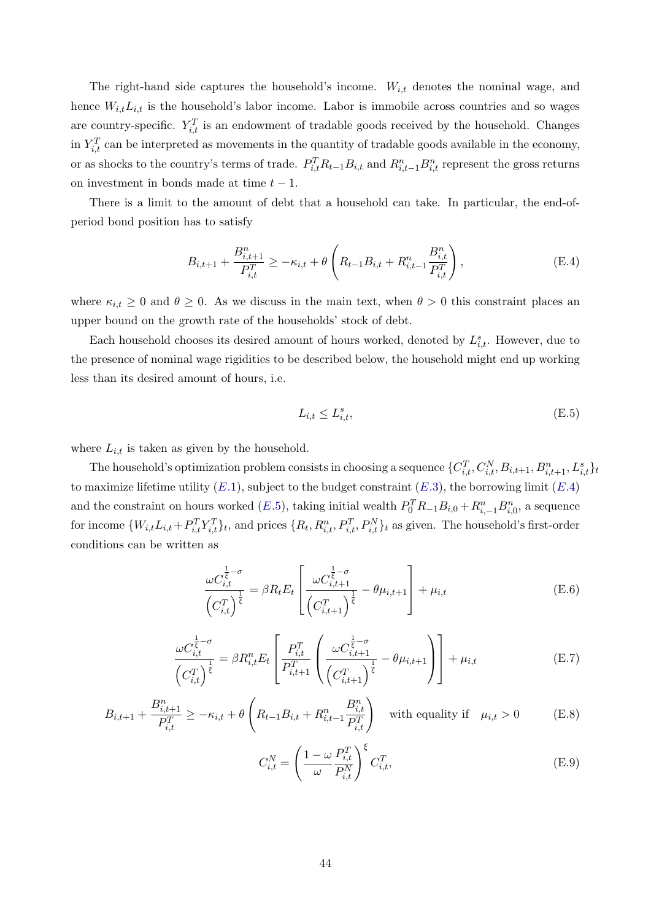The right-hand side captures the household's income. $W_{i,t}$ denotes the nominal wage, and hence $W_{i,t}L_{i,t}$ is the household's labor income. Labor is immobile across countries and so wages are country-specific. $Y_{i,t}^T$ is an endowment of tradable goods received by the household. Changes in $Y_{i,t}^T$ can be interpreted as movements in the quantity of tradable goods available in the economy, or as shocks to the country's terms of trade. $P_{i,t}^T R_{t-1} B_{i,t}$ and $R_{i,t-1}^n B_{i,t}^n$ represent the gross returns on investment in bonds made at time $t-1$.

There is a limit to the amount of debt that a household can take. In particular, the end-of-period bond position has to satisfy

$$B_{i,t+1} + \frac{B_{i,t+1}^n}{P_{i,t}^T} \geq -\kappa_{i,t} + \theta \left( R_{t-1} B_{i,t} + R_{i,t-1}^n \frac{B_{i,t}^n}{P_{i,t}^T} \right), \tag{E.4}$$

where $\kappa_{i,t} \geq 0$ and $\theta \geq 0$. As we discuss in the main text, when $\theta > 0$ this constraint places an upper bound on the growth rate of the households' stock of debt.

Each household chooses its desired amount of hours worked, denoted by $L_{i,t}^s$. However, due to the presence of nominal wage rigidities to be described below, the household might end up working less than its desired amount of hours, i.e.

$$L_{i,t} \leq L_{i,t}^s, \tag{E.5}$$

where $L_{i,t}$ is taken as given by the household.

The household's optimization problem consists in choosing a sequence $\{C_{i,t}^T, C_{i,t}^N, B_{i,t+1}, B_{i,t+1}^n, L_{i,t}^s\}_t$ to maximize lifetime utility ($E.1$), subject to the budget constraint ($E.3$), the borrowing limit ($E.4$) and the constraint on hours worked ($E.5$), taking initial wealth $P_0^T R_{-1} B_{i,0} + R_{i,-1}^n B_{i,0}^n$, a sequence for income $\{W_{i,t}L_{i,t} + P_{i,t}^T Y_{i,t}^T\}_t$, and prices $\{R_t, R_{i,t}^n, P_{i,t}^T, P_{i,t}^N\}_t$ as given. The household's first-order conditions can be written as

$$\frac{\omega C_{i,t}^{\frac{1}{\xi}-\sigma}}{\left(C_{i,t}^T\right)^{\frac{1}{\xi}}} = \beta R_t E_t \left[ \frac{\omega C_{i,t+1}^{\frac{1}{\xi}-\sigma}}{\left(C_{i,t+1}^T\right)^{\frac{1}{\xi}}} - \theta \mu_{i,t+1} \right] + \mu_{i,t} \tag{E.6}$$

$$\frac{\omega C_{i,t}^{\frac{1}{\xi}-\sigma}}{\left(C_{i,t}^T\right)^{\frac{1}{\xi}}} = \beta R_{i,t}^n E_t \left[ \frac{P_{i,t}^T}{P_{i,t+1}^T} \left( \frac{\omega C_{i,t+1}^{\frac{1}{\xi}-\sigma}}{\left(C_{i,t+1}^T\right)^{\frac{1}{\xi}}} - \theta \mu_{i,t+1} \right) \right] + \mu_{i,t} \tag{E.7}$$

$$B_{i,t+1} + \frac{B_{i,t+1}^n}{P_{i,t}^T} \geq -\kappa_{i,t} + \theta \left( R_{t-1} B_{i,t} + R_{i,t-1}^n \frac{B_{i,t}^n}{P_{i,t}^T} \right) \quad \text{with equality if} \quad \mu_{i,t} > 0 \tag{E.8}$$

$$C_{i,t}^N = \left( \frac{1-\omega}{\omega} \frac{P_{i,t}^T}{P_{i,t}^N} \right)^{\xi} C_{i,t}^T, \tag{E.9}$$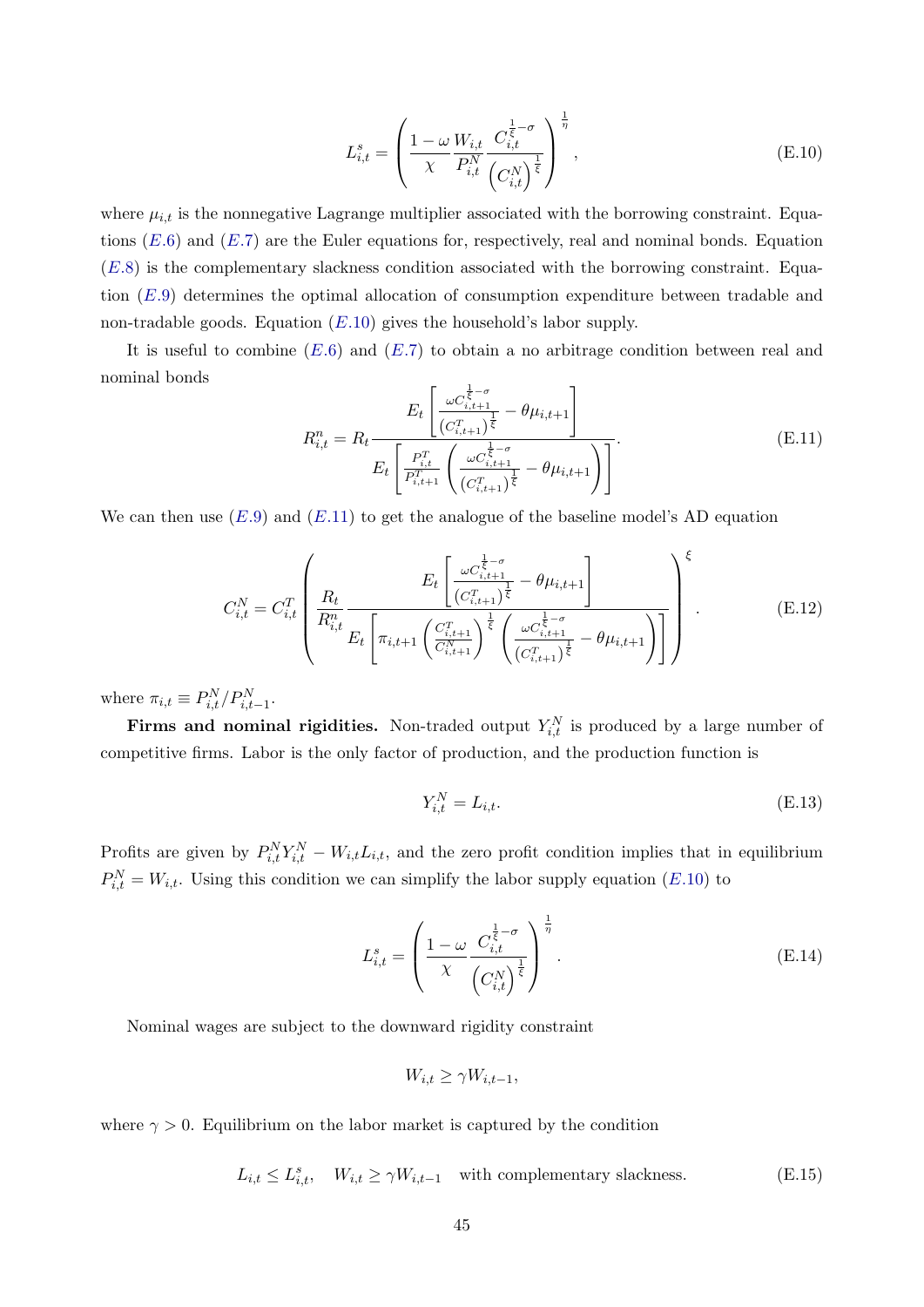$$L_{i,t}^s = \left( \frac{1-\omega}{\chi} \frac{W_{i,t}}{P_{i,t}^N} \frac{C_{i,t}^{\frac{1}{\xi}-\sigma}}{\left(C_{i,t}^N\right)^{\frac{1}{\xi}}} \right)^{\frac{1}{\eta}}, \tag{E.10}$$

where $\mu_{i,t}$ is the nonnegative Lagrange multiplier associated with the borrowing constraint. Equations ($E.6$) and ($E.7$) are the Euler equations for, respectively, real and nominal bonds. Equation ($E.8$) is the complementary slackness condition associated with the borrowing constraint. Equation ($E.9$) determines the optimal allocation of consumption expenditure between tradable and non-tradable goods. Equation ($E.10$) gives the household's labor supply.

It is useful to combine ($E.6$) and ($E.7$) to obtain a no arbitrage condition between real and nominal bonds

$$R_{i,t}^n = R_t \frac{E_t \left[ \frac{\omega C_{i,t+1}^{\frac{1}{\xi}-\sigma}}{\left(C_{i,t+1}^T\right)^{\frac{1}{\xi}}} - \theta \mu_{i,t+1} \right]}{E_t \left[ \frac{P_{i,t}^T}{P_{i,t+1}^T} \left( \frac{\omega C_{i,t+1}^{\frac{1}{\xi}-\sigma}}{\left(C_{i,t+1}^T\right)^{\frac{1}{\xi}}} - \theta \mu_{i,t+1} \right) \right]}. \tag{E.11}$$

We can then use ($E.9$) and ($E.11$) to get the analogue of the baseline model's AD equation

$$C_{i,t}^N = C_{i,t}^T \left( \frac{R_t}{R_{i,t}^n} \frac{E_t \left[ \frac{\omega C_{i,t+1}^{\frac{1}{\xi}-\sigma}}{\left(C_{i,t+1}^T\right)^{\frac{1}{\xi}}} - \theta \mu_{i,t+1} \right]}{E_t \left[ \pi_{i,t+1} \left( \frac{C_{i,t+1}^T}{C_{i,t+1}^N} \right)^{\frac{1}{\xi}} \left( \frac{\omega C_{i,t+1}^{\frac{1}{\xi}-\sigma}}{\left(C_{i,t+1}^T\right)^{\frac{1}{\xi}}} - \theta \mu_{i,t+1} \right) \right]} \right)^{\xi}. \tag{E.12}$$

where $\pi_{i,t} \equiv P_{i,t}^N / P_{i,t-1}^N$.

**Firms and nominal rigidities.** Non-traded output $Y_{i,t}^N$ is produced by a large number of competitive firms. Labor is the only factor of production, and the production function is

$$Y_{i,t}^N = L_{i,t}. \tag{E.13}$$

Profits are given by $P_{i,t}^N Y_{i,t}^N - W_{i,t} L_{i,t}$, and the zero profit condition implies that in equilibrium $P_{i,t}^N = W_{i,t}$. Using this condition we can simplify the labor supply equation ($E.10$) to

$$L_{i,t}^s = \left( \frac{1-\omega}{\chi} \frac{C_{i,t}^{\frac{1}{\xi}-\sigma}}{\left(C_{i,t}^N\right)^{\frac{1}{\xi}}} \right)^{\frac{1}{\eta}}. \tag{E.14}$$

Nominal wages are subject to the downward rigidity constraint

$$W_{i,t} \geq \gamma W_{i,t-1},$$

where $\gamma > 0$. Equilibrium on the labor market is captured by the condition

$$L_{i,t} \leq L_{i,t}^s, \quad W_{i,t} \geq \gamma W_{i,t-1} \quad \text{with complementary slackness.} \tag{E.15}$$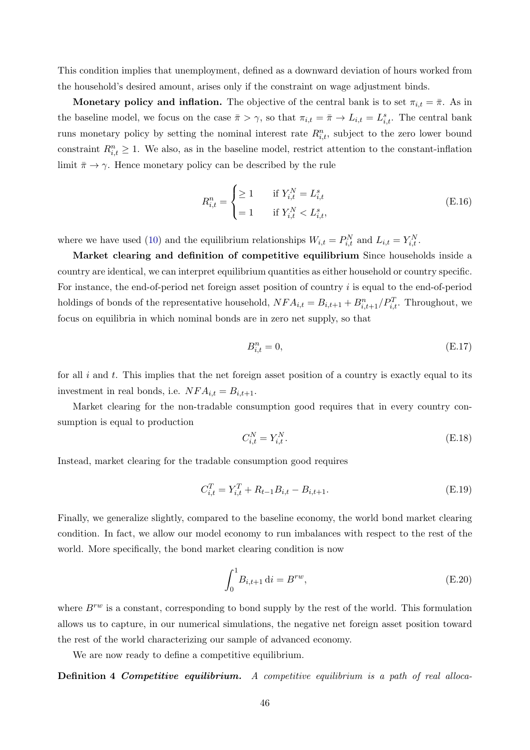This condition implies that unemployment, defined as a downward deviation of hours worked from the household's desired amount, arises only if the constraint on wage adjustment binds.

**Monetary policy and inflation.** The objective of the central bank is to set $\pi_{i,t} = \bar{\pi}$. As in the baseline model, we focus on the case $\bar{\pi} > \gamma$, so that $\pi_{i,t} = \bar{\pi} \to L_{i,t} = L^s_{i,t}$. The central bank runs monetary policy by setting the nominal interest rate $R^n_{i,t}$, subject to the zero lower bound constraint $R^n_{i,t} \geq 1$. We also, as in the baseline model, restrict attention to the constant-inflation limit $\bar{\pi} \to \gamma$. Hence monetary policy can be described by the rule

$$
R^n_{i,t} = \begin{cases} \geq 1 & \text{if } Y^N_{i,t} = L^s_{i,t} \\ = 1 & \text{if } Y^N_{i,t} < L^s_{i,t}, \end{cases} \tag{E.16}
$$

where we have used (10) and the equilibrium relationships $W_{i,t} = P^N_{i,t}$ and $L_{i,t} = Y^N_{i,t}$.

**Market clearing and definition of competitive equilibrium** Since households inside a country are identical, we can interpret equilibrium quantities as either household or country specific. For instance, the end-of-period net foreign asset position of country $i$ is equal to the end-of-period holdings of bonds of the representative household, $NFA_{i,t} = B_{i,t+1} + B^n_{i,t+1}/P^T_{i,t}$. Throughout, we focus on equilibria in which nominal bonds are in zero net supply, so that

$$
B^n_{i,t} = 0, \tag{E.17}
$$

for all $i$ and $t$. This implies that the net foreign asset position of a country is exactly equal to its investment in real bonds, i.e. $NFA_{i,t} = B_{i,t+1}$.

Market clearing for the non-tradable consumption good requires that in every country consumption is equal to production

$$
C^N_{i,t} = Y^N_{i,t}. \tag{E.18}
$$

Instead, market clearing for the tradable consumption good requires

$$
C^T_{i,t} = Y^T_{i,t} + R_{t-1} B_{i,t} - B_{i,t+1}. \tag{E.19}
$$

Finally, we generalize slightly, compared to the baseline economy, the world bond market clearing condition. In fact, we allow our model economy to run imbalances with respect to the rest of the world. More specifically, the bond market clearing condition is now

$$
\int_0^1 B_{i,t+1} \, \mathrm{d}i = B^{rw}, \tag{E.20}
$$

where $B^{rw}$ is a constant, corresponding to bond supply by the rest of the world. This formulation allows us to capture, in our numerical simulations, the negative net foreign asset position toward the rest of the world characterizing our sample of advanced economy.

We are now ready to define a competitive equilibrium.

**Definition 4** ***Competitive equilibrium.*** *A competitive equilibrium is a path of real alloca-*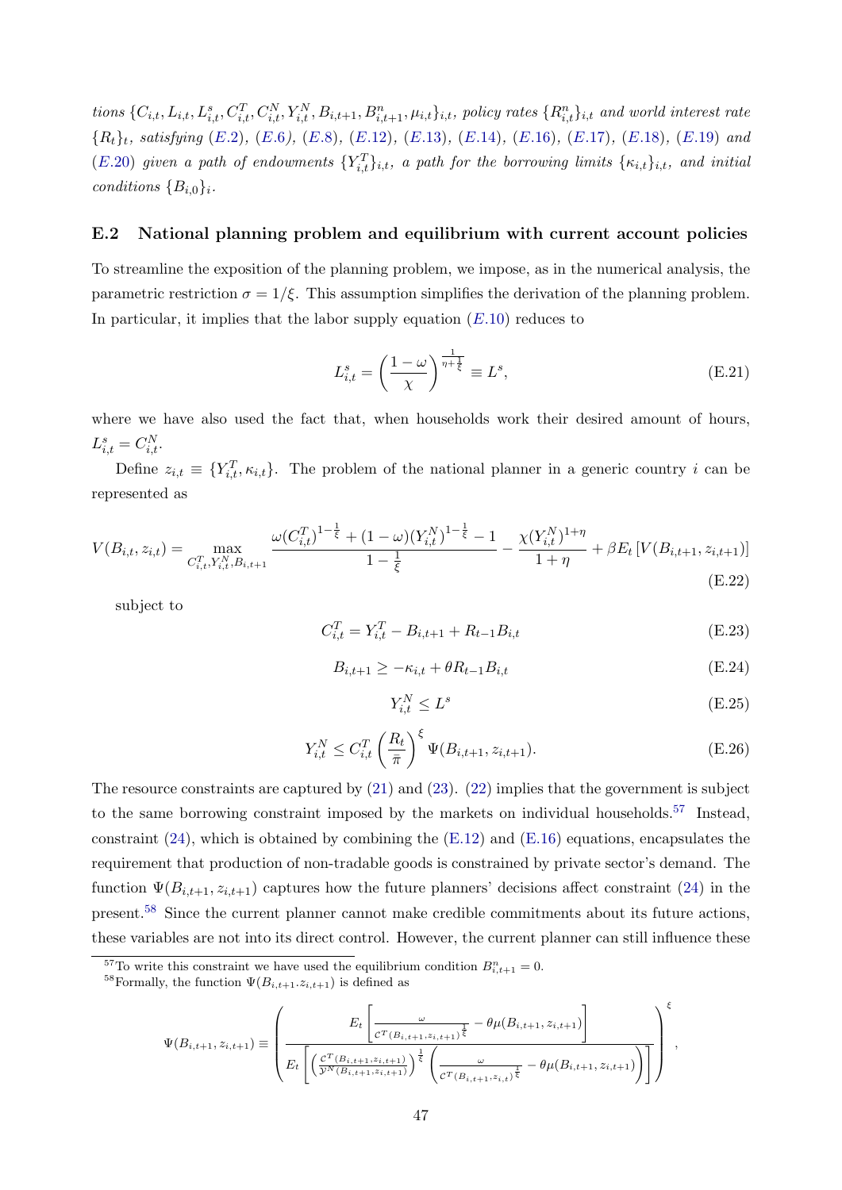*tions* $\{C_{i,t}, L_{i,t}, L^s_{i,t}, C^T_{i,t}, C^N_{i,t}, Y^N_{i,t}, B_{i,t+1}, B^n_{i,t+1}, \mu_{i,t}\}_{i,t}$*, policy rates* $\{R^n_{i,t}\}_{i,t}$ *and world interest rate* $\{R_t\}_t$*, satisfying (E.2), (E.6), (E.8), (E.12), (E.13), (E.14), (E.16), (E.17), (E.18), (E.19) and (E.20) given a path of endowments* $\{Y^T_{i,t}\}_{i,t}$*, a path for the borrowing limits* $\{\kappa_{i,t}\}_{i,t}$*, and initial conditions* $\{B_{i,0}\}_i$*.*

## E.2 National planning problem and equilibrium with current account policies

To streamline the exposition of the planning problem, we impose, as in the numerical analysis, the parametric restriction $\sigma = 1/\xi$. This assumption simplifies the derivation of the planning problem. In particular, it implies that the labor supply equation (E.10) reduces to

$$L^s_{i,t} = \left(\frac{1-\omega}{\chi}\right)^{\frac{1}{\eta+\frac{1}{\xi}}} \equiv L^s, \tag{E.21}$$

where we have also used the fact that, when households work their desired amount of hours, $L^s_{i,t} = C^N_{i,t}$.

Define $z_{i,t} \equiv \{Y^T_{i,t}, \kappa_{i,t}\}$. The problem of the national planner in a generic country $i$ can be represented as

$$V(B_{i,t}, z_{i,t}) = \max_{C^T_{i,t}, Y^N_{i,t}, B_{i,t+1}} \frac{\omega (C^T_{i,t})^{1-\frac{1}{\xi}} + (1-\omega)(Y^N_{i,t})^{1-\frac{1}{\xi}} - 1}{1-\frac{1}{\xi}} - \frac{\chi (Y^N_{i,t})^{1+\eta}}{1+\eta} + \beta E_t \left[V(B_{i,t+1}, z_{i,t+1})\right] \tag{E.22}$$

subject to

$$C^T_{i,t} = Y^T_{i,t} - B_{i,t+1} + R_{t-1} B_{i,t} \tag{E.23}$$

$$B_{i,t+1} \geq -\kappa_{i,t} + \theta R_{t-1} B_{i,t} \tag{E.24}$$

$$Y^N_{i,t} \leq L^s \tag{E.25}$$

$$Y^N_{i,t} \leq C^T_{i,t} \left(\frac{R_t}{\bar{\pi}}\right)^{\xi} \Psi(B_{i,t+1}, z_{i,t+1}). \tag{E.26}$$

The resource constraints are captured by (21) and (23). (22) implies that the government is subject to the same borrowing constraint imposed by the markets on individual households.[57] Instead, constraint (24), which is obtained by combining the (E.12) and (E.16) equations, encapsulates the requirement that production of non-tradable goods is constrained by private sector's demand. The function $\Psi(B_{i,t+1}, z_{i,t+1})$ captures how the future planners' decisions affect constraint (24) in the present.[58] Since the current planner cannot make credible commitments about its future actions, these variables are not into its direct control. However, the current planner can still influence these

---

[57] To write this constraint we have used the equilibrium condition $B^n_{i,t+1} = 0$.

[58] Formally, the function $\Psi(B_{i,t+1}.z_{i,t+1})$ is defined as

$$\Psi(B_{i,t+1}, z_{i,t+1}) \equiv \left( \frac{E_t\left[\frac{\omega}{\mathcal{C}^T(B_{i,t+1}, z_{i,t+1})^{\frac{1}{\xi}}} - \theta \mu(B_{i,t+1}, z_{i,t+1})\right]}{E_t\left[\left(\frac{\mathcal{C}^T(B_{i,t+1}, z_{i,t+1})}{\mathcal{Y}^N(B_{i,t+1}, z_{i,t+1})}\right)^{\frac{1}{\xi}} \left(\frac{\omega}{\mathcal{C}^T(B_{i,t+1}, z_{i,t})^{\frac{1}{\xi}}} - \theta \mu(B_{i,t+1}, z_{i,t+1})\right)\right]} \right)^{\xi},$$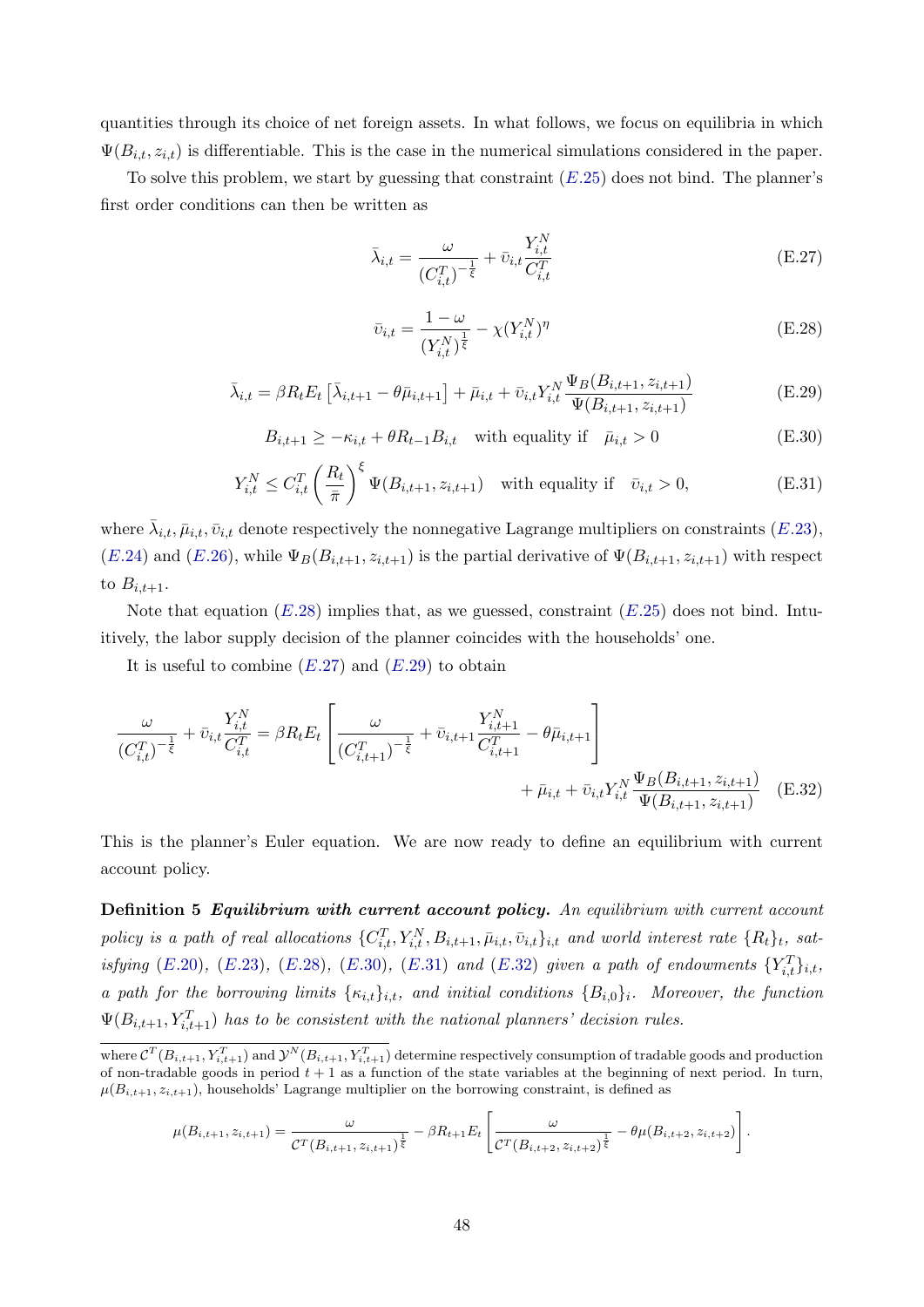quantities through its choice of net foreign assets. In what follows, we focus on equilibria in which $\Psi(B_{i,t}, z_{i,t})$ is differentiable. This is the case in the numerical simulations considered in the paper.

To solve this problem, we start by guessing that constraint (*E.25*) does not bind. The planner's first order conditions can then be written as

$$\bar{\lambda}_{i,t} = \frac{\omega}{(C_{i,t}^T)^{-\frac{1}{\xi}}} + \bar{\upsilon}_{i,t} \frac{Y_{i,t}^N}{C_{i,t}^T} \tag{E.27}$$

$$\bar{\upsilon}_{i,t} = \frac{1-\omega}{(Y_{i,t}^N)^{\frac{1}{\xi}}} - \chi (Y_{i,t}^N)^{\eta} \tag{E.28}$$

$$\bar{\lambda}_{i,t} = \beta R_t E_t \left[ \bar{\lambda}_{i,t+1} - \theta \bar{\mu}_{i,t+1} \right] + \bar{\mu}_{i,t} + \bar{\upsilon}_{i,t} Y_{i,t}^N \frac{\Psi_B(B_{i,t+1}, z_{i,t+1})}{\Psi(B_{i,t+1}, z_{i,t+1})} \tag{E.29}$$

$$B_{i,t+1} \geq -\kappa_{i,t} + \theta R_{t-1} B_{i,t} \quad \text{with equality if} \quad \bar{\mu}_{i,t} > 0 \tag{E.30}$$

$$Y_{i,t}^N \leq C_{i,t}^T \left( \frac{R_t}{\bar{\pi}} \right)^{\xi} \Psi(B_{i,t+1}, z_{i,t+1}) \quad \text{with equality if} \quad \bar{\upsilon}_{i,t} > 0, \tag{E.31}$$

where $\bar{\lambda}_{i,t}, \bar{\mu}_{i,t}, \bar{\upsilon}_{i,t}$ denote respectively the nonnegative Lagrange multipliers on constraints (*E.23*), (*E.24*) and (*E.26*), while $\Psi_B(B_{i,t+1}, z_{i,t+1})$ is the partial derivative of $\Psi(B_{i,t+1}, z_{i,t+1})$ with respect to $B_{i,t+1}$.

Note that equation (*E.28*) implies that, as we guessed, constraint (*E.25*) does not bind. Intuitively, the labor supply decision of the planner coincides with the households' one.

It is useful to combine (*E.27*) and (*E.29*) to obtain

$$\frac{\omega}{(C_{i,t}^T)^{-\frac{1}{\xi}}} + \bar{\upsilon}_{i,t} \frac{Y_{i,t}^N}{C_{i,t}^T} = \beta R_t E_t \left[ \frac{\omega}{(C_{i,t+1}^T)^{-\frac{1}{\xi}}} + \bar{\upsilon}_{i,t+1} \frac{Y_{i,t+1}^N}{C_{i,t+1}^T} - \theta \bar{\mu}_{i,t+1} \right] + \bar{\mu}_{i,t} + \bar{\upsilon}_{i,t} Y_{i,t}^N \frac{\Psi_B(B_{i,t+1}, z_{i,t+1})}{\Psi(B_{i,t+1}, z_{i,t+1})} \tag{E.32}$$

This is the planner's Euler equation. We are now ready to define an equilibrium with current account policy.

**Definition 5** ***Equilibrium with current account policy.*** *An equilibrium with current account policy is a path of real allocations $\{C_{i,t}^T, Y_{i,t}^N, B_{i,t+1}, \bar{\mu}_{i,t}, \bar{\upsilon}_{i,t}\}_{i,t}$ and world interest rate $\{R_t\}_t$, satisfying (E.20), (E.23), (E.28), (E.30), (E.31) and (E.32) given a path of endowments $\{Y_{i,t}^T\}_{i,t}$, a path for the borrowing limits $\{\kappa_{i,t}\}_{i,t}$, and initial conditions $\{B_{i,0}\}_i$. Moreover, the function $\Psi(B_{i,t+1}, Y_{i,t+1}^T)$ has to be consistent with the national planners' decision rules.*

---

where $\mathcal{C}^T(B_{i,t+1}, Y_{i,t+1}^T)$ and $\mathcal{Y}^N(B_{i,t+1}, Y_{i,t+1}^T)$ determine respectively consumption of tradable goods and production of non-tradable goods in period $t+1$ as a function of the state variables at the beginning of next period. In turn, $\mu(B_{i,t+1}, z_{i,t+1})$, households' Lagrange multiplier on the borrowing constraint, is defined as

$$\mu(B_{i,t+1}, z_{i,t+1}) = \frac{\omega}{\mathcal{C}^T(B_{i,t+1}, z_{i,t+1})^{\frac{1}{\xi}}} - \beta R_{t+1} E_t \left[ \frac{\omega}{\mathcal{C}^T(B_{i,t+2}, z_{i,t+2})^{\frac{1}{\xi}}} - \theta \mu(B_{i,t+2}, z_{i,t+2}) \right].$$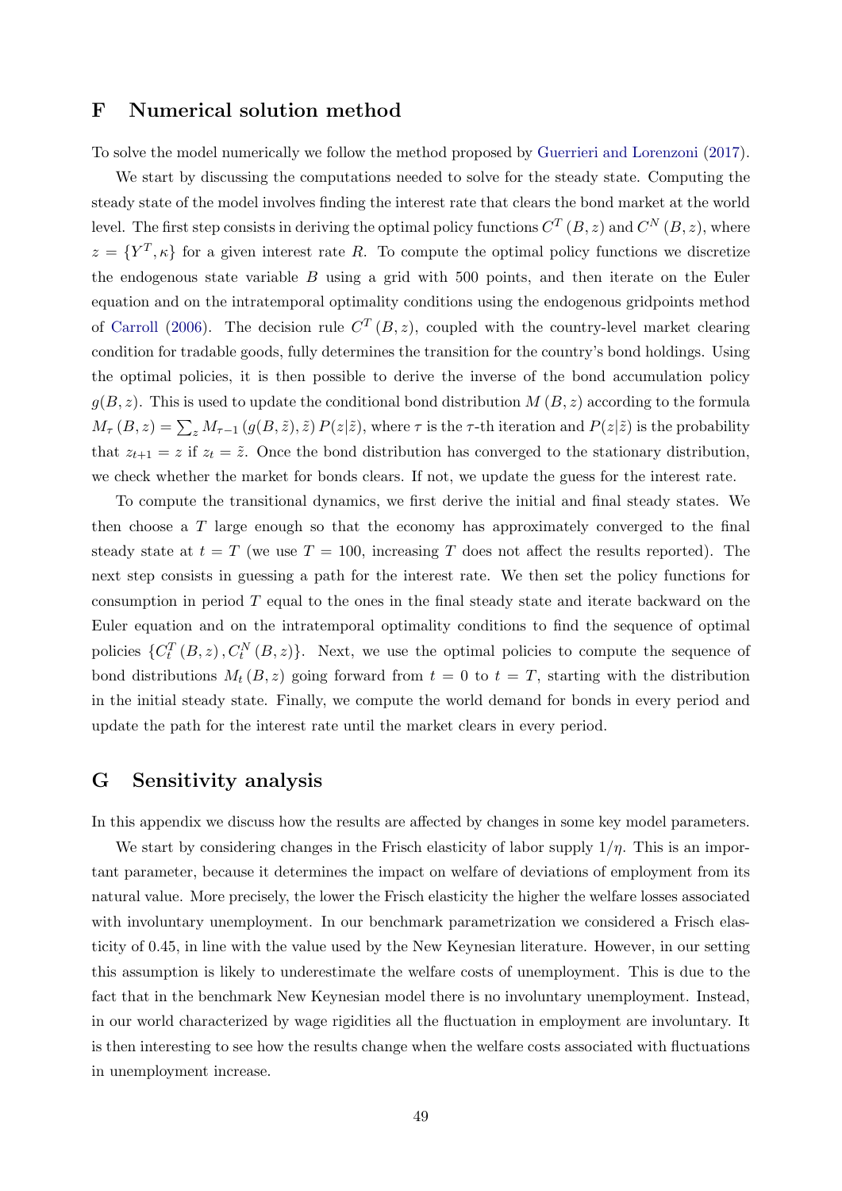# F Numerical solution method

To solve the model numerically we follow the method proposed by Guerrieri and Lorenzoni (2017).

We start by discussing the computations needed to solve for the steady state. Computing the steady state of the model involves finding the interest rate that clears the bond market at the world level. The first step consists in deriving the optimal policy functions $C^T(B, z)$ and $C^N(B, z)$, where $z = \{Y^T, \kappa\}$ for a given interest rate $R$. To compute the optimal policy functions we discretize the endogenous state variable $B$ using a grid with 500 points, and then iterate on the Euler equation and on the intratemporal optimality conditions using the endogenous gridpoints method of Carroll (2006). The decision rule $C^T(B, z)$, coupled with the country-level market clearing condition for tradable goods, fully determines the transition for the country's bond holdings. Using the optimal policies, it is then possible to derive the inverse of the bond accumulation policy $g(B, z)$. This is used to update the conditional bond distribution $M(B, z)$ according to the formula $M_\tau(B, z) = \sum_z M_{\tau-1}(g(B, \tilde{z}), \tilde{z}) P(z|\tilde{z})$, where $\tau$ is the $\tau$-th iteration and $P(z|\tilde{z})$ is the probability that $z_{t+1} = z$ if $z_t = \tilde{z}$. Once the bond distribution has converged to the stationary distribution, we check whether the market for bonds clears. If not, we update the guess for the interest rate.

To compute the transitional dynamics, we first derive the initial and final steady states. We then choose a $T$ large enough so that the economy has approximately converged to the final steady state at $t = T$ (we use $T = 100$, increasing $T$ does not affect the results reported). The next step consists in guessing a path for the interest rate. We then set the policy functions for consumption in period $T$ equal to the ones in the final steady state and iterate backward on the Euler equation and on the intratemporal optimality conditions to find the sequence of optimal policies $\{C_t^T(B, z), C_t^N(B, z)\}$. Next, we use the optimal policies to compute the sequence of bond distributions $M_t(B, z)$ going forward from $t = 0$ to $t = T$, starting with the distribution in the initial steady state. Finally, we compute the world demand for bonds in every period and update the path for the interest rate until the market clears in every period.

# G Sensitivity analysis

In this appendix we discuss how the results are affected by changes in some key model parameters.

We start by considering changes in the Frisch elasticity of labor supply $1/\eta$. This is an important parameter, because it determines the impact on welfare of deviations of employment from its natural value. More precisely, the lower the Frisch elasticity the higher the welfare losses associated with involuntary unemployment. In our benchmark parametrization we considered a Frisch elasticity of 0.45, in line with the value used by the New Keynesian literature. However, in our setting this assumption is likely to underestimate the welfare costs of unemployment. This is due to the fact that in the benchmark New Keynesian model there is no involuntary unemployment. Instead, in our world characterized by wage rigidities all the fluctuation in employment are involuntary. It is then interesting to see how the results change when the welfare costs associated with fluctuations in unemployment increase.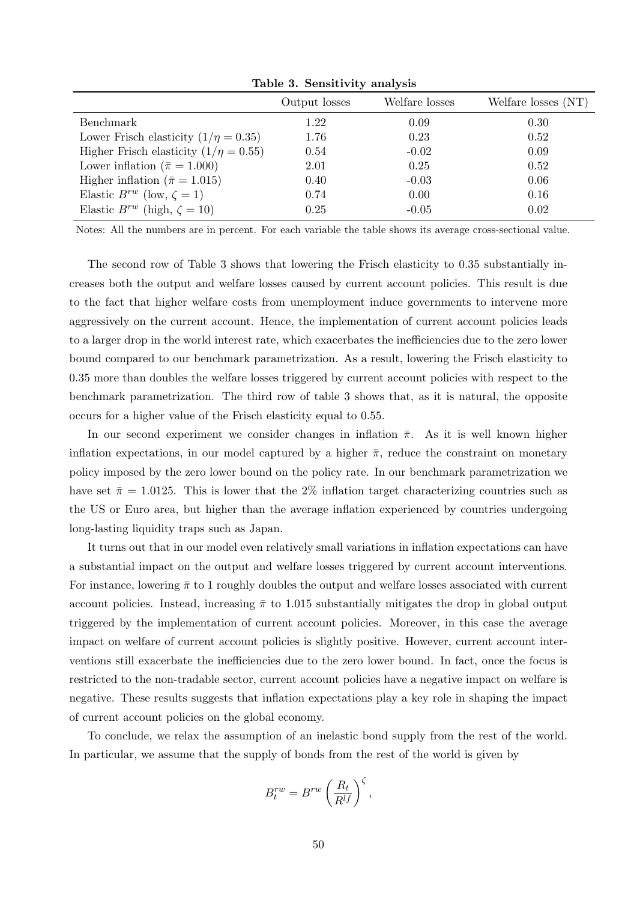**Table 3. Sensitivity analysis**

| | Output losses | Welfare losses | Welfare losses (NT) |
|---|---|---|---|
| Benchmark | 1.22 | 0.09 | 0.30 |
| Lower Frisch elasticity ($1/\eta = 0.35$) | 1.76 | 0.23 | 0.52 |
| Higher Frisch elasticity ($1/\eta = 0.55$) | 0.54 | -0.02 | 0.09 |
| Lower inflation ($\bar{\pi} = 1.000$) | 2.01 | 0.25 | 0.52 |
| Higher inflation ($\bar{\pi} = 1.015$) | 0.40 | -0.03 | 0.06 |
| Elastic $B^{rw}$ (low, $\zeta = 1$) | 0.74 | 0.00 | 0.16 |
| Elastic $B^{rw}$ (high, $\zeta = 10$) | 0.25 | -0.05 | 0.02 |

Notes: All the numbers are in percent. For each variable the table shows its average cross-sectional value.

The second row of Table 3 shows that lowering the Frisch elasticity to 0.35 substantially increases both the output and welfare losses caused by current account policies. This result is due to the fact that higher welfare costs from unemployment induce governments to intervene more aggressively on the current account. Hence, the implementation of current account policies leads to a larger drop in the world interest rate, which exacerbates the inefficiencies due to the zero lower bound compared to our benchmark parametrization. As a result, lowering the Frisch elasticity to 0.35 more than doubles the welfare losses triggered by current account policies with respect to the benchmark parametrization. The third row of table 3 shows that, as it is natural, the opposite occurs for a higher value of the Frisch elasticity equal to 0.55.

In our second experiment we consider changes in inflation $\bar{\pi}$. As it is well known higher inflation expectations, in our model captured by a higher $\bar{\pi}$, reduce the constraint on monetary policy imposed by the zero lower bound on the policy rate. In our benchmark parametrization we have set $\bar{\pi} = 1.0125$. This is lower that the 2% inflation target characterizing countries such as the US or Euro area, but higher than the average inflation experienced by countries undergoing long-lasting liquidity traps such as Japan.

It turns out that in our model even relatively small variations in inflation expectations can have a substantial impact on the output and welfare losses triggered by current account interventions. For instance, lowering $\bar{\pi}$ to 1 roughly doubles the output and welfare losses associated with current account policies. Instead, increasing $\bar{\pi}$ to 1.015 substantially mitigates the drop in global output triggered by the implementation of current account policies. Moreover, in this case the average impact on welfare of current account policies is slightly positive. However, current account interventions still exacerbate the inefficiencies due to the zero lower bound. In fact, once the focus is restricted to the non-tradable sector, current account policies have a negative impact on welfare is negative. These results suggests that inflation expectations play a key role in shaping the impact of current account policies on the global economy.

To conclude, we relax the assumption of an inelastic bond supply from the rest of the world. In particular, we assume that the supply of bonds from the rest of the world is given by

$$B_t^{rw} = B^{rw} \left( \frac{R_t}{R^{lf}} \right)^{\zeta},$$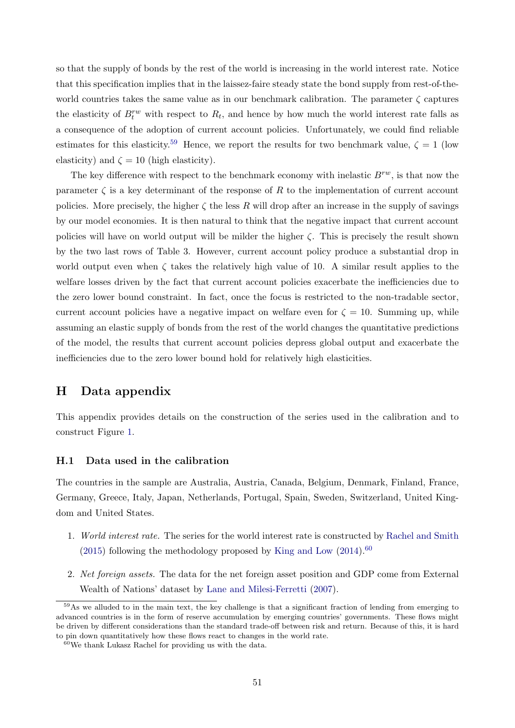so that the supply of bonds by the rest of the world is increasing in the world interest rate. Notice that this specification implies that in the laissez-faire steady state the bond supply from rest-of-the-world countries takes the same value as in our benchmark calibration. The parameter $\zeta$ captures the elasticity of $B_t^{rw}$ with respect to $R_t$, and hence by how much the world interest rate falls as a consequence of the adoption of current account policies. Unfortunately, we could find reliable estimates for this elasticity.[59] Hence, we report the results for two benchmark value, $\zeta = 1$ (low elasticity) and $\zeta = 10$ (high elasticity).

The key difference with respect to the benchmark economy with inelastic $B^{rw}$, is that now the parameter $\zeta$ is a key determinant of the response of $R$ to the implementation of current account policies. More precisely, the higher $\zeta$ the less $R$ will drop after an increase in the supply of savings by our model economies. It is then natural to think that the negative impact that current account policies will have on world output will be milder the higher $\zeta$. This is precisely the result shown by the two last rows of Table 3. However, current account policy produce a substantial drop in world output even when $\zeta$ takes the relatively high value of 10. A similar result applies to the welfare losses driven by the fact that current account policies exacerbate the inefficiencies due to the zero lower bound constraint. In fact, once the focus is restricted to the non-tradable sector, current account policies have a negative impact on welfare even for $\zeta = 10$. Summing up, while assuming an elastic supply of bonds from the rest of the world changes the quantitative predictions of the model, the results that current account policies depress global output and exacerbate the inefficiencies due to the zero lower bound hold for relatively high elasticities.

## H Data appendix

This appendix provides details on the construction of the series used in the calibration and to construct Figure 1.

### H.1 Data used in the calibration

The countries in the sample are Australia, Austria, Canada, Belgium, Denmark, Finland, France, Germany, Greece, Italy, Japan, Netherlands, Portugal, Spain, Sweden, Switzerland, United Kingdom and United States.

1. *World interest rate.* The series for the world interest rate is constructed by Rachel and Smith (2015) following the methodology proposed by King and Low (2014).[60]
2. *Net foreign assets.* The data for the net foreign asset position and GDP come from External Wealth of Nations' dataset by Lane and Milesi-Ferretti (2007).

[59] As we alluded to in the main text, the key challenge is that a significant fraction of lending from emerging to advanced countries is in the form of reserve accumulation by emerging countries' governments. These flows might be driven by different considerations than the standard trade-off between risk and return. Because of this, it is hard to pin down quantitatively how these flows react to changes in the world rate.

[60] We thank Lukasz Rachel for providing us with the data.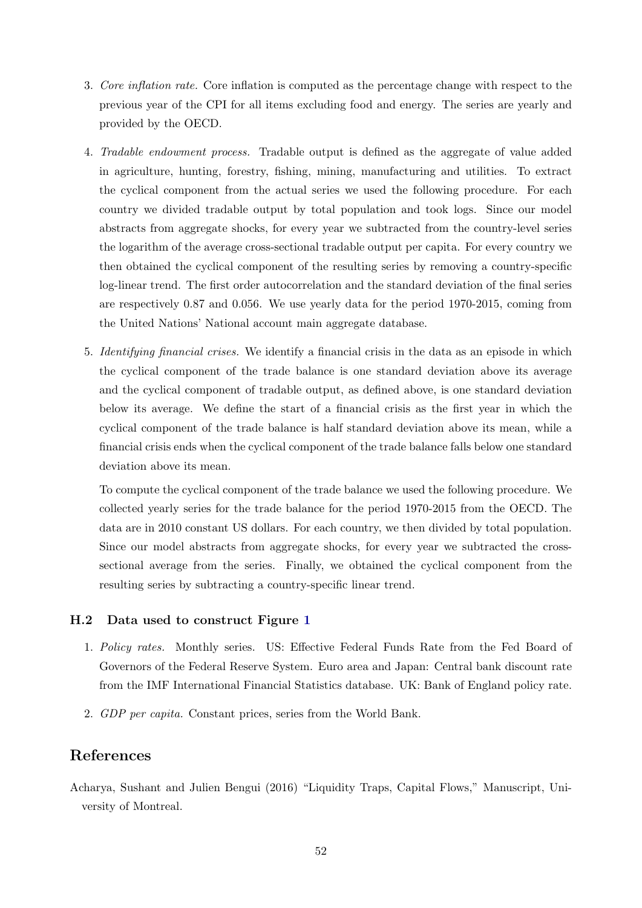3. *Core inflation rate.* Core inflation is computed as the percentage change with respect to the previous year of the CPI for all items excluding food and energy. The series are yearly and provided by the OECD.

4. *Tradable endowment process.* Tradable output is defined as the aggregate of value added in agriculture, hunting, forestry, fishing, mining, manufacturing and utilities. To extract the cyclical component from the actual series we used the following procedure. For each country we divided tradable output by total population and took logs. Since our model abstracts from aggregate shocks, for every year we subtracted from the country-level series the logarithm of the average cross-sectional tradable output per capita. For every country we then obtained the cyclical component of the resulting series by removing a country-specific log-linear trend. The first order autocorrelation and the standard deviation of the final series are respectively 0.87 and 0.056. We use yearly data for the period 1970-2015, coming from the United Nations' National account main aggregate database.

5. *Identifying financial crises.* We identify a financial crisis in the data as an episode in which the cyclical component of the trade balance is one standard deviation above its average and the cyclical component of tradable output, as defined above, is one standard deviation below its average. We define the start of a financial crisis as the first year in which the cyclical component of the trade balance is half standard deviation above its mean, while a financial crisis ends when the cyclical component of the trade balance falls below one standard deviation above its mean.

   To compute the cyclical component of the trade balance we used the following procedure. We collected yearly series for the trade balance for the period 1970-2015 from the OECD. The data are in 2010 constant US dollars. For each country, we then divided by total population. Since our model abstracts from aggregate shocks, for every year we subtracted the cross-sectional average from the series. Finally, we obtained the cyclical component from the resulting series by subtracting a country-specific linear trend.

### H.2 Data used to construct Figure 1

1. *Policy rates.* Monthly series. US: Effective Federal Funds Rate from the Fed Board of Governors of the Federal Reserve System. Euro area and Japan: Central bank discount rate from the IMF International Financial Statistics database. UK: Bank of England policy rate.

2. *GDP per capita.* Constant prices, series from the World Bank.

## References

Acharya, Sushant and Julien Bengui (2016) "Liquidity Traps, Capital Flows," Manuscript, University of Montreal.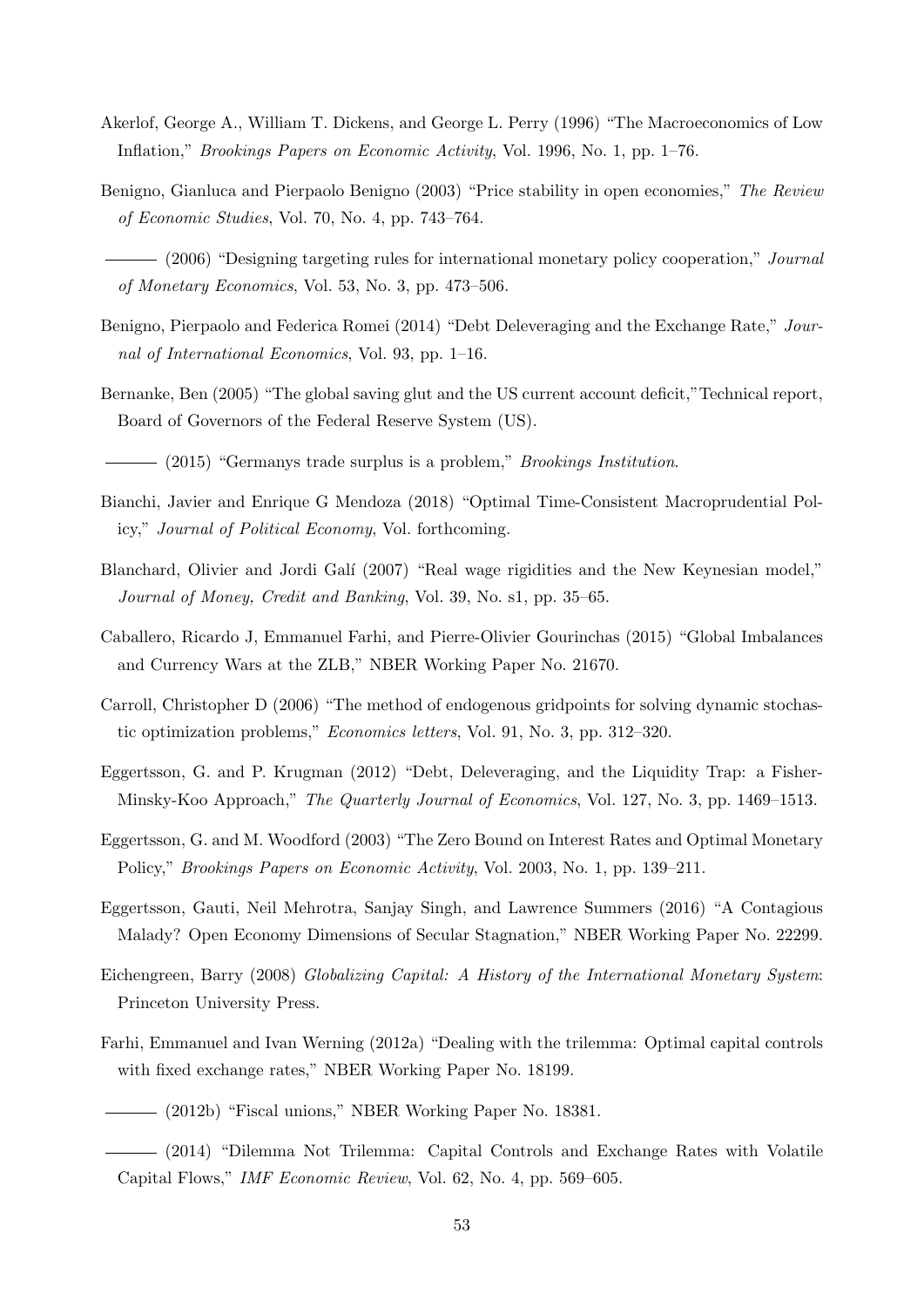Akerlof, George A., William T. Dickens, and George L. Perry (1996) "The Macroeconomics of Low Inflation," *Brookings Papers on Economic Activity*, Vol. 1996, No. 1, pp. 1–76.

Benigno, Gianluca and Pierpaolo Benigno (2003) "Price stability in open economies," *The Review of Economic Studies*, Vol. 70, No. 4, pp. 743–764.

——— (2006) "Designing targeting rules for international monetary policy cooperation," *Journal of Monetary Economics*, Vol. 53, No. 3, pp. 473–506.

Benigno, Pierpaolo and Federica Romei (2014) "Debt Deleveraging and the Exchange Rate," *Journal of International Economics*, Vol. 93, pp. 1–16.

Bernanke, Ben (2005) "The global saving glut and the US current account deficit,"Technical report, Board of Governors of the Federal Reserve System (US).

——— (2015) "Germanys trade surplus is a problem," *Brookings Institution*.

Bianchi, Javier and Enrique G Mendoza (2018) "Optimal Time-Consistent Macroprudential Policy," *Journal of Political Economy*, Vol. forthcoming.

Blanchard, Olivier and Jordi Galí (2007) "Real wage rigidities and the New Keynesian model," *Journal of Money, Credit and Banking*, Vol. 39, No. s1, pp. 35–65.

Caballero, Ricardo J, Emmanuel Farhi, and Pierre-Olivier Gourinchas (2015) "Global Imbalances and Currency Wars at the ZLB," NBER Working Paper No. 21670.

Carroll, Christopher D (2006) "The method of endogenous gridpoints for solving dynamic stochastic optimization problems," *Economics letters*, Vol. 91, No. 3, pp. 312–320.

Eggertsson, G. and P. Krugman (2012) "Debt, Deleveraging, and the Liquidity Trap: a Fisher-Minsky-Koo Approach," *The Quarterly Journal of Economics*, Vol. 127, No. 3, pp. 1469–1513.

Eggertsson, G. and M. Woodford (2003) "The Zero Bound on Interest Rates and Optimal Monetary Policy," *Brookings Papers on Economic Activity*, Vol. 2003, No. 1, pp. 139–211.

Eggertsson, Gauti, Neil Mehrotra, Sanjay Singh, and Lawrence Summers (2016) "A Contagious Malady? Open Economy Dimensions of Secular Stagnation," NBER Working Paper No. 22299.

Eichengreen, Barry (2008) *Globalizing Capital: A History of the International Monetary System*: Princeton University Press.

Farhi, Emmanuel and Ivan Werning (2012a) "Dealing with the trilemma: Optimal capital controls with fixed exchange rates," NBER Working Paper No. 18199.

——— (2012b) "Fiscal unions," NBER Working Paper No. 18381.

——— (2014) "Dilemma Not Trilemma: Capital Controls and Exchange Rates with Volatile Capital Flows," *IMF Economic Review*, Vol. 62, No. 4, pp. 569–605.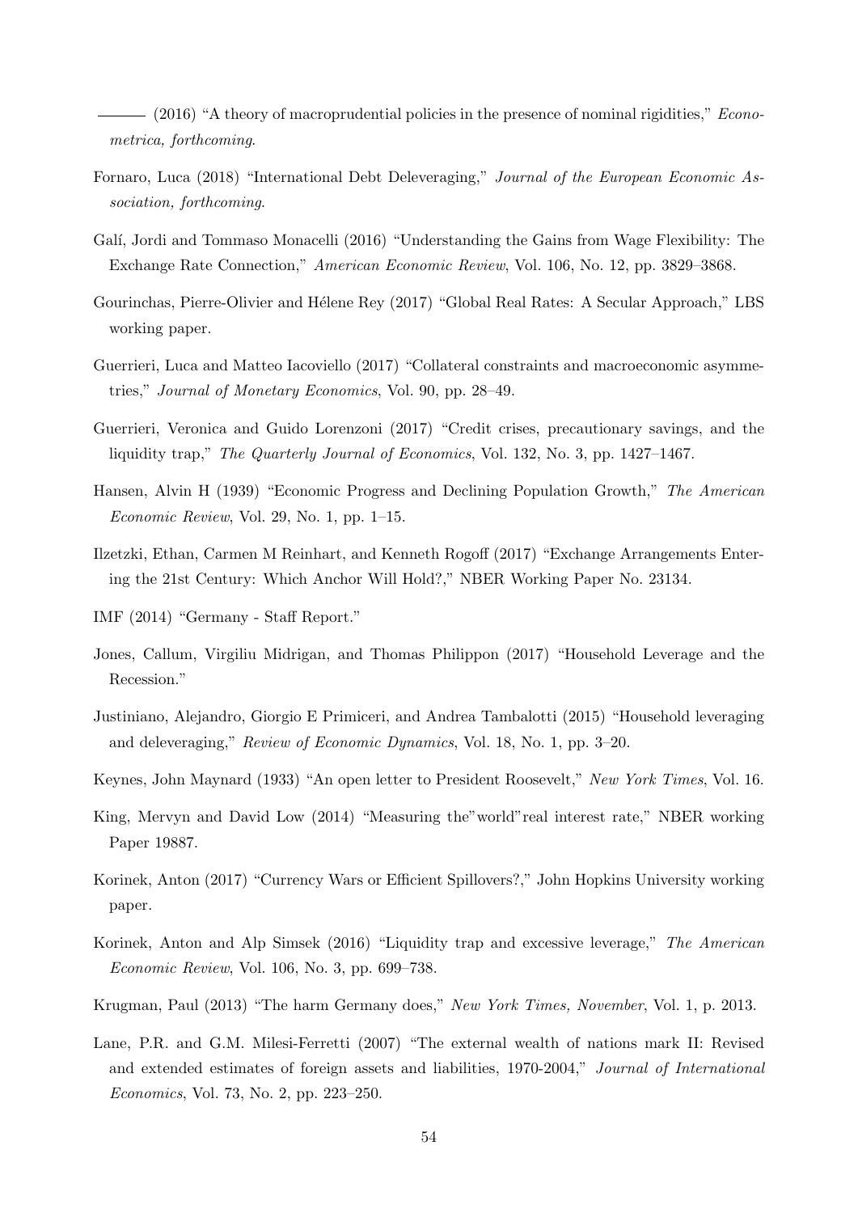——— (2016) "A theory of macroprudential policies in the presence of nominal rigidities," *Econometrica, forthcoming*.

Fornaro, Luca (2018) "International Debt Deleveraging," *Journal of the European Economic Association, forthcoming*.

Galí, Jordi and Tommaso Monacelli (2016) "Understanding the Gains from Wage Flexibility: The Exchange Rate Connection," *American Economic Review*, Vol. 106, No. 12, pp. 3829–3868.

Gourinchas, Pierre-Olivier and Hélene Rey (2017) "Global Real Rates: A Secular Approach," LBS working paper.

Guerrieri, Luca and Matteo Iacoviello (2017) "Collateral constraints and macroeconomic asymmetries," *Journal of Monetary Economics*, Vol. 90, pp. 28–49.

Guerrieri, Veronica and Guido Lorenzoni (2017) "Credit crises, precautionary savings, and the liquidity trap," *The Quarterly Journal of Economics*, Vol. 132, No. 3, pp. 1427–1467.

Hansen, Alvin H (1939) "Economic Progress and Declining Population Growth," *The American Economic Review*, Vol. 29, No. 1, pp. 1–15.

Ilzetzki, Ethan, Carmen M Reinhart, and Kenneth Rogoff (2017) "Exchange Arrangements Entering the 21st Century: Which Anchor Will Hold?," NBER Working Paper No. 23134.

IMF (2014) "Germany - Staff Report."

Jones, Callum, Virgiliu Midrigan, and Thomas Philippon (2017) "Household Leverage and the Recession."

Justiniano, Alejandro, Giorgio E Primiceri, and Andrea Tambalotti (2015) "Household leveraging and deleveraging," *Review of Economic Dynamics*, Vol. 18, No. 1, pp. 3–20.

Keynes, John Maynard (1933) "An open letter to President Roosevelt," *New York Times*, Vol. 16.

King, Mervyn and David Low (2014) "Measuring the"world"real interest rate," NBER working Paper 19887.

Korinek, Anton (2017) "Currency Wars or Efficient Spillovers?," John Hopkins University working paper.

Korinek, Anton and Alp Simsek (2016) "Liquidity trap and excessive leverage," *The American Economic Review*, Vol. 106, No. 3, pp. 699–738.

Krugman, Paul (2013) "The harm Germany does," *New York Times, November*, Vol. 1, p. 2013.

Lane, P.R. and G.M. Milesi-Ferretti (2007) "The external wealth of nations mark II: Revised and extended estimates of foreign assets and liabilities, 1970-2004," *Journal of International Economics*, Vol. 73, No. 2, pp. 223–250.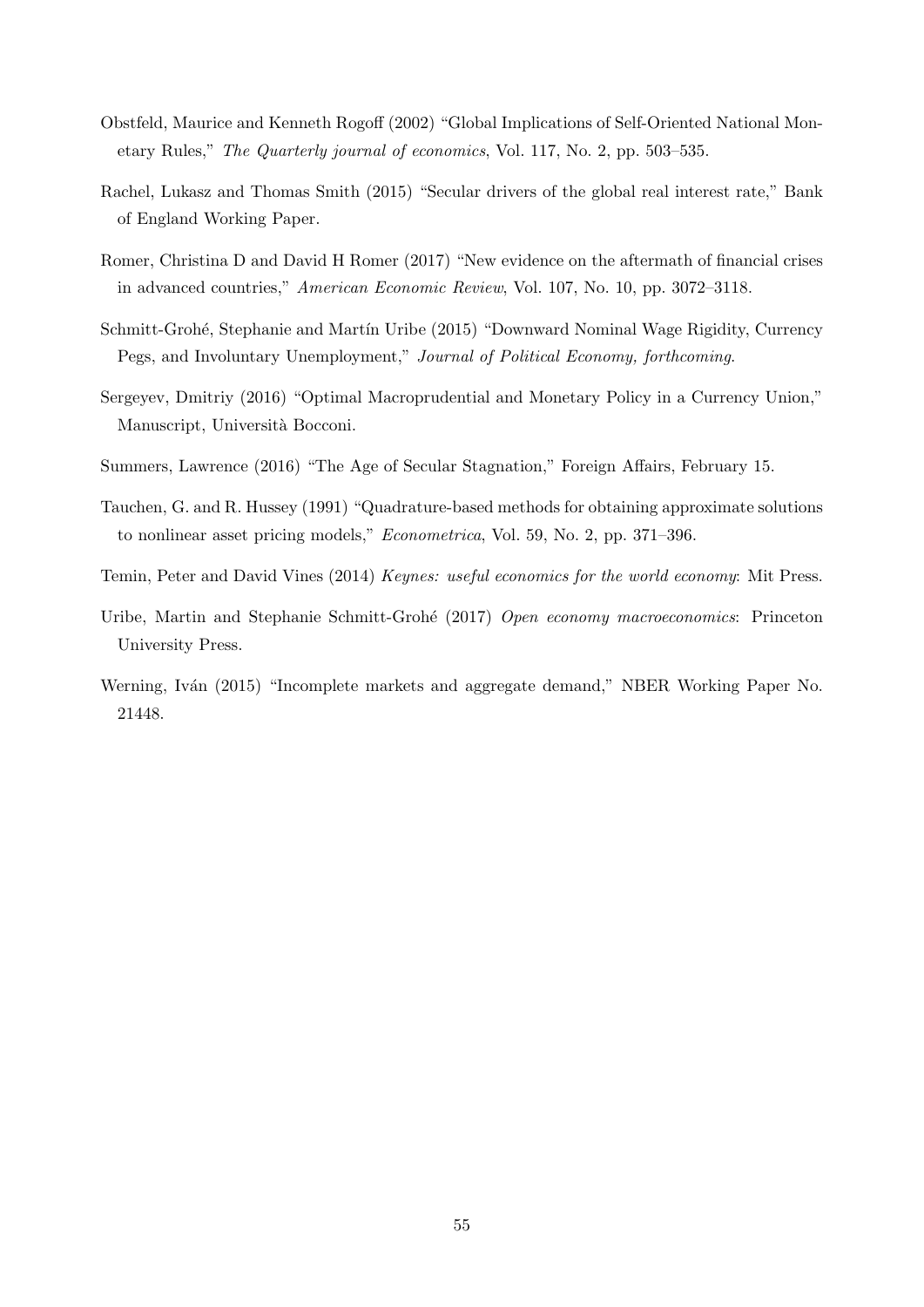Obstfeld, Maurice and Kenneth Rogoff (2002) "Global Implications of Self-Oriented National Monetary Rules," *The Quarterly journal of economics*, Vol. 117, No. 2, pp. 503–535.

Rachel, Lukasz and Thomas Smith (2015) "Secular drivers of the global real interest rate," Bank of England Working Paper.

Romer, Christina D and David H Romer (2017) "New evidence on the aftermath of financial crises in advanced countries," *American Economic Review*, Vol. 107, No. 10, pp. 3072–3118.

Schmitt-Grohé, Stephanie and Martín Uribe (2015) "Downward Nominal Wage Rigidity, Currency Pegs, and Involuntary Unemployment," *Journal of Political Economy, forthcoming*.

Sergeyev, Dmitriy (2016) "Optimal Macroprudential and Monetary Policy in a Currency Union," Manuscript, Università Bocconi.

Summers, Lawrence (2016) "The Age of Secular Stagnation," Foreign Affairs, February 15.

Tauchen, G. and R. Hussey (1991) "Quadrature-based methods for obtaining approximate solutions to nonlinear asset pricing models," *Econometrica*, Vol. 59, No. 2, pp. 371–396.

Temin, Peter and David Vines (2014) *Keynes: useful economics for the world economy*: Mit Press.

Uribe, Martin and Stephanie Schmitt-Grohé (2017) *Open economy macroeconomics*: Princeton University Press.

Werning, Iván (2015) "Incomplete markets and aggregate demand," NBER Working Paper No. 21448.